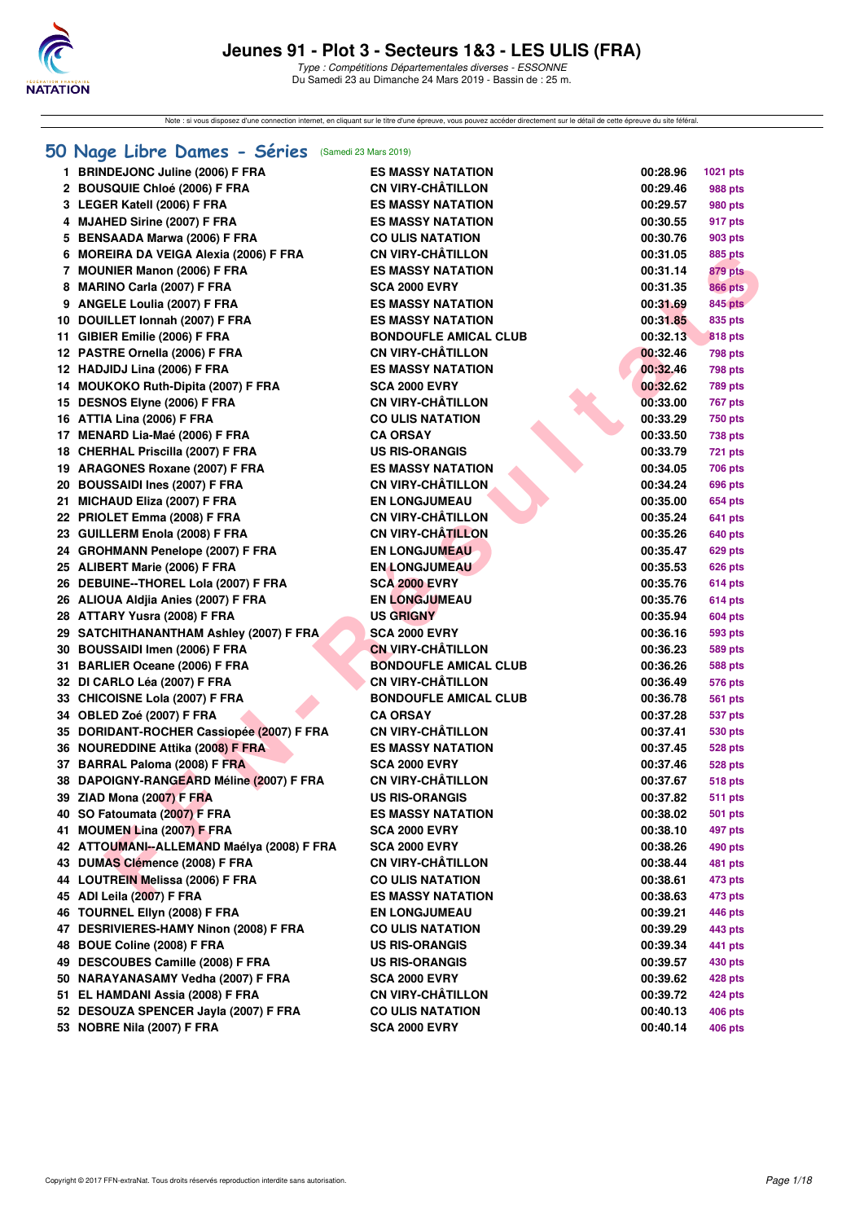# Jeunes 91 - Plot 3 - Secteurs 1&3 - LES ULIS (FRA)

*Type : Compétitions Départementales diverses - ESSONNE*
Du Samedi 23 au Dimanche 24 Mars 2019 - Bassin de : 25 m.

Note : si vous disposez d'une connexion internet, en cliquant sur le titre d'une épreuve, vous pouvez accéder directement sur le détail de cette épreuve du site féféral.

## 50 Nage Libre Dames - Séries (Samedi 23 Mars 2019)

| | Nom | Club | Temps | Points |
|---|---|---|---|---|
| 1 | BRINDEJONC Juline (2006) F FRA | ES MASSY NATATION | 00:28.96 | 1021 pts |
| 2 | BOUSQUIE Chloé (2006) F FRA | CN VIRY-CHÂTILLON | 00:29.46 | 988 pts |
| 3 | LEGER Katell (2006) F FRA | ES MASSY NATATION | 00:29.57 | 980 pts |
| 4 | MJAHED Sirine (2007) F FRA | ES MASSY NATATION | 00:30.55 | 917 pts |
| 5 | BENSAADA Marwa (2006) F FRA | CO ULIS NATATION | 00:30.76 | 903 pts |
| 6 | MOREIRA DA VEIGA Alexia (2006) F FRA | CN VIRY-CHÂTILLON | 00:31.05 | 885 pts |
| 7 | MOUNIER Manon (2006) F FRA | ES MASSY NATATION | 00:31.14 | 879 pts |
| 8 | MARINO Carla (2007) F FRA | SCA 2000 EVRY | 00:31.35 | 866 pts |
| 9 | ANGELE Loulia (2007) F FRA | ES MASSY NATATION | 00:31.69 | 845 pts |
| 10 | DOUILLET Ionnah (2007) F FRA | ES MASSY NATATION | 00:31.85 | 835 pts |
| 11 | GIBIER Emilie (2006) F FRA | BONDOUFLE AMICAL CLUB | 00:32.13 | 818 pts |
| 12 | PASTRE Ornella (2006) F FRA | CN VIRY-CHÂTILLON | 00:32.46 | 798 pts |
| 12 | HADJIDJ Lina (2006) F FRA | ES MASSY NATATION | 00:32.46 | 798 pts |
| 14 | MOUKOKO Ruth-Dipita (2007) F FRA | SCA 2000 EVRY | 00:32.62 | 789 pts |
| 15 | DESNOS Elyne (2006) F FRA | CN VIRY-CHÂTILLON | 00:33.00 | 767 pts |
| 16 | ATTIA Lina (2006) F FRA | CO ULIS NATATION | 00:33.29 | 750 pts |
| 17 | MENARD Lia-Maé (2006) F FRA | CA ORSAY | 00:33.50 | 738 pts |
| 18 | CHERHAL Priscilla (2007) F FRA | US RIS-ORANGIS | 00:33.79 | 721 pts |
| 19 | ARAGONES Roxane (2007) F FRA | ES MASSY NATATION | 00:34.05 | 706 pts |
| 20 | BOUSSAIDI Ines (2007) F FRA | CN VIRY-CHÂTILLON | 00:34.24 | 696 pts |
| 21 | MICHAUD Eliza (2007) F FRA | EN LONGJUMEAU | 00:35.00 | 654 pts |
| 22 | PRIOLET Emma (2008) F FRA | CN VIRY-CHÂTILLON | 00:35.24 | 641 pts |
| 23 | GUILLERM Enola (2008) F FRA | CN VIRY-CHÂTILLON | 00:35.26 | 640 pts |
| 24 | GROHMANN Penelope (2007) F FRA | EN LONGJUMEAU | 00:35.47 | 629 pts |
| 25 | ALIBERT Marie (2006) F FRA | EN LONGJUMEAU | 00:35.53 | 626 pts |
| 26 | DEBUINE--THOREL Lola (2007) F FRA | SCA 2000 EVRY | 00:35.76 | 614 pts |
| 26 | ALIOUA Aldjia Anies (2007) F FRA | EN LONGJUMEAU | 00:35.76 | 614 pts |
| 28 | ATTARY Yusra (2008) F FRA | US GRIGNY | 00:35.94 | 604 pts |
| 29 | SATCHITHANANTHAM Ashley (2007) F FRA | SCA 2000 EVRY | 00:36.16 | 593 pts |
| 30 | BOUSSAIDI Imen (2006) F FRA | CN VIRY-CHÂTILLON | 00:36.23 | 589 pts |
| 31 | BARLIER Oceane (2006) F FRA | BONDOUFLE AMICAL CLUB | 00:36.26 | 588 pts |
| 32 | DI CARLO Léa (2007) F FRA | CN VIRY-CHÂTILLON | 00:36.49 | 576 pts |
| 33 | CHICOISNE Lola (2007) F FRA | BONDOUFLE AMICAL CLUB | 00:36.78 | 561 pts |
| 34 | OBLED Zoé (2007) F FRA | CA ORSAY | 00:37.28 | 537 pts |
| 35 | DORIDANT-ROCHER Cassiopée (2007) F FRA | CN VIRY-CHÂTILLON | 00:37.41 | 530 pts |
| 36 | NOUREDDINE Attika (2008) F FRA | ES MASSY NATATION | 00:37.45 | 528 pts |
| 37 | BARRAL Paloma (2008) F FRA | SCA 2000 EVRY | 00:37.46 | 528 pts |
| 38 | DAPOIGNY-RANGEARD Méline (2007) F FRA | CN VIRY-CHÂTILLON | 00:37.67 | 518 pts |
| 39 | ZIAD Mona (2007) F FRA | US RIS-ORANGIS | 00:37.82 | 511 pts |
| 40 | SO Fatoumata (2007) F FRA | ES MASSY NATATION | 00:38.02 | 501 pts |
| 41 | MOUMEN Lina (2007) F FRA | SCA 2000 EVRY | 00:38.10 | 497 pts |
| 42 | ATTOUMANI--ALLEMAND Maélya (2008) F FRA | SCA 2000 EVRY | 00:38.26 | 490 pts |
| 43 | DUMAS Clémence (2008) F FRA | CN VIRY-CHÂTILLON | 00:38.44 | 481 pts |
| 44 | LOUTREIN Melissa (2006) F FRA | CO ULIS NATATION | 00:38.61 | 473 pts |
| 45 | ADI Leila (2007) F FRA | ES MASSY NATATION | 00:38.63 | 473 pts |
| 46 | TOURNEL Ellyn (2008) F FRA | EN LONGJUMEAU | 00:39.21 | 446 pts |
| 47 | DESRIVIERES-HAMY Ninon (2008) F FRA | CO ULIS NATATION | 00:39.29 | 443 pts |
| 48 | BOUE Coline (2008) F FRA | US RIS-ORANGIS | 00:39.34 | 441 pts |
| 49 | DESCOUBES Camille (2008) F FRA | US RIS-ORANGIS | 00:39.57 | 430 pts |
| 50 | NARAYANASAMY Vedha (2007) F FRA | SCA 2000 EVRY | 00:39.62 | 428 pts |
| 51 | EL HAMDANI Assia (2008) F FRA | CN VIRY-CHÂTILLON | 00:39.72 | 424 pts |
| 52 | DESOUZA SPENCER Jayla (2007) F FRA | CO ULIS NATATION | 00:40.13 | 406 pts |
| 53 | NOBRE Nila (2007) F FRA | SCA 2000 EVRY | 00:40.14 | 406 pts |

Copyright © 2017 FFN-extraNat. Tous droits réservés reproduction interdite sans autorisation.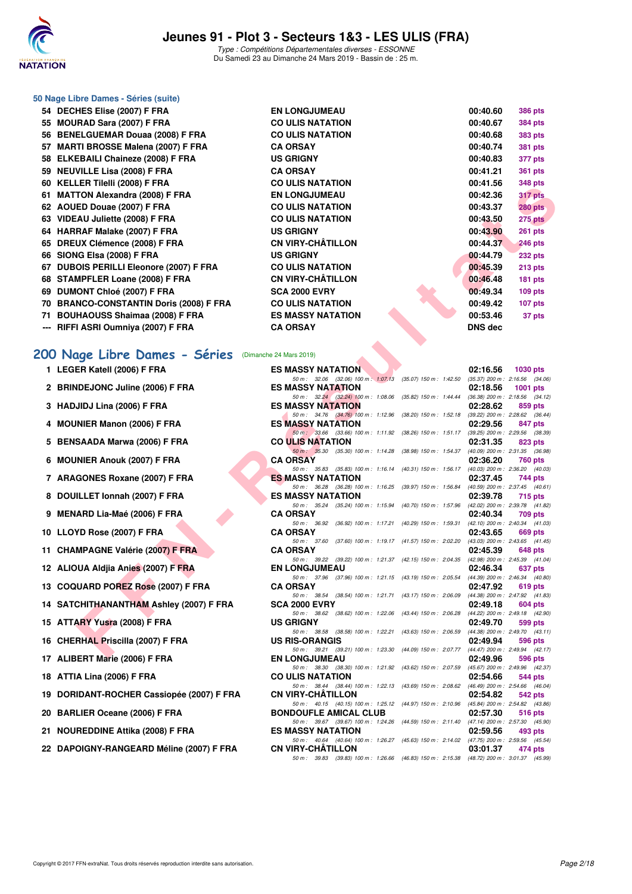# Jeunes 91 - Plot 3 - Secteurs 1&3 - LES ULIS (FRA)

*Type : Compétitions Départementales diverses - ESSONNE*
Du Samedi 23 au Dimanche 24 Mars 2019 - Bassin de : 25 m.

### 50 Nage Libre Dames - Séries (suite)

| | Nom | Club | Temps | Points |
|---|---|---|---|---|
| 54 | DECHES Elise (2007) F FRA | EN LONGJUMEAU | 00:40.60 | 386 pts |
| 55 | MOURAD Sara (2007) F FRA | CO ULIS NATATION | 00:40.67 | 384 pts |
| 56 | BENELGUEMAR Douaa (2008) F FRA | CO ULIS NATATION | 00:40.68 | 383 pts |
| 57 | MARTI BROSSE Malena (2007) F FRA | CA ORSAY | 00:40.74 | 381 pts |
| 58 | ELKEBAILI Chaineze (2008) F FRA | US GRIGNY | 00:40.83 | 377 pts |
| 59 | NEUVILLE Lisa (2008) F FRA | CA ORSAY | 00:41.21 | 361 pts |
| 60 | KELLER Tilelli (2008) F FRA | CO ULIS NATATION | 00:41.56 | 348 pts |
| 61 | MATTON Alexandra (2008) F FRA | EN LONGJUMEAU | 00:42.36 | 317 pts |
| 62 | AOUED Douae (2007) F FRA | CO ULIS NATATION | 00:43.37 | 280 pts |
| 63 | VIDEAU Juliette (2008) F FRA | CO ULIS NATATION | 00:43.50 | 275 pts |
| 64 | HARRAF Malake (2007) F FRA | US GRIGNY | 00:43.90 | 261 pts |
| 65 | DREUX Clémence (2008) F FRA | CN VIRY-CHÂTILLON | 00:44.37 | 246 pts |
| 66 | SIONG Elsa (2008) F FRA | US GRIGNY | 00:44.79 | 232 pts |
| 67 | DUBOIS PERILLI Eleonore (2007) F FRA | CO ULIS NATATION | 00:45.39 | 213 pts |
| 68 | STAMPFLER Loane (2008) F FRA | CN VIRY-CHÂTILLON | 00:46.48 | 181 pts |
| 69 | DUMONT Chloé (2007) F FRA | SCA 2000 EVRY | 00:49.34 | 109 pts |
| 70 | BRANCO-CONSTANTIN Doris (2008) F FRA | CO ULIS NATATION | 00:49.42 | 107 pts |
| 71 | BOUHAOUSS Shaimaa (2008) F FRA | ES MASSY NATATION | 00:53.46 | 37 pts |
| --- | RIFFI ASRI Oumniya (2007) F FRA | CA ORSAY | DNS dec | |

## 200 Nage Libre Dames - Séries (Dimanche 24 Mars 2019)

| | Nom | Club | Temps | Points |
|---|---|---|---|---|
| 1 | LEGER Katell (2006) F FRA | ES MASSY NATATION | 02:16.56 | 1030 pts |
| | | 50 m : 32.06 (32.06) 100 m : 1:07.13 (35.07) 150 m : 1:42.50 (35.37) 200 m : 2:16.56 (34.06) | | |
| 2 | BRINDEJONC Juline (2006) F FRA | ES MASSY NATATION | 02:18.56 | 1001 pts |
| | | 50 m : 32.24 (32.24) 100 m : 1:08.06 (35.82) 150 m : 1:44.44 (36.38) 200 m : 2:18.56 (34.12) | | |
| 3 | HADJIDJ Lina (2006) F FRA | ES MASSY NATATION | 02:28.62 | 859 pts |
| | | 50 m : 34.76 (34.76) 100 m : 1:12.96 (38.20) 150 m : 1:52.18 (39.22) 200 m : 2:28.62 (36.44) | | |
| 4 | MOUNIER Manon (2006) F FRA | ES MASSY NATATION | 02:29.56 | 847 pts |
| | | 50 m : 33.66 (33.66) 100 m : 1:11.92 (38.26) 150 m : 1:51.17 (39.25) 200 m : 2:29.56 (38.39) | | |
| 5 | BENSAADA Marwa (2006) F FRA | CO ULIS NATATION | 02:31.35 | 823 pts |
| | | 50 m : 35.30 (35.30) 100 m : 1:14.28 (38.98) 150 m : 1:54.37 (40.09) 200 m : 2:31.35 (36.98) | | |
| 6 | MOUNIER Anouk (2007) F FRA | CA ORSAY | 02:36.20 | 760 pts |
| | | 50 m : 35.83 (35.83) 100 m : 1:16.14 (40.31) 150 m : 1:56.17 (40.03) 200 m : 2:36.20 (40.03) | | |
| 7 | ARAGONES Roxane (2007) F FRA | ES MASSY NATATION | 02:37.45 | 744 pts |
| | | 50 m : 36.28 (36.28) 100 m : 1:16.25 (39.97) 150 m : 1:56.84 (40.59) 200 m : 2:37.45 (40.61) | | |
| 8 | DOUILLET Ionnah (2007) F FRA | ES MASSY NATATION | 02:39.78 | 715 pts |
| | | 50 m : 35.24 (35.24) 100 m : 1:15.94 (40.70) 150 m : 1:57.96 (42.02) 200 m : 2:39.78 (41.82) | | |
| 9 | MENARD Lia-Maé (2006) F FRA | CA ORSAY | 02:40.34 | 709 pts |
| | | 50 m : 36.92 (36.92) 100 m : 1:17.21 (40.29) 150 m : 1:59.31 (42.10) 200 m : 2:40.34 (41.03) | | |
| 10 | LLOYD Rose (2007) F FRA | CA ORSAY | 02:43.65 | 669 pts |
| | | 50 m : 37.60 (37.60) 100 m : 1:19.17 (41.57) 150 m : 2:02.20 (43.03) 200 m : 2:43.65 (41.45) | | |
| 11 | CHAMPAGNE Valérie (2007) F FRA | CA ORSAY | 02:45.39 | 648 pts |
| | | 50 m : 39.22 (39.22) 100 m : 1:21.37 (42.15) 150 m : 2:04.35 (42.98) 200 m : 2:45.39 (41.04) | | |
| 12 | ALIOUA Aldjia Anies (2007) F FRA | EN LONGJUMEAU | 02:46.34 | 637 pts |
| | | 50 m : 37.96 (37.96) 100 m : 1:21.15 (43.19) 150 m : 2:05.54 (44.39) 200 m : 2:46.34 (40.80) | | |
| 13 | COQUARD POREZ Rose (2007) F FRA | CA ORSAY | 02:47.92 | 619 pts |
| | | 50 m : 38.54 (38.54) 100 m : 1:21.71 (43.17) 150 m : 2:06.09 (44.38) 200 m : 2:47.92 (41.83) | | |
| 14 | SATCHITHANANTHAM Ashley (2007) F FRA | SCA 2000 EVRY | 02:49.18 | 604 pts |
| | | 50 m : 38.62 (38.62) 100 m : 1:22.06 (43.44) 150 m : 2:06.28 (44.22) 200 m : 2:49.18 (42.90) | | |
| 15 | ATTARY Yusra (2008) F FRA | US GRIGNY | 02:49.70 | 599 pts |
| | | 50 m : 38.58 (38.58) 100 m : 1:22.21 (43.63) 150 m : 2:06.59 (44.38) 200 m : 2:49.70 (43.11) | | |
| 16 | CHERHAL Priscilla (2007) F FRA | US RIS-ORANGIS | 02:49.94 | 596 pts |
| | | 50 m : 39.21 (39.21) 100 m : 1:23.30 (44.09) 150 m : 2:07.77 (44.47) 200 m : 2:49.94 (42.17) | | |
| 17 | ALIBERT Marie (2006) F FRA | EN LONGJUMEAU | 02:49.96 | 596 pts |
| | | 50 m : 38.30 (38.30) 100 m : 1:21.92 (43.62) 150 m : 2:07.59 (45.67) 200 m : 2:49.96 (42.37) | | |
| 18 | ATTIA Lina (2006) F FRA | CO ULIS NATATION | 02:54.66 | 544 pts |
| | | 50 m : 38.44 (38.44) 100 m : 1:22.13 (43.69) 150 m : 2:08.62 (46.49) 200 m : 2:54.66 (46.04) | | |
| 19 | DORIDANT-ROCHER Cassiopée (2007) F FRA | CN VIRY-CHÂTILLON | 02:54.82 | 542 pts |
| | | 50 m : 40.15 (40.15) 100 m : 1:25.12 (44.97) 150 m : 2:10.96 (45.84) 200 m : 2:54.82 (43.86) | | |
| 20 | BARLIER Oceane (2006) F FRA | BONDOUFLE AMICAL CLUB | 02:57.30 | 516 pts |
| | | 50 m : 39.67 (39.67) 100 m : 1:24.26 (44.59) 150 m : 2:11.40 (47.14) 200 m : 2:57.30 (45.90) | | |
| 21 | NOUREDDINE Attika (2008) F FRA | ES MASSY NATATION | 02:59.56 | 493 pts |
| | | 50 m : 40.64 (40.64) 100 m : 1:26.27 (45.63) 150 m : 2:14.02 (47.75) 200 m : 2:59.56 (45.54) | | |
| 22 | DAPOIGNY-RANGEARD Méline (2007) F FRA | CN VIRY-CHÂTILLON | 03:01.37 | 474 pts |
| | | 50 m : 39.83 (39.83) 100 m : 1:26.66 (46.83) 150 m : 2:15.38 (48.72) 200 m : 3:01.37 (45.99) | | |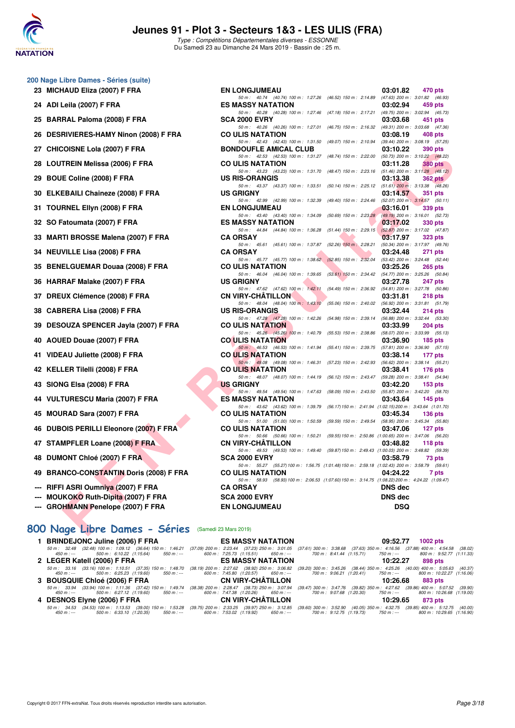# Jeunes 91 - Plot 3 - Secteurs 1&3 - LES ULIS (FRA)

*Type : Compétitions Départementales diverses - ESSONNE*
Du Samedi 23 au Dimanche 24 Mars 2019 - Bassin de : 25 m.

## 200 Nage Libre Dames - Séries (suite)

| Rang | Nom | Club | Temps | Points |
|---|---|---|---|---|
| 23 | MICHAUD Eliza (2007) F FRA | EN LONGJUMEAU | 03:01.82 | 470 pts |
| | 50 m : 40.74 (40.74) 100 m : 1:27.26 (46.52) 150 m : 2:14.89 (47.63) 200 m : 3:01.82 (46.93) | | | |
| 24 | ADI Leila (2007) F FRA | ES MASSY NATATION | 03:02.94 | 459 pts |
| | 50 m : 40.28 (40.28) 100 m : 1:27.46 (47.18) 150 m : 2:17.21 (49.75) 200 m : 3:02.94 (45.73) | | | |
| 25 | BARRAL Paloma (2008) F FRA | SCA 2000 EVRY | 03:03.68 | 451 pts |
| | 50 m : 40.26 (40.26) 100 m : 1:27.01 (46.75) 150 m : 2:16.32 (49.31) 200 m : 3:03.68 (47.36) | | | |
| 26 | DESRIVIERES-HAMY Ninon (2008) F FRA | CO ULIS NATATION | 03:08.19 | 408 pts |
| | 50 m : 42.43 (42.43) 100 m : 1:31.50 (49.07) 150 m : 2:10.94 (39.44) 200 m : 3:08.19 (57.25) | | | |
| 27 | CHICOISNE Lola (2007) F FRA | BONDOUFLE AMICAL CLUB | 03:10.22 | 390 pts |
| | 50 m : 42.53 (42.53) 100 m : 1:31.27 (48.74) 150 m : 2:22.00 (50.73) 200 m : 3:10.22 (48.22) | | | |
| 28 | LOUTREIN Melissa (2006) F FRA | CO ULIS NATATION | 03:11.28 | 380 pts |
| | 50 m : 43.23 (43.23) 100 m : 1:31.70 (48.47) 150 m : 2:23.16 (51.46) 200 m : 3:11.28 (48.12) | | | |
| 29 | BOUE Coline (2008) F FRA | US RIS-ORANGIS | 03:13.38 | 362 pts |
| | 50 m : 43.37 (43.37) 100 m : 1:33.51 (50.14) 150 m : 2:25.12 (51.61) 200 m : 3:13.38 (48.26) | | | |
| 30 | ELKEBAILI Chaineze (2008) F FRA | US GRIGNY | 03:14.57 | 351 pts |
| | 50 m : 42.99 (42.99) 100 m : 1:32.39 (49.40) 150 m : 2:24.46 (52.07) 200 m : 3:14.57 (50.11) | | | |
| 31 | TOURNEL Ellyn (2008) F FRA | EN LONGJUMEAU | 03:16.01 | 339 pts |
| | 50 m : 43.40 (43.40) 100 m : 1:34.09 (50.69) 150 m : 2:23.28 (49.19) 200 m : 3:16.01 (52.73) | | | |
| 32 | SO Fatoumata (2007) F FRA | ES MASSY NATATION | 03:17.02 | 330 pts |
| | 50 m : 44.84 (44.84) 100 m : 1:36.28 (51.44) 150 m : 2:29.15 (52.87) 200 m : 3:17.02 (47.87) | | | |
| 33 | MARTI BROSSE Malena (2007) F FRA | CA ORSAY | 03:17.97 | 323 pts |
| | 50 m : 45.61 (45.61) 100 m : 1:37.87 (52.26) 150 m : 2:28.21 (50.34) 200 m : 3:17.97 (49.76) | | | |
| 34 | NEUVILLE Lisa (2008) F FRA | CA ORSAY | 03:24.48 | 271 pts |
| | 50 m : 45.77 (45.77) 100 m : 1:38.62 (52.85) 150 m : 2:32.04 (53.42) 200 m : 3:24.48 (52.44) | | | |
| 35 | BENELGUEMAR Douaa (2008) F FRA | CO ULIS NATATION | 03:25.26 | 265 pts |
| | 50 m : 46.04 (46.04) 100 m : 1:39.65 (53.61) 150 m : 2:34.42 (54.77) 200 m : 3:25.26 (50.84) | | | |
| 36 | HARRAF Malake (2007) F FRA | US GRIGNY | 03:27.78 | 247 pts |
| | 50 m : 47.62 (47.62) 100 m : 1:42.11 (54.49) 150 m : 2:36.92 (54.81) 200 m : 3:27.78 (50.86) | | | |
| 37 | DREUX Clémence (2008) F FRA | CN VIRY-CHÂTILLON | 03:31.81 | 218 pts |
| | 50 m : 48.04 (48.04) 100 m : 1:43.10 (55.06) 150 m : 2:40.02 (56.92) 200 m : 3:31.81 (51.79) | | | |
| 38 | CABRERA Lisa (2008) F FRA | US RIS-ORANGIS | 03:32.44 | 214 pts |
| | 50 m : 47.28 (47.28) 100 m : 1:42.26 (54.98) 150 m : 2:39.14 (56.88) 200 m : 3:32.44 (53.30) | | | |
| 39 | DESOUZA SPENCER Jayla (2007) F FRA | CO ULIS NATATION | 03:33.99 | 204 pts |
| | 50 m : 45.26 (45.26) 100 m : 1:40.79 (55.53) 150 m : 2:38.86 (58.07) 200 m : 3:33.99 (55.13) | | | |
| 40 | AOUED Douae (2007) F FRA | CO ULIS NATATION | 03:36.90 | 185 pts |
| | 50 m : 46.53 (46.53) 100 m : 1:41.94 (55.41) 150 m : 2:39.75 (57.81) 200 m : 3:36.90 (57.15) | | | |
| 41 | VIDEAU Juliette (2008) F FRA | CO ULIS NATATION | 03:38.14 | 177 pts |
| | 50 m : 49.08 (49.08) 100 m : 1:46.31 (57.23) 150 m : 2:42.93 (56.62) 200 m : 3:38.14 (55.21) | | | |
| 42 | KELLER Tilelli (2008) F FRA | CO ULIS NATATION | 03:38.41 | 176 pts |
| | 50 m : 48.07 (48.07) 100 m : 1:44.19 (56.12) 150 m : 2:43.47 (59.28) 200 m : 3:38.41 (54.94) | | | |
| 43 | SIONG Elsa (2008) F FRA | US GRIGNY | 03:42.20 | 153 pts |
| | 50 m : 49.54 (49.54) 100 m : 1:47.63 (58.09) 150 m : 2:43.50 (55.87) 200 m : 3:42.20 (58.70) | | | |
| 44 | VULTURESCU Maria (2007) F FRA | ES MASSY NATATION | 03:43.64 | 145 pts |
| | 50 m : 43.62 (43.62) 100 m : 1:39.79 (56.17) 150 m : 2:41.94 (1:02.15) 200 m : 3:43.64 (1:01.70) | | | |
| 45 | MOURAD Sara (2007) F FRA | CO ULIS NATATION | 03:45.34 | 136 pts |
| | 50 m : 51.00 (51.00) 100 m : 1:50.59 (59.59) 150 m : 2:49.54 (58.95) 200 m : 3:45.34 (55.80) | | | |
| 46 | DUBOIS PERILLI Eleonore (2007) F FRA | CO ULIS NATATION | 03:47.06 | 127 pts |
| | 50 m : 50.66 (50.66) 100 m : 1:50.21 (59.55) 150 m : 2:50.86 (1:00.65) 200 m : 3:47.06 (56.20) | | | |
| 47 | STAMPFLER Loane (2008) F FRA | CN VIRY-CHÂTILLON | 03:48.82 | 118 pts |
| | 50 m : 49.53 (49.53) 100 m : 1:49.40 (59.87) 150 m : 2:49.43 (1:00.03) 200 m : 3:48.82 (59.39) | | | |
| 48 | DUMONT Chloé (2007) F FRA | SCA 2000 EVRY | 03:58.79 | 73 pts |
| | 50 m : 55.27 (55.27) 100 m : 1:56.75 (1:01.48) 150 m : 2:59.18 (1:02.43) 200 m : 3:58.79 (59.61) | | | |
| 49 | BRANCO-CONSTANTIN Doris (2008) F FRA | CO ULIS NATATION | 04:24.22 | 7 pts |
| | 50 m : 58.93 (58.93) 100 m : 2:06.53 (1:07.60) 150 m : 3:14.75 (1:08.22) 200 m : 4:24.22 (1:09.47) | | | |
| --- | RIFFI ASRI Oumniya (2007) F FRA | CA ORSAY | DNS dec | |
| --- | MOUKOKO Ruth-Dipita (2007) F FRA | SCA 2000 EVRY | DNS dec | |
| --- | GROHMANN Penelope (2007) F FRA | EN LONGJUMEAU | DSQ | |

## 800 Nage Libre Dames - Séries (Samedi 23 Mars 2019)

| Rang | Nom | Club | Temps | Points |
|---|---|---|---|---|
| 1 | BRINDEJONC Juline (2006) F FRA | ES MASSY NATATION | 09:52.77 | 1002 pts |
| | 50 m : 32.48 (32.48) 100 m : 1:09.12 (36.64) 150 m : 1:46.21 (37.09) 200 m : 2:23.44 (37.23) 250 m : 3:01.05 (37.61) 300 m : 3:38.68 (37.63) 350 m : 4:16.56 (37.88) 400 m : 4:54.58 (38.02) 450 m : --- 500 m : 6:10.22 (1:15.64) 550 m : --- 600 m : 7:25.73 (1:15.51) 650 m : --- 700 m : 8:41.44 (1:15.71) 750 m : --- 800 m : 9:52.77 (1:11.33) | | | |
| 2 | LEGER Katell (2006) F FRA | ES MASSY NATATION | 10:22.27 | 898 pts |
| | 50 m : 33.16 (33.16) 100 m : 1:10.51 (37.35) 150 m : 1:48.70 (38.19) 200 m : 2:27.62 (38.92) 250 m : 3:06.82 (39.20) 300 m : 3:45.26 (38.44) 350 m : 4:25.26 (40.00) 400 m : 5:05.63 (40.37) 450 m : --- 500 m : 6:25.23 (1:19.60) 550 m : --- 600 m : 7:45.80 (1:20.57) 650 m : --- 700 m : 9:06.21 (1:20.41) 750 m : --- 800 m : 10:22.27 (1:16.06) | | | |
| 3 | BOUSQUIE Chloé (2006) F FRA | CN VIRY-CHÂTILLON | 10:26.68 | 883 pts |
| | 50 m : 33.94 (33.94) 100 m : 1:11.36 (37.42) 150 m : 1:49.74 (38.38) 200 m : 2:28.47 (38.73) 250 m : 3:07.94 (39.47) 300 m : 3:47.76 (39.82) 350 m : 4:27.62 (39.86) 400 m : 5:07.52 (39.90) 450 m : --- 500 m : 6:27.12 (1:19.60) 550 m : --- 600 m : 7:47.38 (1:20.26) 650 m : --- 700 m : 9:07.68 (1:20.30) 750 m : --- 800 m : 10:26.68 (1:19.00) | | | |
| 4 | DESNOS Elyne (2006) F FRA | CN VIRY-CHÂTILLON | 10:29.65 | 873 pts |
| | 50 m : 34.53 (34.53) 100 m : 1:13.53 (39.00) 150 m : 1:53.28 (39.75) 200 m : 2:33.25 (39.97) 250 m : 3:12.85 (39.60) 300 m : 3:52.90 (40.05) 350 m : 4:32.75 (39.85) 400 m : 5:12.75 (40.00) 450 m : --- 500 m : 6:33.10 (1:20.35) 550 m : --- 600 m : 7:53.02 (1:19.92) 650 m : --- 700 m : 9:12.75 (1:19.73) 750 m : --- 800 m : 10:29.65 (1:16.90) | | | |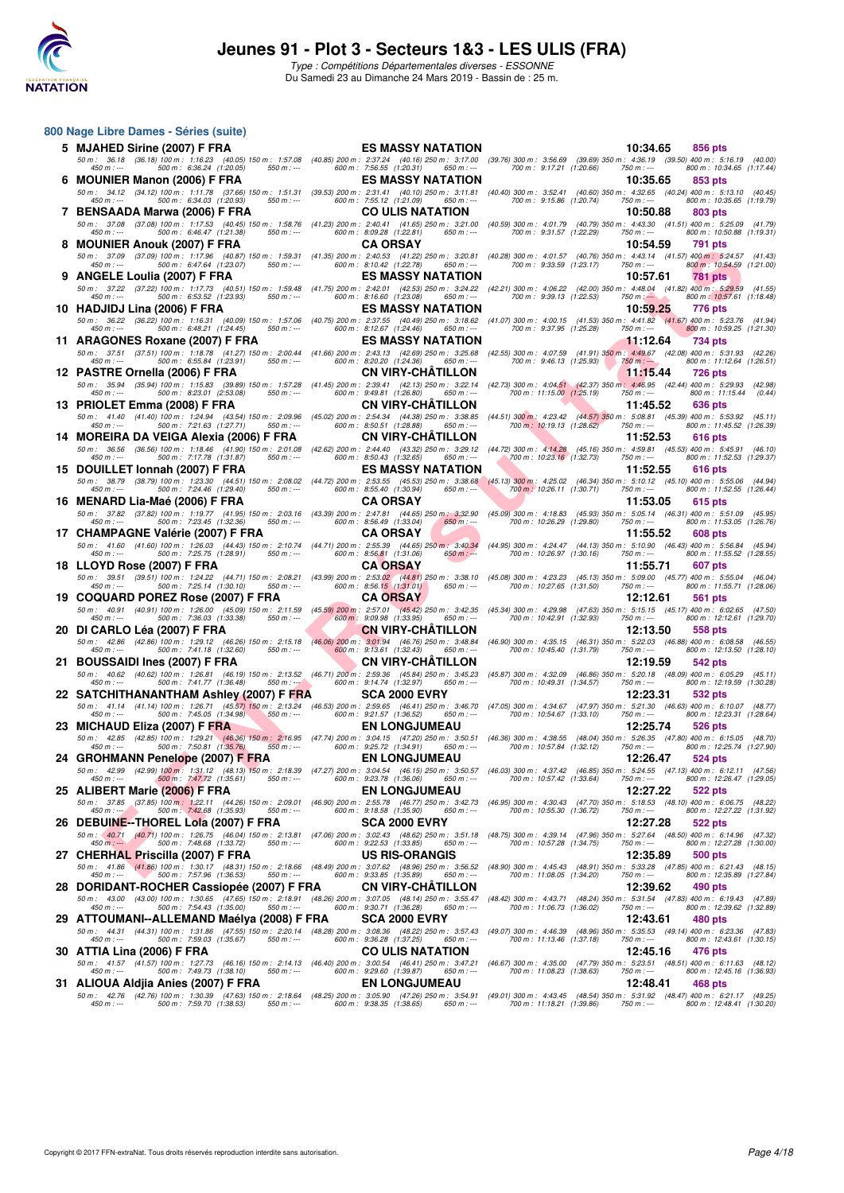# Jeunes 91 - Plot 3 - Secteurs 1&3 - LES ULIS (FRA)

*Type : Compétitions Départementales diverses - ESSONNE*
Du Samedi 23 au Dimanche 24 Mars 2019 - Bassin de : 25 m.

## 800 Nage Libre Dames - Séries (suite)

**5 MJAHED Sirine (2007) F FRA** — ES MASSY NATATION — 10:34.65 — 856 pts
50 m : 36.18 (36.18) 100 m : 1:16.23 (40.05) 150 m : 1:57.08 (40.85) 200 m : 2:37.24 (40.16) 250 m : 3:17.00 (39.76) 300 m : 3:56.69 (39.69) 350 m : 4:36.19 (39.50) 400 m : 5:16.19 (40.00)
450 m : --- 500 m : 6:36.24 (1:20.05) 550 m : --- 600 m : 7:56.55 (1:20.31) 650 m : --- 700 m : 9:17.21 (1:20.66) 750 m : --- 800 m : 10:34.65 (1:17.44)

**6 MOUNIER Manon (2006) F FRA** — ES MASSY NATATION — 10:35.65 — 853 pts
50 m : 34.12 (34.12) 100 m : 1:11.78 (37.66) 150 m : 1:51.31 (39.53) 200 m : 2:31.41 (40.10) 250 m : 3:11.81 (40.40) 300 m : 3:52.41 (40.60) 350 m : 4:32.65 (40.24) 400 m : 5:13.10 (40.45)
450 m : --- 500 m : 6:34.03 (1:20.93) 550 m : --- 600 m : 7:55.12 (1:21.09) 650 m : --- 700 m : 9:15.86 (1:20.74) 750 m : --- 800 m : 10:35.65 (1:19.79)

**7 BENSAADA Marwa (2006) F FRA** — CO ULIS NATATION — 10:50.88 — 803 pts
50 m : 37.08 (37.08) 100 m : 1:17.53 (40.45) 150 m : 1:58.76 (41.23) 200 m : 2:40.41 (41.65) 250 m : 3:21.00 (40.59) 300 m : 4:01.79 (40.79) 350 m : 4:43.30 (41.51) 400 m : 5:25.09 (41.79)
450 m : --- 500 m : 6:46.47 (1:21.38) 550 m : --- 600 m : 8:09.28 (1:22.81) 650 m : --- 700 m : 9:31.57 (1:22.29) 750 m : --- 800 m : 10:50.88 (1:19.31)

**8 MOUNIER Anouk (2007) F FRA** — CA ORSAY — 10:54.59 — 791 pts
50 m : 37.09 (37.09) 100 m : 1:17.96 (40.87) 150 m : 1:59.31 (41.35) 200 m : 2:40.53 (41.22) 250 m : 3:20.81 (40.28) 300 m : 4:01.57 (40.76) 350 m : 4:43.14 (41.57) 400 m : 5:24.57 (41.43)
450 m : --- 500 m : 6:47.64 (1:23.07) 550 m : --- 600 m : 8:10.42 (1:22.78) 650 m : --- 700 m : 9:33.59 (1:23.17) 750 m : --- 800 m : 10:54.59 (1:21.00)

**9 ANGELE Loulia (2007) F FRA** — ES MASSY NATATION — 10:57.61 — 781 pts
50 m : 37.22 (37.22) 100 m : 1:17.73 (40.51) 150 m : 1:59.48 (41.75) 200 m : 2:42.01 (42.53) 250 m : 3:24.22 (42.21) 300 m : 4:06.22 (42.00) 350 m : 4:48.04 (41.82) 400 m : 5:29.59 (41.55)
450 m : --- 500 m : 6:53.52 (1:23.93) 550 m : --- 600 m : 8:16.60 (1:23.08) 650 m : --- 700 m : 9:39.13 (1:22.53) 750 m : --- 800 m : 10:57.61 (1:18.48)

**10 HADJIDJ Lina (2006) F FRA** — ES MASSY NATATION — 10:59.25 — 776 pts
50 m : 36.22 (36.22) 100 m : 1:16.31 (40.09) 150 m : 1:57.06 (40.75) 200 m : 2:37.55 (40.49) 250 m : 3:18.62 (41.07) 300 m : 4:00.15 (41.53) 350 m : 4:41.82 (41.67) 400 m : 5:23.76 (41.94)
450 m : --- 500 m : 6:48.21 (1:24.45) 550 m : --- 600 m : 8:12.67 (1:24.46) 650 m : --- 700 m : 9:37.95 (1:25.28) 750 m : --- 800 m : 10:59.25 (1:21.30)

**11 ARAGONES Roxane (2007) F FRA** — ES MASSY NATATION — 11:12.64 — 734 pts
50 m : 37.51 (37.51) 100 m : 1:18.78 (41.27) 150 m : 2:00.44 (41.66) 200 m : 2:43.13 (42.69) 250 m : 3:25.68 (42.55) 300 m : 4:07.59 (41.91) 350 m : 4:49.67 (42.08) 400 m : 5:31.93 (42.26)
450 m : --- 500 m : 6:55.84 (1:23.91) 550 m : --- 600 m : 8:20.20 (1:24.36) 650 m : --- 700 m : 9:46.13 (1:25.93) 750 m : --- 800 m : 11:12.64 (1:26.51)

**12 PASTRE Ornella (2006) F FRA** — CN VIRY-CHÂTILLON — 11:15.44 — 726 pts
50 m : 35.94 (35.94) 100 m : 1:15.83 (39.89) 150 m : 1:57.28 (41.45) 200 m : 2:39.41 (42.13) 250 m : 3:22.14 (42.73) 300 m : 4:04.51 (42.37) 350 m : 4:46.95 (42.44) 400 m : 5:29.93 (42.98)
450 m : --- 500 m : 8:23.01 (2:53.08) 550 m : --- 600 m : 9:49.81 (1:26.80) 650 m : --- 700 m : 11:15.00 (1:25.19) 750 m : --- 800 m : 11:15.44 (0.44)

**13 PRIOLET Emma (2008) F FRA** — CN VIRY-CHÂTILLON — 11:45.52 — 636 pts
50 m : 41.40 (41.40) 100 m : 1:24.94 (43.54) 150 m : 2:09.96 (45.02) 200 m : 2:54.34 (44.38) 250 m : 3:38.85 (44.51) 300 m : 4:23.42 (44.57) 350 m : 5:08.81 (45.39) 400 m : 5:53.92 (45.11)
450 m : --- 500 m : 7:21.63 (1:27.71) 550 m : --- 600 m : 8:50.51 (1:28.88) 650 m : --- 700 m : 10:19.13 (1:28.62) 750 m : --- 800 m : 11:45.52 (1:26.39)

**14 MOREIRA DA VEIGA Alexia (2006) F FRA** — CN VIRY-CHÂTILLON — 11:52.53 — 616 pts
50 m : 36.56 (36.56) 100 m : 1:18.46 (41.90) 150 m : 2:01.08 (42.62) 200 m : 2:44.40 (43.32) 250 m : 3:29.12 (44.72) 300 m : 4:14.28 (45.16) 350 m : 4:59.81 (45.53) 400 m : 5:45.91 (46.10)
450 m : --- 500 m : 7:17.78 (1:31.87) 550 m : --- 600 m : 8:50.43 (1:32.65) 650 m : --- 700 m : 10:23.16 (1:32.73) 750 m : --- 800 m : 11:52.53 (1:29.37)

**15 DOUILLET Ionnah (2007) F FRA** — ES MASSY NATATION — 11:52.55 — 616 pts
50 m : 38.79 (38.79) 100 m : 1:23.30 (44.51) 150 m : 2:08.02 (44.72) 200 m : 2:53.55 (45.53) 250 m : 3:38.68 (45.13) 300 m : 4:25.02 (46.34) 350 m : 5:10.12 (45.10) 400 m : 5:55.06 (44.94)
450 m : --- 500 m : 7:24.46 (1:29.40) 550 m : --- 600 m : 8:55.40 (1:30.94) 650 m : --- 700 m : 10:26.11 (1:30.71) 750 m : --- 800 m : 11:52.55 (1:26.44)

**16 MENARD Lia-Maé (2006) F FRA** — CA ORSAY — 11:53.05 — 615 pts
50 m : 37.82 (37.82) 100 m : 1:19.77 (41.95) 150 m : 2:03.16 (43.39) 200 m : 2:47.81 (44.65) 250 m : 3:32.90 (45.09) 300 m : 4:18.83 (45.93) 350 m : 5:05.14 (46.31) 400 m : 5:51.09 (45.95)
450 m : --- 500 m : 7:23.45 (1:32.36) 550 m : --- 600 m : 8:56.49 (1:33.04) 650 m : --- 700 m : 10:26.29 (1:29.80) 750 m : --- 800 m : 11:53.05 (1:26.76)

**17 CHAMPAGNE Valérie (2007) F FRA** — CA ORSAY — 11:55.52 — 608 pts
50 m : 41.60 (41.60) 100 m : 1:26.03 (44.43) 150 m : 2:10.74 (44.71) 200 m : 2:55.39 (44.65) 250 m : 3:40.34 (44.95) 300 m : 4:24.47 (44.13) 350 m : 5:10.90 (46.43) 400 m : 5:56.84 (45.94)
450 m : --- 500 m : 7:25.75 (1:28.91) 550 m : --- 600 m : 8:56.81 (1:31.06) 650 m : --- 700 m : 10:26.97 (1:30.16) 750 m : --- 800 m : 11:55.52 (1:28.55)

**18 LLOYD Rose (2007) F FRA** — CA ORSAY — 11:55.71 — 607 pts
50 m : 39.51 (39.51) 100 m : 1:24.22 (44.71) 150 m : 2:08.21 (43.99) 200 m : 2:53.02 (44.81) 250 m : 3:38.10 (45.08) 300 m : 4:23.23 (45.13) 350 m : 5:09.00 (45.77) 400 m : 5:55.04 (46.04)
450 m : --- 500 m : 7:25.14 (1:30.10) 550 m : --- 600 m : 8:56.15 (1:31.01) 650 m : --- 700 m : 10:27.65 (1:31.50) 750 m : --- 800 m : 11:55.71 (1:28.06)

**19 COQUARD POREZ Rose (2007) F FRA** — CA ORSAY — 12:12.61 — 561 pts
50 m : 40.91 (40.91) 100 m : 1:26.00 (45.09) 150 m : 2:11.59 (45.59) 200 m : 2:57.01 (45.42) 250 m : 3:42.35 (45.34) 300 m : 4:29.98 (47.63) 350 m : 5:15.15 (45.17) 400 m : 6:02.65 (47.50)
450 m : --- 500 m : 7:36.03 (1:33.38) 550 m : --- 600 m : 9:09.98 (1:33.95) 650 m : --- 700 m : 10:42.91 (1:32.93) 750 m : --- 800 m : 12:12.61 (1:29.70)

**20 DI CARLO Léa (2007) F FRA** — CN VIRY-CHÂTILLON — 12:13.50 — 558 pts
50 m : 42.86 (42.86) 100 m : 1:29.12 (46.26) 150 m : 2:15.18 (46.06) 200 m : 3:01.94 (46.76) 250 m : 3:48.84 (46.90) 300 m : 4:35.15 (46.31) 350 m : 5:22.03 (46.88) 400 m : 6:08.58 (46.55)
450 m : --- 500 m : 7:41.18 (1:32.60) 550 m : --- 600 m : 9:13.61 (1:32.43) 650 m : --- 700 m : 10:45.40 (1:31.79) 750 m : --- 800 m : 12:13.50 (1:28.10)

**21 BOUSSAIDI Ines (2007) F FRA** — CN VIRY-CHÂTILLON — 12:19.59 — 542 pts
50 m : 40.62 (40.62) 100 m : 1:26.81 (46.19) 150 m : 2:13.52 (46.71) 200 m : 2:59.36 (45.84) 250 m : 3:45.23 (45.87) 300 m : 4:32.09 (46.86) 350 m : 5:20.18 (48.09) 400 m : 6:05.29 (45.11)
450 m : --- 500 m : 7:41.77 (1:36.48) 550 m : --- 600 m : 9:14.74 (1:32.97) 650 m : --- 700 m : 10:49.31 (1:34.57) 750 m : --- 800 m : 12:19.59 (1:30.28)

**22 SATCHITHANANTHAM Ashley (2007) F FRA** — SCA 2000 EVRY — 12:23.31 — 532 pts
50 m : 41.14 (41.14) 100 m : 1:26.71 (45.57) 150 m : 2:13.24 (46.53) 200 m : 2:59.65 (46.41) 250 m : 3:46.70 (47.05) 300 m : 4:34.67 (47.97) 350 m : 5:21.30 (46.63) 400 m : 6:10.07 (48.77)
450 m : --- 500 m : 7:45.05 (1:34.98) 550 m : --- 600 m : 9:21.57 (1:36.52) 650 m : --- 700 m : 10:54.67 (1:33.10) 750 m : --- 800 m : 12:23.31 (1:28.64)

**23 MICHAUD Eliza (2007) F FRA** — EN LONGJUMEAU — 12:25.74 — 526 pts
50 m : 42.85 (42.85) 100 m : 1:29.21 (46.36) 150 m : 2:16.95 (47.74) 200 m : 3:04.15 (47.20) 250 m : 3:50.51 (46.36) 300 m : 4:38.55 (48.04) 350 m : 5:26.35 (47.80) 400 m : 6:15.05 (48.70)
450 m : --- 500 m : 7:50.81 (1:35.76) 550 m : --- 600 m : 9:25.72 (1:34.91) 650 m : --- 700 m : 10:57.84 (1:32.12) 750 m : --- 800 m : 12:25.74 (1:27.90)

**24 GROHMANN Penelope (2007) F FRA** — EN LONGJUMEAU — 12:26.47 — 524 pts
50 m : 42.99 (42.99) 100 m : 1:31.12 (48.13) 150 m : 2:18.39 (47.27) 200 m : 3:04.54 (46.15) 250 m : 3:50.57 (46.03) 300 m : 4:37.42 (46.85) 350 m : 5:24.55 (47.13) 400 m : 6:12.11 (47.56)
450 m : --- 500 m : 7:47.72 (1:35.61) 550 m : --- 600 m : 9:23.78 (1:36.06) 650 m : --- 700 m : 10:57.42 (1:33.64) 750 m : --- 800 m : 12:26.47 (1:29.05)

**25 ALIBERT Marie (2006) F FRA** — EN LONGJUMEAU — 12:27.22 — 522 pts
50 m : 37.85 (37.85) 100 m : 1:22.11 (44.26) 150 m : 2:09.01 (46.90) 200 m : 2:55.78 (46.77) 250 m : 3:42.73 (46.95) 300 m : 4:30.43 (47.70) 350 m : 5:18.53 (48.10) 400 m : 6:06.75 (48.22)
450 m : --- 500 m : 7:42.68 (1:35.93) 550 m : --- 600 m : 9:18.58 (1:35.90) 650 m : --- 700 m : 10:55.30 (1:36.72) 750 m : --- 800 m : 12:27.22 (1:31.92)

**26 DEBUINE--THOREL Lola (2007) F FRA** — SCA 2000 EVRY — 12:27.28 — 522 pts
50 m : 40.71 (40.71) 100 m : 1:26.75 (46.04) 150 m : 2:13.81 (47.06) 200 m : 3:02.43 (48.62) 250 m : 3:51.18 (48.75) 300 m : 4:39.14 (47.96) 350 m : 5:27.64 (48.50) 400 m : 6:14.96 (47.32)
450 m : --- 500 m : 7:48.68 (1:33.72) 550 m : --- 600 m : 9:22.53 (1:33.85) 650 m : --- 700 m : 10:57.28 (1:34.75) 750 m : --- 800 m : 12:27.28 (1:30.00)

**27 CHERHAL Priscilla (2007) F FRA** — US RIS-ORANGIS — 12:35.89 — 500 pts
50 m : 41.86 (41.86) 100 m : 1:30.17 (48.31) 150 m : 2:18.66 (48.49) 200 m : 3:07.62 (48.96) 250 m : 3:56.52 (48.90) 300 m : 4:45.43 (48.91) 350 m : 5:33.28 (47.85) 400 m : 6:21.43 (48.15)
450 m : --- 500 m : 7:57.96 (1:36.53) 550 m : --- 600 m : 9:33.85 (1:35.89) 650 m : --- 700 m : 11:08.05 (1:34.20) 750 m : --- 800 m : 12:35.89 (1:27.84)

**28 DORIDANT-ROCHER Cassiopée (2007) F FRA** — CN VIRY-CHÂTILLON — 12:39.62 — 490 pts
50 m : 43.00 (43.00) 100 m : 1:30.65 (47.65) 150 m : 2:18.91 (48.26) 200 m : 3:07.05 (48.14) 250 m : 3:55.47 (48.42) 300 m : 4:43.71 (48.24) 350 m : 5:31.54 (47.83) 400 m : 6:19.43 (47.89)
450 m : --- 500 m : 7:54.43 (1:35.00) 550 m : --- 600 m : 9:30.71 (1:36.28) 650 m : --- 700 m : 11:06.73 (1:36.02) 750 m : --- 800 m : 12:39.62 (1:32.89)

**29 ATTOUMANI--ALLEMAND Maélya (2008) F FRA** — SCA 2000 EVRY — 12:43.61 — 480 pts
50 m : 44.31 (44.31) 100 m : 1:31.86 (47.55) 150 m : 2:20.14 (48.28) 200 m : 3:08.36 (48.22) 250 m : 3:57.43 (49.07) 300 m : 4:46.39 (48.96) 350 m : 5:35.53 (49.14) 400 m : 6:23.36 (47.83)
450 m : --- 500 m : 7:59.03 (1:35.67) 550 m : --- 600 m : 9:36.28 (1:37.25) 650 m : --- 700 m : 11:13.46 (1:37.18) 750 m : --- 800 m : 12:43.61 (1:30.15)

**30 ATTIA Lina (2006) F FRA** — CO ULIS NATATION — 12:45.16 — 476 pts
50 m : 41.57 (41.57) 100 m : 1:27.73 (46.16) 150 m : 2:14.13 (46.40) 200 m : 3:00.54 (46.41) 250 m : 3:47.21 (46.67) 300 m : 4:35.00 (47.79) 350 m : 5:23.51 (48.51) 400 m : 6:11.63 (48.12)
450 m : --- 500 m : 7:49.73 (1:38.10) 550 m : --- 600 m : 9:29.60 (1:39.87) 650 m : --- 700 m : 11:08.23 (1:38.63) 750 m : --- 800 m : 12:45.16 (1:36.93)

**31 ALIOUA Aldjia Anies (2007) F FRA** — EN LONGJUMEAU — 12:48.41 — 468 pts
50 m : 42.76 (42.76) 100 m : 1:30.39 (47.63) 150 m : 2:18.64 (48.25) 200 m : 3:05.90 (47.26) 250 m : 3:54.91 (49.01) 300 m : 4:43.45 (48.54) 350 m : 5:31.92 (48.47) 400 m : 6:21.17 (49.25)
450 m : --- 500 m : 7:59.70 (1:38.53) 550 m : --- 600 m : 9:38.35 (1:38.65) 650 m : --- 700 m : 11:18.21 (1:39.86) 750 m : --- 800 m : 12:48.41 (1:30.20)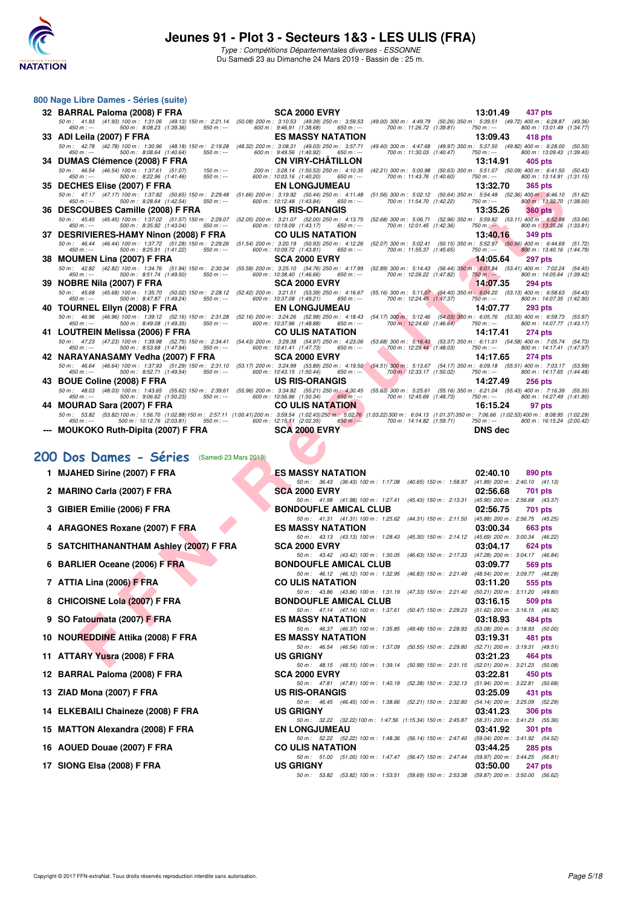# Jeunes 91 - Plot 3 - Secteurs 1&3 - LES ULIS (FRA)

*Type : Compétitions Départementales diverses - ESSONNE*

Du Samedi 23 au Dimanche 24 Mars 2019 - Bassin de : 25 m.

## 800 Nage Libre Dames - Séries (suite)

| Rang | Nom | Club | Temps | Points |
|---|---|---|---|---|
| 32 | BARRAL Paloma (2008) F FRA | SCA 2000 EVRY | 13:01.49 | 437 pts |
| | 50 m : 41.93 (41.93) 100 m : 1:31.06 (49.13) 150 m : 2:21.14 (50.08) 200 m : 3:10.53 (49.39) 250 m : 3:59.53 (49.00) 300 m : 4:49.79 (50.26) 350 m : 5:39.51 (49.72) 400 m : 6:28.87 (49.36) 450 m : --- 500 m : 8:08.23 (1:39.36) 550 m : --- 600 m : 9:46.91 (1:38.68) 650 m : --- 700 m : 11:26.72 (1:39.81) 750 m : --- 800 m : 13:01.49 (1:34.77) | | | |
| 33 | ADI Leila (2007) F FRA | ES MASSY NATATION | 13:09.43 | 418 pts |
| | 50 m : 42.78 (42.78) 100 m : 1:30.96 (48.18) 150 m : 2:19.28 (48.32) 200 m : 3:08.31 (49.03) 250 m : 3:57.71 (49.40) 300 m : 4:47.68 (49.97) 350 m : 5:37.50 (49.82) 400 m : 6:28.00 (50.50) 450 m : --- 500 m : 8:08.64 (1:40.64) 550 m : --- 600 m : 9:49.56 (1:40.92) 650 m : --- 700 m : 11:30.03 (1:40.47) 750 m : --- 800 m : 13:09.43 (1:39.40) | | | |
| 34 | DUMAS Clémence (2008) F FRA | CN VIRY-CHÂTILLON | 13:14.91 | 405 pts |
| | 50 m : 46.54 (46.54) 100 m : 1:37.61 (51.07) 150 m : --- 200 m : 3:28.14 (1:50.53) 250 m : 4:10.35 (42.21) 300 m : 5:00.98 (50.63) 350 m : 5:51.07 (50.09) 400 m : 6:41.50 (50.43) 450 m : --- 500 m : 8:22.96 (1:41.46) 550 m : --- 600 m : 10:03.16 (1:40.20) 650 m : --- 700 m : 11:43.76 (1:40.60) 750 m : --- 800 m : 13:14.91 (1:31.15) | | | |
| 35 | DECHES Elise (2007) F FRA | EN LONGJUMEAU | 13:32.70 | 365 pts |
| | 50 m : 47.17 (47.17) 100 m : 1:37.82 (50.65) 150 m : 2:29.48 (51.66) 200 m : 3:19.92 (50.44) 250 m : 4:11.48 (51.56) 300 m : 5:02.12 (50.64) 350 m : 5:54.48 (52.36) 400 m : 6:46.10 (51.62) 450 m : --- 500 m : 8:28.64 (1:42.54) 550 m : --- 600 m : 10:12.48 (1:43.84) 650 m : --- 700 m : 11:54.70 (1:42.22) 750 m : --- 800 m : 13:32.70 (1:38.00) | | | |
| 36 | DESCOUBES Camille (2008) F FRA | US RIS-ORANGIS | 13:35.26 | 360 pts |
| | 50 m : 45.45 (45.45) 100 m : 1:37.02 (51.57) 150 m : 2:29.07 (52.05) 200 m : 3:21.07 (52.00) 250 m : 4:13.75 (52.68) 300 m : 5:06.71 (52.96) 350 m : 5:59.82 (53.11) 400 m : 6:52.88 (53.06) 450 m : --- 500 m : 8:35.92 (1:43.04) 550 m : --- 600 m : 10:19.09 (1:43.17) 650 m : --- 700 m : 12:01.45 (1:42.36) 750 m : --- 800 m : 13:35.26 (1:33.81) | | | |
| 37 | DESRIVIERES-HAMY Ninon (2008) F FRA | CO ULIS NATATION | 13:40.16 | 349 pts |
| | 50 m : 46.44 (46.44) 100 m : 1:37.72 (51.28) 150 m : 2:29.26 (51.54) 200 m : 3:20.19 (50.93) 250 m : 4:12.26 (52.07) 300 m : 5:02.41 (50.15) 350 m : 5:52.97 (50.56) 400 m : 6:44.69 (51.72) 450 m : --- 500 m : 8:25.91 (1:41.22) 550 m : --- 600 m : 10:09.72 (1:43.81) 650 m : --- 700 m : 11:55.37 (1:45.65) 750 m : --- 800 m : 13:40.16 (1:44.79) | | | |
| 38 | MOUMEN Lina (2007) F FRA | SCA 2000 EVRY | 14:05.64 | 297 pts |
| | 50 m : 42.82 (42.82) 100 m : 1:34.76 (51.94) 150 m : 2:30.34 (55.58) 200 m : 3:25.10 (54.76) 250 m : 4:17.99 (52.89) 300 m : 5:14.43 (56.44) 350 m : 6:07.84 (53.41) 400 m : 7:02.24 (54.40) 450 m : --- 500 m : 8:51.74 (1:49.50) 550 m : --- 600 m : 10:38.40 (1:46.66) 650 m : --- 700 m : 12:26.22 (1:47.82) 750 m : --- 800 m : 14:05.64 (1:39.42) | | | |
| 39 | NOBRE Nila (2007) F FRA | SCA 2000 EVRY | 14:07.35 | 294 pts |
| | 50 m : 45.68 (45.68) 100 m : 1:35.70 (50.02) 150 m : 2:28.12 (52.42) 200 m : 3:21.51 (53.39) 250 m : 4:16.67 (55.16) 300 m : 5:11.07 (54.40) 350 m : 6:04.20 (53.13) 400 m : 6:58.63 (54.43) 450 m : --- 500 m : 8:47.87 (1:49.24) 550 m : --- 600 m : 10:37.08 (1:49.21) 650 m : --- 700 m : 12:24.45 (1:47.37) 750 m : --- 800 m : 14:07.35 (1:42.90) | | | |
| 40 | TOURNEL Ellyn (2008) F FRA | EN LONGJUMEAU | 14:07.77 | 293 pts |
| | 50 m : 46.96 (46.96) 100 m : 1:39.12 (52.16) 150 m : 2:31.28 (52.16) 200 m : 3:24.26 (52.98) 250 m : 4:18.43 (54.17) 300 m : 5:12.46 (54.03) 350 m : 6:05.76 (53.30) 400 m : 6:59.73 (53.97) 450 m : --- 500 m : 8:49.08 (1:49.35) 550 m : --- 600 m : 10:37.96 (1:48.88) 650 m : --- 700 m : 12:24.60 (1:46.64) 750 m : --- 800 m : 14:07.77 (1:43.17) | | | |
| 41 | LOUTREIN Melissa (2006) F FRA | CO ULIS NATATION | 14:17.41 | 274 pts |
| | 50 m : 47.23 (47.23) 100 m : 1:39.98 (52.75) 150 m : 2:34.41 (54.43) 200 m : 3:29.38 (54.97) 250 m : 4:23.06 (53.68) 300 m : 5:16.43 (53.37) 350 m : 6:11.01 (54.58) 400 m : 7:05.74 (54.73) 450 m : --- 500 m : 8:53.68 (1:47.94) 550 m : --- 600 m : 10:41.41 (1:47.73) 650 m : --- 700 m : 12:29.44 (1:48.03) 750 m : --- 800 m : 14:17.41 (1:47.97) | | | |
| 42 | NARAYANASAMY Vedha (2007) F FRA | SCA 2000 EVRY | 14:17.65 | 274 pts |
| | 50 m : 46.64 (46.64) 100 m : 1:37.93 (51.29) 150 m : 2:31.10 (53.17) 200 m : 3:24.99 (53.89) 250 m : 4:19.50 (54.51) 300 m : 5:13.67 (54.17) 350 m : 6:09.18 (55.51) 400 m : 7:03.17 (53.99) 450 m : --- 500 m : 8:52.71 (1:49.54) 550 m : --- 600 m : 10:43.15 (1:50.44) 650 m : --- 700 m : 12:33.17 (1:50.02) 750 m : --- 800 m : 14:17.65 (1:44.48) | | | |
| 43 | BOUE Coline (2008) F FRA | US RIS-ORANGIS | 14:27.49 | 256 pts |
| | 50 m : 48.03 (48.03) 100 m : 1:43.65 (55.62) 150 m : 2:39.61 (55.96) 200 m : 3:34.82 (55.21) 250 m : 4:30.45 (55.63) 300 m : 5:25.61 (55.16) 350 m : 6:21.04 (55.43) 400 m : 7:16.39 (55.35) 450 m : --- 500 m : 9:06.62 (1:50.23) 550 m : --- 600 m : 10:56.96 (1:50.34) 650 m : --- 700 m : 12:45.69 (1:48.73) 750 m : --- 800 m : 14:27.49 (1:41.80) | | | |
| 44 | MOURAD Sara (2007) F FRA | CO ULIS NATATION | 16:15.24 | 97 pts |
| | 50 m : 53.82 (53.82) 100 m : 1:56.70 (1:02.88) 150 m : 2:57.11 (1:00.41) 200 m : 3:59.54 (1:02.43) 250 m : 5:02.76 (1:03.22) 300 m : 6:04.13 (1:01.37) 350 m : 7:06.66 (1:02.53) 400 m : 8:08.95 (1:02.29) 450 m : --- 500 m : 10:12.76 (2:03.81) 550 m : --- 600 m : 12:15.11 (2:02.35) 650 m : --- 700 m : 14:14.82 (1:59.71) 750 m : --- 800 m : 16:15.24 (2:00.42) | | | |
| --- | MOUKOKO Ruth-Dipita (2007) F FRA | SCA 2000 EVRY | DNS dec | |

## 200 Dos Dames - Séries (Samedi 23 Mars 2019)

| Rang | Nom | Club | Temps | Points |
|---|---|---|---|---|
| 1 | MJAHED Sirine (2007) F FRA | ES MASSY NATATION | 02:40.10 | 890 pts |
| | 50 m : 36.43 (36.43) 100 m : 1:17.08 (40.65) 150 m : 1:58.97 (41.89) 200 m : 2:40.10 (41.13) | | | |
| 2 | MARINO Carla (2007) F FRA | SCA 2000 EVRY | 02:56.68 | 701 pts |
| | 50 m : 41.98 (41.98) 100 m : 1:27.41 (45.43) 150 m : 2:13.31 (45.90) 200 m : 2:56.68 (43.37) | | | |
| 3 | GIBIER Emilie (2006) F FRA | BONDOUFLE AMICAL CLUB | 02:56.75 | 701 pts |
| | 50 m : 41.31 (41.31) 100 m : 1:25.62 (44.31) 150 m : 2:11.50 (45.88) 200 m : 2:56.75 (45.25) | | | |
| 4 | ARAGONES Roxane (2007) F FRA | ES MASSY NATATION | 03:00.34 | 663 pts |
| | 50 m : 43.13 (43.13) 100 m : 1:28.43 (45.30) 150 m : 2:14.12 (45.69) 200 m : 3:00.34 (46.22) | | | |
| 5 | SATCHITHANANTHAM Ashley (2007) F FRA | SCA 2000 EVRY | 03:04.17 | 624 pts |
| | 50 m : 43.42 (43.42) 100 m : 1:30.05 (46.63) 150 m : 2:17.33 (47.28) 200 m : 3:04.17 (46.84) | | | |
| 6 | BARLIER Oceane (2006) F FRA | BONDOUFLE AMICAL CLUB | 03:09.77 | 569 pts |
| | 50 m : 46.12 (46.12) 100 m : 1:32.95 (46.83) 150 m : 2:21.49 (48.54) 200 m : 3:09.77 (48.28) | | | |
| 7 | ATTIA Lina (2006) F FRA | CO ULIS NATATION | 03:11.20 | 555 pts |
| | 50 m : 43.86 (43.86) 100 m : 1:31.19 (47.33) 150 m : 2:21.40 (50.21) 200 m : 3:11.20 (49.80) | | | |
| 8 | CHICOISNE Lola (2007) F FRA | BONDOUFLE AMICAL CLUB | 03:16.15 | 509 pts |
| | 50 m : 47.14 (47.14) 100 m : 1:37.61 (50.47) 150 m : 2:29.23 (51.62) 200 m : 3:16.15 (46.92) | | | |
| 9 | SO Fatoumata (2007) F FRA | ES MASSY NATATION | 03:18.93 | 484 pts |
| | 50 m : 46.37 (46.37) 100 m : 1:35.85 (49.48) 150 m : 2:28.93 (53.08) 200 m : 3:18.93 (50.00) | | | |
| 10 | NOUREDDINE Attika (2008) F FRA | ES MASSY NATATION | 03:19.31 | 481 pts |
| | 50 m : 46.54 (46.54) 100 m : 1:37.09 (50.55) 150 m : 2:29.80 (52.71) 200 m : 3:19.31 (49.51) | | | |
| 11 | ATTARY Yusra (2008) F FRA | US GRIGNY | 03:21.23 | 464 pts |
| | 50 m : 48.15 (48.15) 100 m : 1:39.14 (50.99) 150 m : 2:31.15 (52.01) 200 m : 3:21.23 (50.08) | | | |
| 12 | BARRAL Paloma (2008) F FRA | SCA 2000 EVRY | 03:22.81 | 450 pts |
| | 50 m : 47.81 (47.81) 100 m : 1:40.19 (52.38) 150 m : 2:32.13 (51.94) 200 m : 3:22.81 (50.68) | | | |
| 13 | ZIAD Mona (2007) F FRA | US RIS-ORANGIS | 03:25.09 | 431 pts |
| | 50 m : 46.45 (46.45) 100 m : 1:38.66 (52.21) 150 m : 2:32.80 (54.14) 200 m : 3:25.09 (52.29) | | | |
| 14 | ELKEBAILI Chaineze (2008) F FRA | US GRIGNY | 03:41.23 | 306 pts |
| | 50 m : 32.22 (32.22) 100 m : 1:47.56 (1:15.34) 150 m : 2:45.87 (58.31) 200 m : 3:41.23 (55.36) | | | |
| 15 | MATTON Alexandra (2008) F FRA | EN LONGJUMEAU | 03:41.92 | 301 pts |
| | 50 m : 52.22 (52.22) 100 m : 1:48.36 (56.14) 150 m : 2:47.40 (59.04) 200 m : 3:41.92 (54.52) | | | |
| 16 | AOUED Douae (2007) F FRA | CO ULIS NATATION | 03:44.25 | 285 pts |
| | 50 m : 51.00 (51.00) 100 m : 1:47.47 (56.47) 150 m : 2:47.44 (59.97) 200 m : 3:44.25 (56.81) | | | |
| 17 | SIONG Elsa (2008) F FRA | US GRIGNY | 03:50.00 | 247 pts |
| | 50 m : 53.82 (53.82) 100 m : 1:53.51 (59.69) 150 m : 2:53.38 (59.87) 200 m : 3:50.00 (56.62) | | | |

Copyright © 2017 FFN-extraNat. Tous droits réservés reproduction interdite sans autorisation.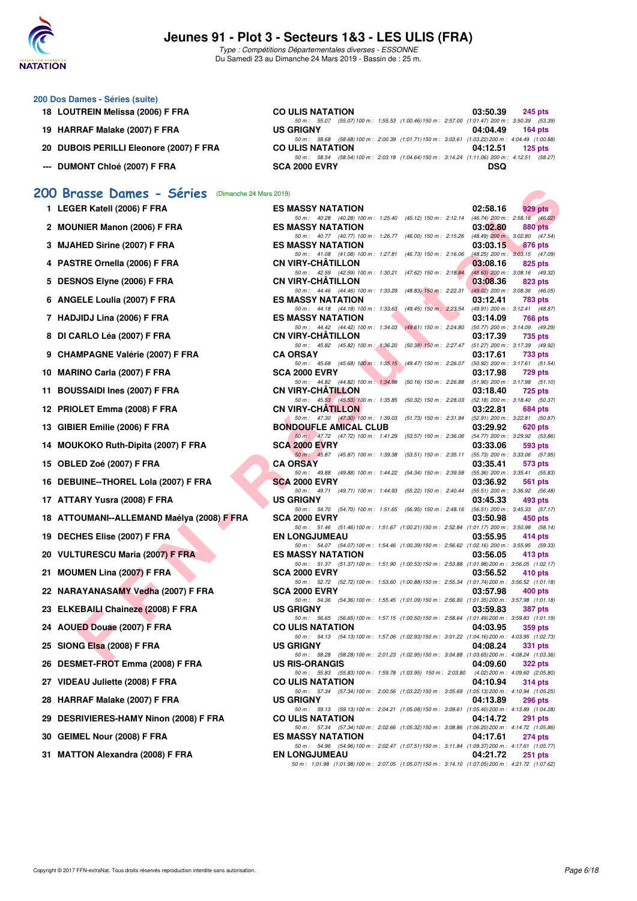# Jeunes 91 - Plot 3 - Secteurs 1&3 - LES ULIS (FRA)

*Type : Compétitions Départementales diverses - ESSONNE*
Du Samedi 23 au Dimanche 24 Mars 2019 - Bassin de : 25 m.

### 200 Dos Dames - Séries (suite)

| Place | Nom | Club | Temps | Points |
|---|---|---|---|---|
| 18 | LOUTREIN Melissa (2006) F FRA | CO ULIS NATATION | 03:50.39 | 245 pts |
| | | 50 m : 55.07 (55.07) 100 m : 1:55.53 (1:00.46) 150 m : 2:57.00 (1:01.47) 200 m : 3:50.39 (53.39) | | |
| 19 | HARRAF Malake (2007) F FRA | US GRIGNY | 04:04.49 | 164 pts |
| | | 50 m : 58.68 (58.68) 100 m : 2:00.39 (1:01.71) 150 m : 3:03.61 (1:03.22) 200 m : 4:04.49 (1:00.88) | | |
| 20 | DUBOIS PERILLI Eleonore (2007) F FRA | CO ULIS NATATION | 04:12.51 | 125 pts |
| | | 50 m : 58.54 (58.54) 100 m : 2:03.18 (1:04.64) 150 m : 3:14.24 (1:11.06) 200 m : 4:12.51 (58.27) | | |
| --- | DUMONT Chloé (2007) F FRA | SCA 2000 EVRY | DSQ | |

## 200 Brasse Dames - Séries (Dimanche 24 Mars 2019)

| Place | Nom | Club | Temps | Points |
|---|---|---|---|---|
| 1 | LEGER Katell (2006) F FRA | ES MASSY NATATION | 02:58.16 | 929 pts |
| | | 50 m : 40.28 (40.28) 100 m : 1:25.40 (45.12) 150 m : 2:12.14 (46.74) 200 m : 2:58.16 (46.02) | | |
| 2 | MOUNIER Manon (2006) F FRA | ES MASSY NATATION | 03:02.80 | 880 pts |
| | | 50 m : 40.77 (40.77) 100 m : 1:26.77 (46.00) 150 m : 2:15.26 (48.49) 200 m : 3:02.80 (47.54) | | |
| 3 | MJAHED Sirine (2007) F FRA | ES MASSY NATATION | 03:03.15 | 876 pts |
| | | 50 m : 41.08 (41.08) 100 m : 1:27.81 (46.73) 150 m : 2:16.06 (48.25) 200 m : 3:03.15 (47.09) | | |
| 4 | PASTRE Ornella (2006) F FRA | CN VIRY-CHÂTILLON | 03:08.16 | 825 pts |
| | | 50 m : 42.59 (42.59) 100 m : 1:30.21 (47.62) 150 m : 2:18.84 (48.63) 200 m : 3:08.16 (49.32) | | |
| 5 | DESNOS Elyne (2006) F FRA | CN VIRY-CHÂTILLON | 03:08.36 | 823 pts |
| | | 50 m : 44.46 (44.46) 100 m : 1:33.29 (48.83) 150 m : 2:22.31 (49.02) 200 m : 3:08.36 (46.05) | | |
| 6 | ANGELE Loulia (2007) F FRA | ES MASSY NATATION | 03:12.41 | 783 pts |
| | | 50 m : 44.18 (44.18) 100 m : 1:33.63 (49.45) 150 m : 2:23.54 (49.91) 200 m : 3:12.41 (48.87) | | |
| 7 | HADJIDJ Lina (2006) F FRA | ES MASSY NATATION | 03:14.09 | 766 pts |
| | | 50 m : 44.42 (44.42) 100 m : 1:34.03 (49.61) 150 m : 2:24.80 (50.77) 200 m : 3:14.09 (49.29) | | |
| 8 | DI CARLO Léa (2007) F FRA | CN VIRY-CHÂTILLON | 03:17.39 | 735 pts |
| | | 50 m : 45.82 (45.82) 100 m : 1:36.20 (50.38) 150 m : 2:27.47 (51.27) 200 m : 3:17.39 (49.92) | | |
| 9 | CHAMPAGNE Valérie (2007) F FRA | CA ORSAY | 03:17.61 | 733 pts |
| | | 50 m : 45.68 (45.68) 100 m : 1:35.15 (49.47) 150 m : 2:26.07 (50.92) 200 m : 3:17.61 (51.54) | | |
| 10 | MARINO Carla (2007) F FRA | SCA 2000 EVRY | 03:17.98 | 729 pts |
| | | 50 m : 44.82 (44.82) 100 m : 1:34.98 (50.16) 150 m : 2:26.88 (51.90) 200 m : 3:17.98 (51.10) | | |
| 11 | BOUSSAIDI Ines (2007) F FRA | CN VIRY-CHÂTILLON | 03:18.40 | 725 pts |
| | | 50 m : 45.53 (45.53) 100 m : 1:35.85 (50.32) 150 m : 2:28.03 (52.18) 200 m : 3:18.40 (50.37) | | |
| 12 | PRIOLET Emma (2008) F FRA | CN VIRY-CHÂTILLON | 03:22.81 | 684 pts |
| | | 50 m : 47.30 (47.30) 100 m : 1:39.03 (51.73) 150 m : 2:31.94 (52.91) 200 m : 3:22.81 (50.87) | | |
| 13 | GIBIER Emilie (2006) F FRA | BONDOUFLE AMICAL CLUB | 03:29.92 | 620 pts |
| | | 50 m : 47.72 (47.72) 100 m : 1:41.29 (53.57) 150 m : 2:36.06 (54.77) 200 m : 3:29.92 (53.86) | | |
| 14 | MOUKOKO Ruth-Dipita (2007) F FRA | SCA 2000 EVRY | 03:33.06 | 593 pts |
| | | 50 m : 45.87 (45.87) 100 m : 1:39.38 (53.51) 150 m : 2:35.11 (55.73) 200 m : 3:33.06 (57.95) | | |
| 15 | OBLED Zoé (2007) F FRA | CA ORSAY | 03:35.41 | 573 pts |
| | | 50 m : 49.88 (49.88) 100 m : 1:44.22 (54.34) 150 m : 2:39.58 (55.36) 200 m : 3:35.41 (55.83) | | |
| 16 | DEBUINE--THOREL Lola (2007) F FRA | SCA 2000 EVRY | 03:36.92 | 561 pts |
| | | 50 m : 49.71 (49.71) 100 m : 1:44.93 (55.22) 150 m : 2:40.44 (55.51) 200 m : 3:36.92 (56.48) | | |
| 17 | ATTARY Yusra (2008) F FRA | US GRIGNY | 03:45.33 | 493 pts |
| | | 50 m : 54.70 (54.70) 100 m : 1:51.65 (56.95) 150 m : 2:48.16 (56.51) 200 m : 3:45.33 (57.17) | | |
| 18 | ATTOUMANI--ALLEMAND Maélya (2008) F FRA | SCA 2000 EVRY | 03:50.98 | 450 pts |
| | | 50 m : 51.46 (51.46) 100 m : 1:51.67 (1:00.21) 150 m : 2:52.84 (1:01.17) 200 m : 3:50.98 (58.14) | | |
| 19 | DECHES Elise (2007) F FRA | EN LONGJUMEAU | 03:55.95 | 414 pts |
| | | 50 m : 54.07 (54.07) 100 m : 1:54.46 (1:00.39) 150 m : 2:56.62 (1:02.16) 200 m : 3:55.95 (59.33) | | |
| 20 | VULTURESCU Maria (2007) F FRA | ES MASSY NATATION | 03:56.05 | 413 pts |
| | | 50 m : 51.37 (51.37) 100 m : 1:51.90 (1:00.53) 150 m : 2:53.88 (1:01.98) 200 m : 3:56.05 (1:02.17) | | |
| 21 | MOUMEN Lina (2007) F FRA | SCA 2000 EVRY | 03:56.52 | 410 pts |
| | | 50 m : 52.72 (52.72) 100 m : 1:53.60 (1:00.88) 150 m : 2:55.34 (1:01.74) 200 m : 3:56.52 (1:01.18) | | |
| 22 | NARAYANASAMY Vedha (2007) F FRA | SCA 2000 EVRY | 03:57.98 | 400 pts |
| | | 50 m : 54.36 (54.36) 100 m : 1:55.45 (1:01.09) 150 m : 2:56.80 (1:01.35) 200 m : 3:57.98 (1:01.18) | | |
| 23 | ELKEBAILI Chaineze (2008) F FRA | US GRIGNY | 03:59.83 | 387 pts |
| | | 50 m : 56.65 (56.65) 100 m : 1:57.15 (1:00.50) 150 m : 2:58.64 (1:01.49) 200 m : 3:59.83 (1:01.19) | | |
| 24 | AOUED Douae (2007) F FRA | CO ULIS NATATION | 04:03.95 | 359 pts |
| | | 50 m : 54.13 (54.13) 100 m : 1:57.06 (1:02.93) 150 m : 3:01.22 (1:04.16) 200 m : 4:03.95 (1:02.73) | | |
| 25 | SIONG Elsa (2008) F FRA | US GRIGNY | 04:08.24 | 331 pts |
| | | 50 m : 58.28 (58.28) 100 m : 2:01.23 (1:02.95) 150 m : 3:04.88 (1:03.65) 200 m : 4:08.24 (1:03.36) | | |
| 26 | DESMET-FROT Emma (2008) F FRA | US RIS-ORANGIS | 04:09.60 | 322 pts |
| | | 50 m : 55.83 (55.83) 100 m : 1:59.78 (1:03.95) 150 m : 2:03.80 (4:02) 200 m : 4:09.60 (2:05.80) | | |
| 27 | VIDEAU Juliette (2008) F FRA | CO ULIS NATATION | 04:10.94 | 314 pts |
| | | 50 m : 57.34 (57.34) 100 m : 2:00.56 (1:03.22) 150 m : 3:05.69 (1:05.13) 200 m : 4:10.94 (1:05.25) | | |
| 28 | HARRAF Malake (2007) F FRA | US GRIGNY | 04:13.89 | 296 pts |
| | | 50 m : 59.13 (59.13) 100 m : 2:04.21 (1:05.08) 150 m : 3:09.61 (1:05.40) 200 m : 4:13.89 (1:04.28) | | |
| 29 | DESRIVIERES-HAMY Ninon (2008) F FRA | CO ULIS NATATION | 04:14.72 | 291 pts |
| | | 50 m : 57.34 (57.34) 100 m : 2:02.66 (1:05.32) 150 m : 3:08.86 (1:06.20) 200 m : 4:14.72 (1:05.86) | | |
| 30 | GEIMEL Nour (2008) F FRA | ES MASSY NATATION | 04:17.61 | 274 pts |
| | | 50 m : 54.96 (54.96) 100 m : 2:02.47 (1:07.51) 150 m : 3:11.84 (1:09.37) 200 m : 4:17.61 (1:05.77) | | |
| 31 | MATTON Alexandra (2008) F FRA | EN LONGJUMEAU | 04:21.72 | 251 pts |
| | | 50 m : 1:01.98 (1:01.98) 100 m : 2:07.05 (1:05.07) 150 m : 3:14.10 (1:07.05) 200 m : 4:21.72 (1:07.62) | | |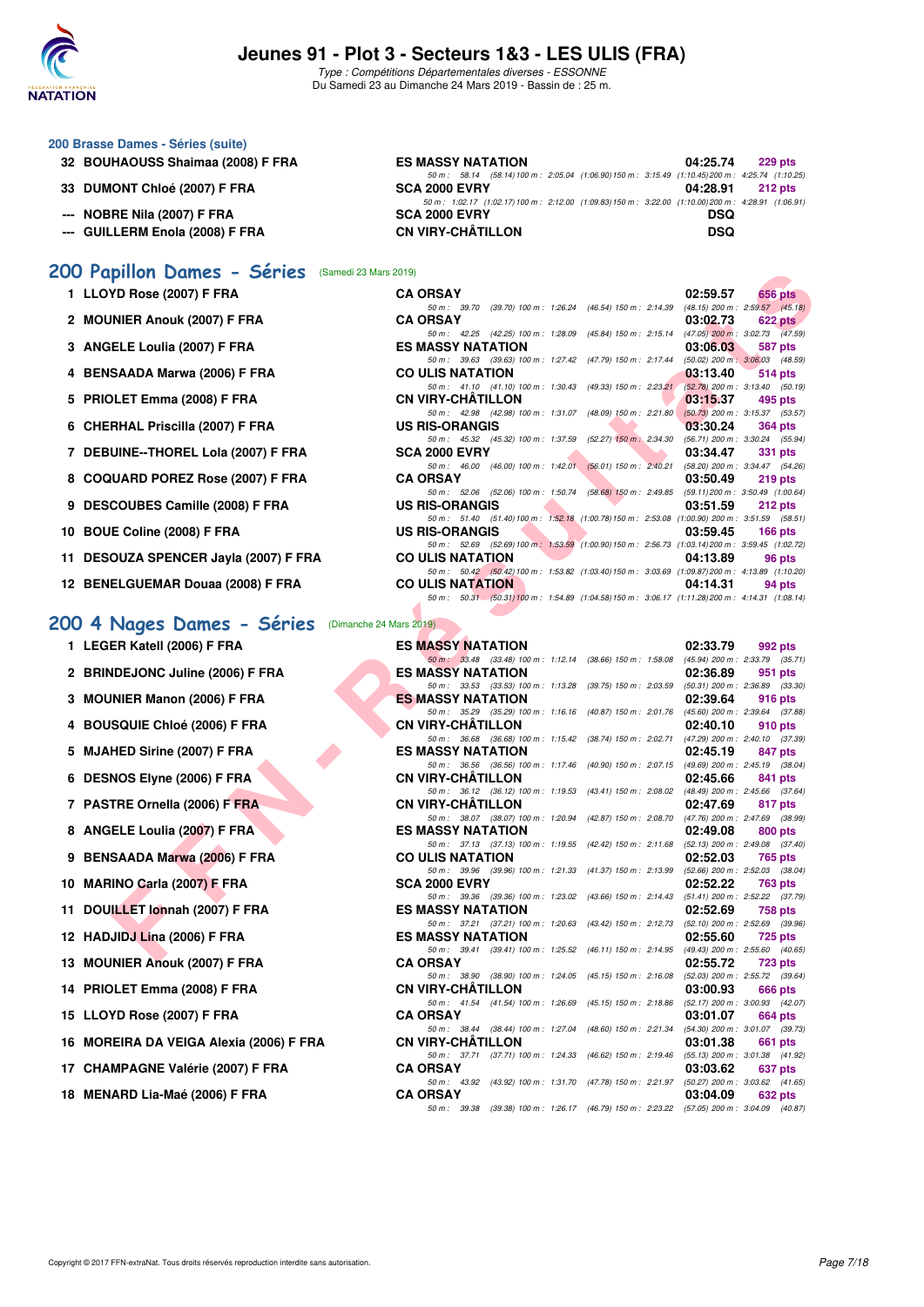# Jeunes 91 - Plot 3 - Secteurs 1&3 - LES ULIS (FRA)

*Type : Compétitions Départementales diverses - ESSONNE*
Du Samedi 23 au Dimanche 24 Mars 2019 - Bassin de : 25 m.

### 200 Brasse Dames - Séries (suite)

| Rang | Nom | Club | Temps | Points |
|---|---|---|---|---|
| 32 | BOUHAOUSS Shaimaa (2008) F FRA | ES MASSY NATATION | 04:25.74 | 229 pts |
| | 50 m : 58.14 (58.14) 100 m : 2:05.04 (1:06.90) 150 m : 3:15.49 (1:10.45) 200 m : 4:25.74 (1:10.25) | | | |
| 33 | DUMONT Chloé (2007) F FRA | SCA 2000 EVRY | 04:28.91 | 212 pts |
| | 50 m : 1:02.17 (1:02.17) 100 m : 2:12.00 (1:09.83) 150 m : 3:22.00 (1:10.00) 200 m : 4:28.91 (1:06.91) | | | |
| --- | NOBRE Nila (2007) F FRA | SCA 2000 EVRY | DSQ | |
| --- | GUILLERM Enola (2008) F FRA | CN VIRY-CHÂTILLON | DSQ | |

## 200 Papillon Dames - Séries (Samedi 23 Mars 2019)

| Rang | Nom | Club | Temps | Points |
|---|---|---|---|---|
| 1 | LLOYD Rose (2007) F FRA | CA ORSAY | 02:59.57 | 656 pts |
| | 50 m : 39.70 (39.70) 100 m : 1:26.24 (46.54) 150 m : 2:14.39 (48.15) 200 m : 2:59.57 (45.18) | | | |
| 2 | MOUNIER Anouk (2007) F FRA | CA ORSAY | 03:02.73 | 622 pts |
| | 50 m : 42.25 (42.25) 100 m : 1:28.09 (45.84) 150 m : 2:15.14 (47.05) 200 m : 3:02.73 (47.59) | | | |
| 3 | ANGELE Loulia (2007) F FRA | ES MASSY NATATION | 03:06.03 | 587 pts |
| | 50 m : 39.63 (39.63) 100 m : 1:27.42 (47.79) 150 m : 2:17.44 (50.02) 200 m : 3:06.03 (48.59) | | | |
| 4 | BENSAADA Marwa (2006) F FRA | CO ULIS NATATION | 03:13.40 | 514 pts |
| | 50 m : 41.10 (41.10) 100 m : 1:30.43 (49.33) 150 m : 2:23.21 (52.78) 200 m : 3:13.40 (50.19) | | | |
| 5 | PRIOLET Emma (2008) F FRA | CN VIRY-CHÂTILLON | 03:15.37 | 495 pts |
| | 50 m : 42.98 (42.98) 100 m : 1:31.07 (48.09) 150 m : 2:21.80 (50.73) 200 m : 3:15.37 (53.57) | | | |
| 6 | CHERHAL Priscilla (2007) F FRA | US RIS-ORANGIS | 03:30.24 | 364 pts |
| | 50 m : 45.32 (45.32) 100 m : 1:37.59 (52.27) 150 m : 2:34.30 (56.71) 200 m : 3:30.24 (55.94) | | | |
| 7 | DEBUINE--THOREL Lola (2007) F FRA | SCA 2000 EVRY | 03:34.47 | 331 pts |
| | 50 m : 46.00 (46.00) 100 m : 1:42.01 (56.01) 150 m : 2:40.21 (58.20) 200 m : 3:34.47 (54.26) | | | |
| 8 | COQUARD POREZ Rose (2007) F FRA | CA ORSAY | 03:50.49 | 219 pts |
| | 50 m : 52.06 (52.06) 100 m : 1:50.74 (58.68) 150 m : 2:49.85 (59.11) 200 m : 3:50.49 (1:00.64) | | | |
| 9 | DESCOUBES Camille (2008) F FRA | US RIS-ORANGIS | 03:51.59 | 212 pts |
| | 50 m : 51.40 (51.40) 100 m : 1:52.18 (1:00.78) 150 m : 2:53.08 (1:00.90) 200 m : 3:51.59 (58.51) | | | |
| 10 | BOUE Coline (2008) F FRA | US RIS-ORANGIS | 03:59.45 | 166 pts |
| | 50 m : 52.69 (52.69) 100 m : 1:53.59 (1:00.90) 150 m : 2:56.73 (1:03.14) 200 m : 3:59.45 (1:02.72) | | | |
| 11 | DESOUZA SPENCER Jayla (2007) F FRA | CO ULIS NATATION | 04:13.89 | 96 pts |
| | 50 m : 50.42 (50.42) 100 m : 1:53.82 (1:03.40) 150 m : 3:03.69 (1:09.87) 200 m : 4:13.89 (1:10.20) | | | |
| 12 | BENELGUEMAR Douaa (2008) F FRA | CO ULIS NATATION | 04:14.31 | 94 pts |
| | 50 m : 50.31 (50.31) 100 m : 1:54.89 (1:04.58) 150 m : 3:06.17 (1:11.28) 200 m : 4:14.31 (1:08.14) | | | |

## 200 4 Nages Dames - Séries (Dimanche 24 Mars 2019)

| Rang | Nom | Club | Temps | Points |
|---|---|---|---|---|
| 1 | LEGER Katell (2006) F FRA | ES MASSY NATATION | 02:33.79 | 992 pts |
| | 50 m : 33.48 (33.48) 100 m : 1:12.14 (38.66) 150 m : 1:58.08 (45.94) 200 m : 2:33.79 (35.71) | | | |
| 2 | BRINDEJONC Juline (2006) F FRA | ES MASSY NATATION | 02:36.89 | 951 pts |
| | 50 m : 33.53 (33.53) 100 m : 1:13.28 (39.75) 150 m : 2:03.59 (50.31) 200 m : 2:36.89 (33.30) | | | |
| 3 | MOUNIER Manon (2006) F FRA | ES MASSY NATATION | 02:39.64 | 916 pts |
| | 50 m : 35.29 (35.29) 100 m : 1:16.16 (40.87) 150 m : 2:01.76 (45.60) 200 m : 2:39.64 (37.88) | | | |
| 4 | BOUSQUIE Chloé (2006) F FRA | CN VIRY-CHÂTILLON | 02:40.10 | 910 pts |
| | 50 m : 36.68 (36.68) 100 m : 1:15.42 (38.74) 150 m : 2:02.71 (47.29) 200 m : 2:40.10 (37.39) | | | |
| 5 | MJAHED Sirine (2007) F FRA | ES MASSY NATATION | 02:45.19 | 847 pts |
| | 50 m : 36.56 (36.56) 100 m : 1:17.46 (40.90) 150 m : 2:07.15 (49.69) 200 m : 2:45.19 (38.04) | | | |
| 6 | DESNOS Elyne (2006) F FRA | CN VIRY-CHÂTILLON | 02:45.66 | 841 pts |
| | 50 m : 36.12 (36.12) 100 m : 1:19.53 (43.41) 150 m : 2:08.02 (48.49) 200 m : 2:45.66 (37.64) | | | |
| 7 | PASTRE Ornella (2006) F FRA | CN VIRY-CHÂTILLON | 02:47.69 | 817 pts |
| | 50 m : 38.07 (38.07) 100 m : 1:20.94 (42.87) 150 m : 2:08.70 (47.76) 200 m : 2:47.69 (38.99) | | | |
| 8 | ANGELE Loulia (2007) F FRA | ES MASSY NATATION | 02:49.08 | 800 pts |
| | 50 m : 37.13 (37.13) 100 m : 1:19.55 (42.42) 150 m : 2:11.68 (52.13) 200 m : 2:49.08 (37.40) | | | |
| 9 | BENSAADA Marwa (2006) F FRA | CO ULIS NATATION | 02:52.03 | 765 pts |
| | 50 m : 39.96 (39.96) 100 m : 1:21.33 (41.37) 150 m : 2:13.99 (52.66) 200 m : 2:52.03 (38.04) | | | |
| 10 | MARINO Carla (2007) F FRA | SCA 2000 EVRY | 02:52.22 | 763 pts |
| | 50 m : 39.36 (39.36) 100 m : 1:23.02 (43.66) 150 m : 2:14.43 (51.41) 200 m : 2:52.22 (37.79) | | | |
| 11 | DOUILLET Ionnah (2007) F FRA | ES MASSY NATATION | 02:52.69 | 758 pts |
| | 50 m : 37.21 (37.21) 100 m : 1:20.63 (43.42) 150 m : 2:12.73 (52.10) 200 m : 2:52.69 (39.96) | | | |
| 12 | HADJIDJ Lina (2006) F FRA | ES MASSY NATATION | 02:55.60 | 725 pts |
| | 50 m : 39.41 (39.41) 100 m : 1:25.52 (46.11) 150 m : 2:14.95 (49.43) 200 m : 2:55.60 (40.65) | | | |
| 13 | MOUNIER Anouk (2007) F FRA | CA ORSAY | 02:55.72 | 723 pts |
| | 50 m : 38.90 (38.90) 100 m : 1:24.05 (45.15) 150 m : 2:16.08 (52.03) 200 m : 2:55.72 (39.64) | | | |
| 14 | PRIOLET Emma (2008) F FRA | CN VIRY-CHÂTILLON | 03:00.93 | 666 pts |
| | 50 m : 41.54 (41.54) 100 m : 1:26.69 (45.15) 150 m : 2:18.86 (52.17) 200 m : 3:00.93 (42.07) | | | |
| 15 | LLOYD Rose (2007) F FRA | CA ORSAY | 03:01.07 | 664 pts |
| | 50 m : 38.44 (38.44) 100 m : 1:27.04 (48.60) 150 m : 2:21.34 (54.30) 200 m : 3:01.07 (39.73) | | | |
| 16 | MOREIRA DA VEIGA Alexia (2006) F FRA | CN VIRY-CHÂTILLON | 03:01.38 | 661 pts |
| | 50 m : 37.71 (37.71) 100 m : 1:24.33 (46.62) 150 m : 2:19.46 (55.13) 200 m : 3:01.38 (41.92) | | | |
| 17 | CHAMPAGNE Valérie (2007) F FRA | CA ORSAY | 03:03.62 | 637 pts |
| | 50 m : 43.92 (43.92) 100 m : 1:31.70 (47.78) 150 m : 2:21.97 (50.27) 200 m : 3:03.62 (41.65) | | | |
| 18 | MENARD Lia-Maé (2006) F FRA | CA ORSAY | 03:04.09 | 632 pts |
| | 50 m : 39.38 (39.38) 100 m : 1:26.17 (46.79) 150 m : 2:23.22 (57.05) 200 m : 3:04.09 (40.87) | | | |

Copyright © 2017 FFN-extraNat. Tous droits réservés reproduction interdite sans autorisation.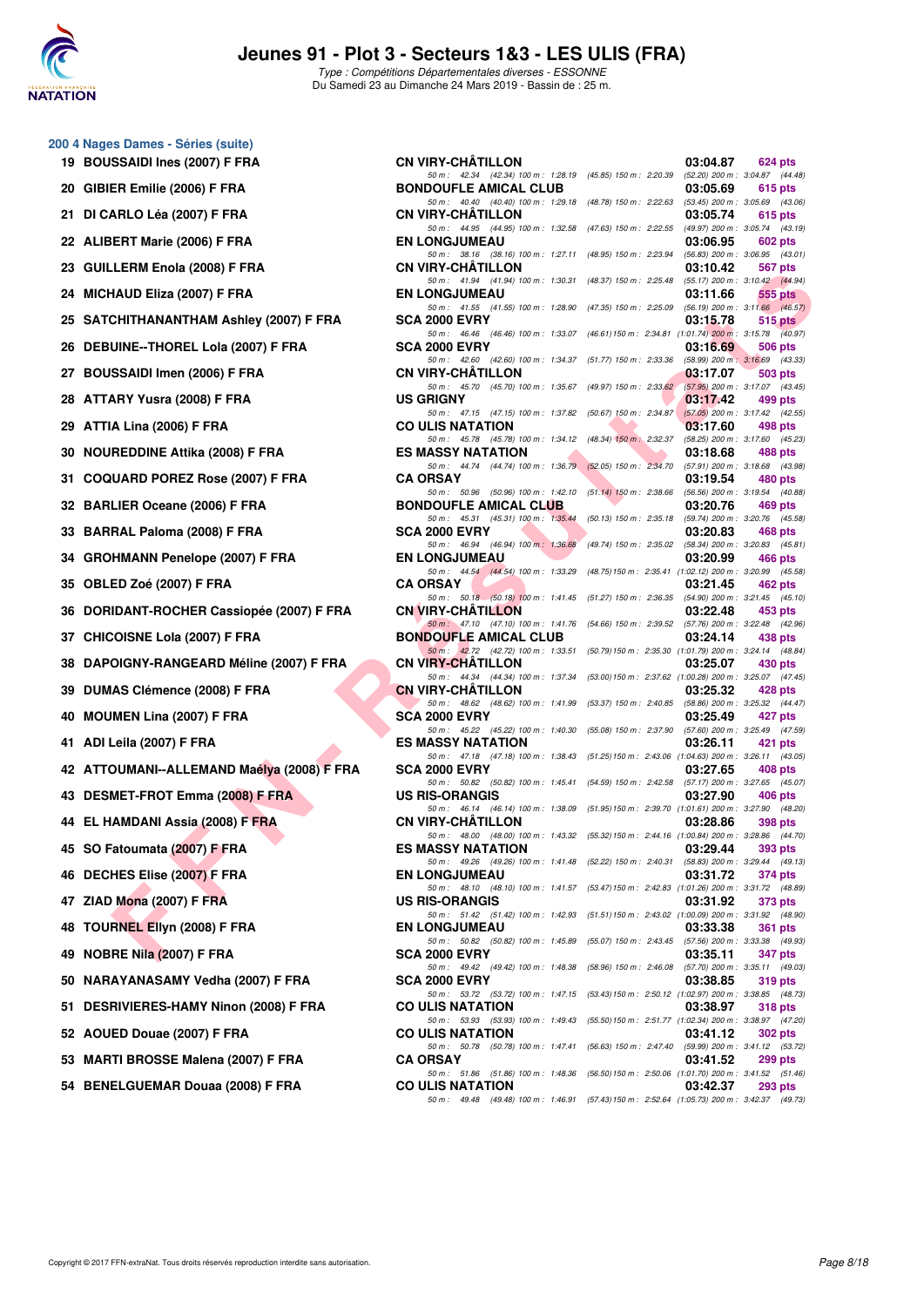# Jeunes 91 - Plot 3 - Secteurs 1&3 - LES ULIS (FRA)

*Type : Compétitions Départementales diverses - ESSONNE*

Du Samedi 23 au Dimanche 24 Mars 2019 - Bassin de : 25 m.

## 200 4 Nages Dames - Séries (suite)

| Pl. | Nom | Club | Temps | Points |
|---|---|---|---|---|
| 19 | BOUSSAIDI Ines (2007) F FRA | CN VIRY-CHÂTILLON | 03:04.87 | 624 pts |
| | 50 m : 42.34 (42.34) 100 m : 1:28.19 (45.85) 150 m : 2:20.39 (52.20) 200 m : 3:04.87 (44.48) | | | |
| 20 | GIBIER Emilie (2006) F FRA | BONDOUFLE AMICAL CLUB | 03:05.69 | 615 pts |
| | 50 m : 40.40 (40.40) 100 m : 1:29.18 (48.78) 150 m : 2:22.63 (53.45) 200 m : 3:05.69 (43.06) | | | |
| 21 | DI CARLO Léa (2007) F FRA | CN VIRY-CHÂTILLON | 03:05.74 | 615 pts |
| | 50 m : 44.95 (44.95) 100 m : 1:32.58 (47.63) 150 m : 2:22.55 (49.97) 200 m : 3:05.74 (43.19) | | | |
| 22 | ALIBERT Marie (2006) F FRA | EN LONGJUMEAU | 03:06.95 | 602 pts |
| | 50 m : 38.16 (38.16) 100 m : 1:27.11 (48.95) 150 m : 2:23.94 (56.83) 200 m : 3:06.95 (43.01) | | | |
| 23 | GUILLERM Enola (2008) F FRA | CN VIRY-CHÂTILLON | 03:10.42 | 567 pts |
| | 50 m : 41.94 (41.94) 100 m : 1:30.31 (48.37) 150 m : 2:25.48 (55.17) 200 m : 3:10.42 (44.94) | | | |
| 24 | MICHAUD Eliza (2007) F FRA | EN LONGJUMEAU | 03:11.66 | 555 pts |
| | 50 m : 41.55 (41.55) 100 m : 1:28.90 (47.35) 150 m : 2:25.09 (56.19) 200 m : 3:11.66 (46.57) | | | |
| 25 | SATCHITHANANTHAM Ashley (2007) F FRA | SCA 2000 EVRY | 03:15.78 | 515 pts |
| | 50 m : 46.46 (46.46) 100 m : 1:33.07 (46.61) 150 m : 2:34.81 (1:01.74) 200 m : 3:15.78 (40.97) | | | |
| 26 | DEBUINE--THOREL Lola (2007) F FRA | SCA 2000 EVRY | 03:16.69 | 506 pts |
| | 50 m : 42.60 (42.60) 100 m : 1:34.37 (51.77) 150 m : 2:33.36 (58.99) 200 m : 3:16.69 (43.33) | | | |
| 27 | BOUSSAIDI Imen (2006) F FRA | CN VIRY-CHÂTILLON | 03:17.07 | 503 pts |
| | 50 m : 45.70 (45.70) 100 m : 1:35.67 (49.97) 150 m : 2:33.62 (57.95) 200 m : 3:17.07 (43.45) | | | |
| 28 | ATTARY Yusra (2008) F FRA | US GRIGNY | 03:17.42 | 499 pts |
| | 50 m : 47.15 (47.15) 100 m : 1:37.82 (50.67) 150 m : 2:34.87 (57.05) 200 m : 3:17.42 (42.55) | | | |
| 29 | ATTIA Lina (2006) F FRA | CO ULIS NATATION | 03:17.60 | 498 pts |
| | 50 m : 45.78 (45.78) 100 m : 1:34.12 (48.34) 150 m : 2:32.37 (58.25) 200 m : 3:17.60 (45.23) | | | |
| 30 | NOUREDDINE Attika (2008) F FRA | ES MASSY NATATION | 03:18.68 | 488 pts |
| | 50 m : 44.74 (44.74) 100 m : 1:36.79 (52.05) 150 m : 2:34.70 (57.91) 200 m : 3:18.68 (43.98) | | | |
| 31 | COQUARD POREZ Rose (2007) F FRA | CA ORSAY | 03:19.54 | 480 pts |
| | 50 m : 50.96 (50.96) 100 m : 1:42.10 (51.14) 150 m : 2:38.66 (56.56) 200 m : 3:19.54 (40.88) | | | |
| 32 | BARLIER Oceane (2006) F FRA | BONDOUFLE AMICAL CLUB | 03:20.76 | 469 pts |
| | 50 m : 45.31 (45.31) 100 m : 1:35.44 (50.13) 150 m : 2:35.18 (59.74) 200 m : 3:20.76 (45.58) | | | |
| 33 | BARRAL Paloma (2008) F FRA | SCA 2000 EVRY | 03:20.83 | 468 pts |
| | 50 m : 46.94 (46.94) 100 m : 1:36.68 (49.74) 150 m : 2:35.02 (58.34) 200 m : 3:20.83 (45.81) | | | |
| 34 | GROHMANN Penelope (2007) F FRA | EN LONGJUMEAU | 03:20.99 | 466 pts |
| | 50 m : 44.54 (44.54) 100 m : 1:33.29 (48.75) 150 m : 2:35.41 (1:02.12) 200 m : 3:20.99 (45.58) | | | |
| 35 | OBLED Zoé (2007) F FRA | CA ORSAY | 03:21.45 | 462 pts |
| | 50 m : 50.18 (50.18) 100 m : 1:41.45 (51.27) 150 m : 2:36.35 (54.90) 200 m : 3:21.45 (45.10) | | | |
| 36 | DORIDANT-ROCHER Cassiopée (2007) F FRA | CN VIRY-CHÂTILLON | 03:22.48 | 453 pts |
| | 50 m : 47.10 (47.10) 100 m : 1:41.76 (54.66) 150 m : 2:39.52 (57.76) 200 m : 3:22.48 (42.96) | | | |
| 37 | CHICOISNE Lola (2007) F FRA | BONDOUFLE AMICAL CLUB | 03:24.14 | 438 pts |
| | 50 m : 42.72 (42.72) 100 m : 1:33.51 (50.79) 150 m : 2:35.30 (1:01.79) 200 m : 3:24.14 (48.84) | | | |
| 38 | DAPOIGNY-RANGEARD Méline (2007) F FRA | CN VIRY-CHÂTILLON | 03:25.07 | 430 pts |
| | 50 m : 44.34 (44.34) 100 m : 1:37.34 (53.00) 150 m : 2:37.62 (1:00.28) 200 m : 3:25.07 (47.45) | | | |
| 39 | DUMAS Clémence (2008) F FRA | CN VIRY-CHÂTILLON | 03:25.32 | 428 pts |
| | 50 m : 48.62 (48.62) 100 m : 1:41.99 (53.37) 150 m : 2:40.85 (58.86) 200 m : 3:25.32 (44.47) | | | |
| 40 | MOUMEN Lina (2007) F FRA | SCA 2000 EVRY | 03:25.49 | 427 pts |
| | 50 m : 45.22 (45.22) 100 m : 1:40.30 (55.08) 150 m : 2:37.90 (57.60) 200 m : 3:25.49 (47.59) | | | |
| 41 | ADI Leila (2007) F FRA | ES MASSY NATATION | 03:26.11 | 421 pts |
| | 50 m : 47.18 (47.18) 100 m : 1:38.43 (51.25) 150 m : 2:43.06 (1:04.63) 200 m : 3:26.11 (43.05) | | | |
| 42 | ATTOUMANI--ALLEMAND Maélya (2008) F FRA | SCA 2000 EVRY | 03:27.65 | 408 pts |
| | 50 m : 50.82 (50.82) 100 m : 1:45.41 (54.59) 150 m : 2:42.58 (57.17) 200 m : 3:27.65 (45.07) | | | |
| 43 | DESMET-FROT Emma (2008) F FRA | US RIS-ORANGIS | 03:27.90 | 406 pts |
| | 50 m : 46.14 (46.14) 100 m : 1:38.09 (51.95) 150 m : 2:39.70 (1:01.61) 200 m : 3:27.90 (48.20) | | | |
| 44 | EL HAMDANI Assia (2008) F FRA | CN VIRY-CHÂTILLON | 03:28.86 | 398 pts |
| | 50 m : 48.00 (48.00) 100 m : 1:43.32 (55.32) 150 m : 2:44.16 (1:00.84) 200 m : 3:28.86 (44.70) | | | |
| 45 | SO Fatoumata (2007) F FRA | ES MASSY NATATION | 03:29.44 | 393 pts |
| | 50 m : 49.26 (49.26) 100 m : 1:41.48 (52.22) 150 m : 2:40.31 (58.83) 200 m : 3:29.44 (49.13) | | | |
| 46 | DECHES Elise (2007) F FRA | EN LONGJUMEAU | 03:31.72 | 374 pts |
| | 50 m : 48.10 (48.10) 100 m : 1:41.57 (53.47) 150 m : 2:42.83 (1:01.26) 200 m : 3:31.72 (48.89) | | | |
| 47 | ZIAD Mona (2007) F FRA | US RIS-ORANGIS | 03:31.92 | 373 pts |
| | 50 m : 51.42 (51.42) 100 m : 1:42.93 (51.51) 150 m : 2:43.02 (1:00.09) 200 m : 3:31.92 (48.90) | | | |
| 48 | TOURNEL Ellyn (2008) F FRA | EN LONGJUMEAU | 03:33.38 | 361 pts |
| | 50 m : 50.82 (50.82) 100 m : 1:45.89 (55.07) 150 m : 2:43.45 (57.56) 200 m : 3:33.38 (49.93) | | | |
| 49 | NOBRE Nila (2007) F FRA | SCA 2000 EVRY | 03:35.11 | 347 pts |
| | 50 m : 49.42 (49.42) 100 m : 1:48.38 (58.96) 150 m : 2:46.08 (57.70) 200 m : 3:35.11 (49.03) | | | |
| 50 | NARAYANASAMY Vedha (2007) F FRA | SCA 2000 EVRY | 03:38.85 | 319 pts |
| | 50 m : 53.72 (53.72) 100 m : 1:47.15 (53.43) 150 m : 2:50.12 (1:02.97) 200 m : 3:38.85 (48.73) | | | |
| 51 | DESRIVIERES-HAMY Ninon (2008) F FRA | CO ULIS NATATION | 03:38.97 | 318 pts |
| | 50 m : 53.93 (53.93) 100 m : 1:49.43 (55.50) 150 m : 2:51.77 (1:02.34) 200 m : 3:38.97 (47.20) | | | |
| 52 | AOUED Douae (2007) F FRA | CO ULIS NATATION | 03:41.12 | 302 pts |
| | 50 m : 50.78 (50.78) 100 m : 1:47.41 (56.63) 150 m : 2:47.40 (59.99) 200 m : 3:41.12 (53.72) | | | |
| 53 | MARTI BROSSE Malena (2007) F FRA | CA ORSAY | 03:41.52 | 299 pts |
| | 50 m : 51.86 (51.86) 100 m : 1:48.36 (56.50) 150 m : 2:50.06 (1:01.70) 200 m : 3:41.52 (51.46) | | | |
| 54 | BENELGUEMAR Douaa (2008) F FRA | CO ULIS NATATION | 03:42.37 | 293 pts |
| | 50 m : 49.48 (49.48) 100 m : 1:46.91 (57.43) 150 m : 2:52.64 (1:05.73) 200 m : 3:42.37 (49.73) | | | |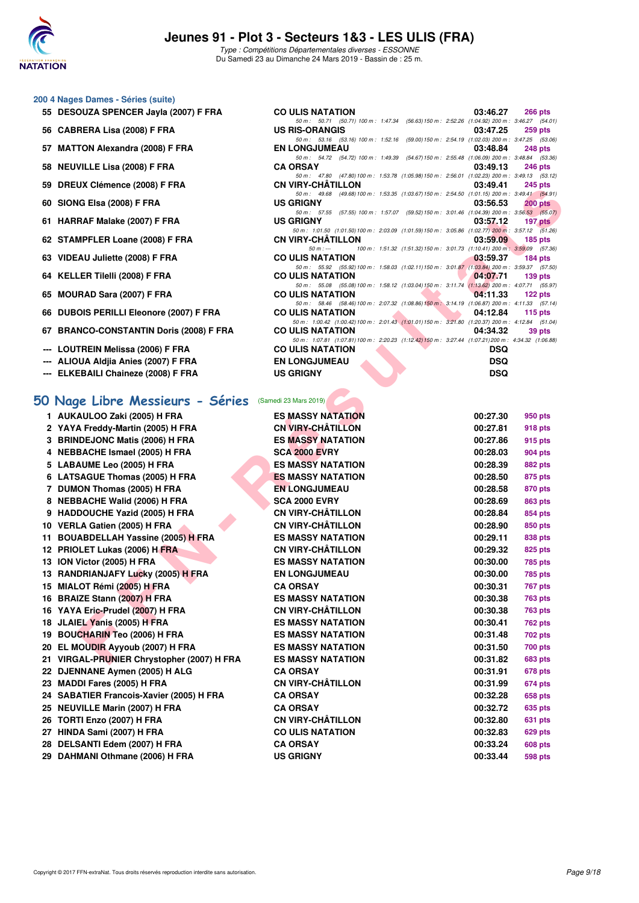# Jeunes 91 - Plot 3 - Secteurs 1&3 - LES ULIS (FRA)

*Type : Compétitions Départementales diverses - ESSONNE*
Du Samedi 23 au Dimanche 24 Mars 2019 - Bassin de : 25 m.

## 200 4 Nages Dames - Séries (suite)

| Rg | Nom | Club | Temps | Points |
|---|---|---|---|---|
| 55 | DESOUZA SPENCER Jayla (2007) F FRA | CO ULIS NATATION | 03:46.27 | 266 pts |
| | 50 m : 50.71 (50.71) 100 m : 1:47.34 (56.63) 150 m : 2:52.26 (1:04.92) 200 m : 3:46.27 (54.01) | | | |
| 56 | CABRERA Lisa (2008) F FRA | US RIS-ORANGIS | 03:47.25 | 259 pts |
| | 50 m : 53.16 (53.16) 100 m : 1:52.16 (59.00) 150 m : 2:54.19 (1:02.03) 200 m : 3:47.25 (53.06) | | | |
| 57 | MATTON Alexandra (2008) F FRA | EN LONGJUMEAU | 03:48.84 | 248 pts |
| | 50 m : 54.72 (54.72) 100 m : 1:49.39 (54.67) 150 m : 2:55.48 (1:06.09) 200 m : 3:48.84 (53.36) | | | |
| 58 | NEUVILLE Lisa (2008) F FRA | CA ORSAY | 03:49.13 | 246 pts |
| | 50 m : 47.80 (47.80) 100 m : 1:53.78 (1:05.98) 150 m : 2:56.01 (1:02.23) 200 m : 3:49.13 (53.12) | | | |
| 59 | DREUX Clémence (2008) F FRA | CN VIRY-CHÂTILLON | 03:49.41 | 245 pts |
| | 50 m : 49.68 (49.68) 100 m : 1:53.35 (1:03.67) 150 m : 2:54.50 (1:01.15) 200 m : 3:49.41 (54.91) | | | |
| 60 | SIONG Elsa (2008) F FRA | US GRIGNY | 03:56.53 | 200 pts |
| | 50 m : 57.55 (57.55) 100 m : 1:57.07 (59.52) 150 m : 3:01.46 (1:04.39) 200 m : 3:56.53 (55.07) | | | |
| 61 | HARRAF Malake (2007) F FRA | US GRIGNY | 03:57.12 | 197 pts |
| | 50 m : 1:01.50 (1:01.50) 100 m : 2:03.09 (1:01.59) 150 m : 3:05.86 (1:02.77) 200 m : 3:57.12 (51.26) | | | |
| 62 | STAMPFLER Loane (2008) F FRA | CN VIRY-CHÂTILLON | 03:59.09 | 185 pts |
| | 50 m : --- 100 m : 1:51.32 (1:51.32) 150 m : 3:01.73 (1:10.41) 200 m : 3:59.09 (57.36) | | | |
| 63 | VIDEAU Juliette (2008) F FRA | CO ULIS NATATION | 03:59.37 | 184 pts |
| | 50 m : 55.92 (55.92) 100 m : 1:58.03 (1:02.11) 150 m : 3:01.87 (1:03.84) 200 m : 3:59.37 (57.50) | | | |
| 64 | KELLER Tilelli (2008) F FRA | CO ULIS NATATION | 04:07.71 | 139 pts |
| | 50 m : 55.08 (55.08) 100 m : 1:58.12 (1:03.04) 150 m : 3:11.74 (1:13.62) 200 m : 4:07.71 (55.97) | | | |
| 65 | MOURAD Sara (2007) F FRA | CO ULIS NATATION | 04:11.33 | 122 pts |
| | 50 m : 58.46 (58.46) 100 m : 2:07.32 (1:08.86) 150 m : 3:14.19 (1:06.87) 200 m : 4:11.33 (57.14) | | | |
| 66 | DUBOIS PERILLI Eleonore (2007) F FRA | CO ULIS NATATION | 04:12.84 | 115 pts |
| | 50 m : 1:00.42 (1:00.42) 100 m : 2:01.43 (1:01.01) 150 m : 3:21.80 (1:20.37) 200 m : 4:12.84 (51.04) | | | |
| 67 | BRANCO-CONSTANTIN Doris (2008) F FRA | CO ULIS NATATION | 04:34.32 | 39 pts |
| | 50 m : 1:07.81 (1:07.81) 100 m : 2:20.23 (1:12.42) 150 m : 3:27.44 (1:07.21) 200 m : 4:34.32 (1:06.88) | | | |
| --- | LOUTREIN Melissa (2006) F FRA | CO ULIS NATATION | DSQ | |
| --- | ALIOUA Aldjia Anies (2007) F FRA | EN LONGJUMEAU | DSQ | |
| --- | ELKEBAILI Chaineze (2008) F FRA | US GRIGNY | DSQ | |

## 50 Nage Libre Messieurs - Séries (Samedi 23 Mars 2019)

| Rg | Nom | Club | Temps | Points |
|---|---|---|---|---|
| 1 | AUKAULOO Zaki (2005) H FRA | ES MASSY NATATION | 00:27.30 | 950 pts |
| 2 | YAYA Freddy-Martin (2005) H FRA | CN VIRY-CHÂTILLON | 00:27.81 | 918 pts |
| 3 | BRINDEJONC Matis (2006) H FRA | ES MASSY NATATION | 00:27.86 | 915 pts |
| 4 | NEBBACHE Ismael (2005) H FRA | SCA 2000 EVRY | 00:28.03 | 904 pts |
| 5 | LABAUME Leo (2005) H FRA | ES MASSY NATATION | 00:28.39 | 882 pts |
| 6 | LATSAGUE Thomas (2005) H FRA | ES MASSY NATATION | 00:28.50 | 875 pts |
| 7 | DUMON Thomas (2005) H FRA | EN LONGJUMEAU | 00:28.58 | 870 pts |
| 8 | NEBBACHE Walid (2006) H FRA | SCA 2000 EVRY | 00:28.69 | 863 pts |
| 9 | HADDOUCHE Yazid (2005) H FRA | CN VIRY-CHÂTILLON | 00:28.84 | 854 pts |
| 10 | VERLA Gatien (2005) H FRA | CN VIRY-CHÂTILLON | 00:28.90 | 850 pts |
| 11 | BOUABDELLAH Yassine (2005) H FRA | ES MASSY NATATION | 00:29.11 | 838 pts |
| 12 | PRIOLET Lukas (2006) H FRA | CN VIRY-CHÂTILLON | 00:29.32 | 825 pts |
| 13 | ION Victor (2005) H FRA | ES MASSY NATATION | 00:30.00 | 785 pts |
| 13 | RANDRIANJAFY Lucky (2005) H FRA | EN LONGJUMEAU | 00:30.00 | 785 pts |
| 15 | MIALOT Rémi (2005) H FRA | CA ORSAY | 00:30.31 | 767 pts |
| 16 | BRAIZE Stann (2007) H FRA | ES MASSY NATATION | 00:30.38 | 763 pts |
| 16 | YAYA Eric-Prudel (2007) H FRA | CN VIRY-CHÂTILLON | 00:30.38 | 763 pts |
| 18 | JLAIEL Yanis (2005) H FRA | ES MASSY NATATION | 00:30.41 | 762 pts |
| 19 | BOUCHARIN Teo (2006) H FRA | ES MASSY NATATION | 00:31.48 | 702 pts |
| 20 | EL MOUDIR Ayyoub (2007) H FRA | ES MASSY NATATION | 00:31.50 | 700 pts |
| 21 | VIRGAL-PRUNIER Chrystopher (2007) H FRA | ES MASSY NATATION | 00:31.82 | 683 pts |
| 22 | DJENNANE Aymen (2005) H ALG | CA ORSAY | 00:31.91 | 678 pts |
| 23 | MADDI Fares (2005) H FRA | CN VIRY-CHÂTILLON | 00:31.99 | 674 pts |
| 24 | SABATIER Francois-Xavier (2005) H FRA | CA ORSAY | 00:32.28 | 658 pts |
| 25 | NEUVILLE Marin (2007) H FRA | CA ORSAY | 00:32.72 | 635 pts |
| 26 | TORTI Enzo (2007) H FRA | CN VIRY-CHÂTILLON | 00:32.80 | 631 pts |
| 27 | HINDA Sami (2007) H FRA | CO ULIS NATATION | 00:32.83 | 629 pts |
| 28 | DELSANTI Edem (2007) H FRA | CA ORSAY | 00:33.24 | 608 pts |
| 29 | DAHMANI Othmane (2006) H FRA | US GRIGNY | 00:33.44 | 598 pts |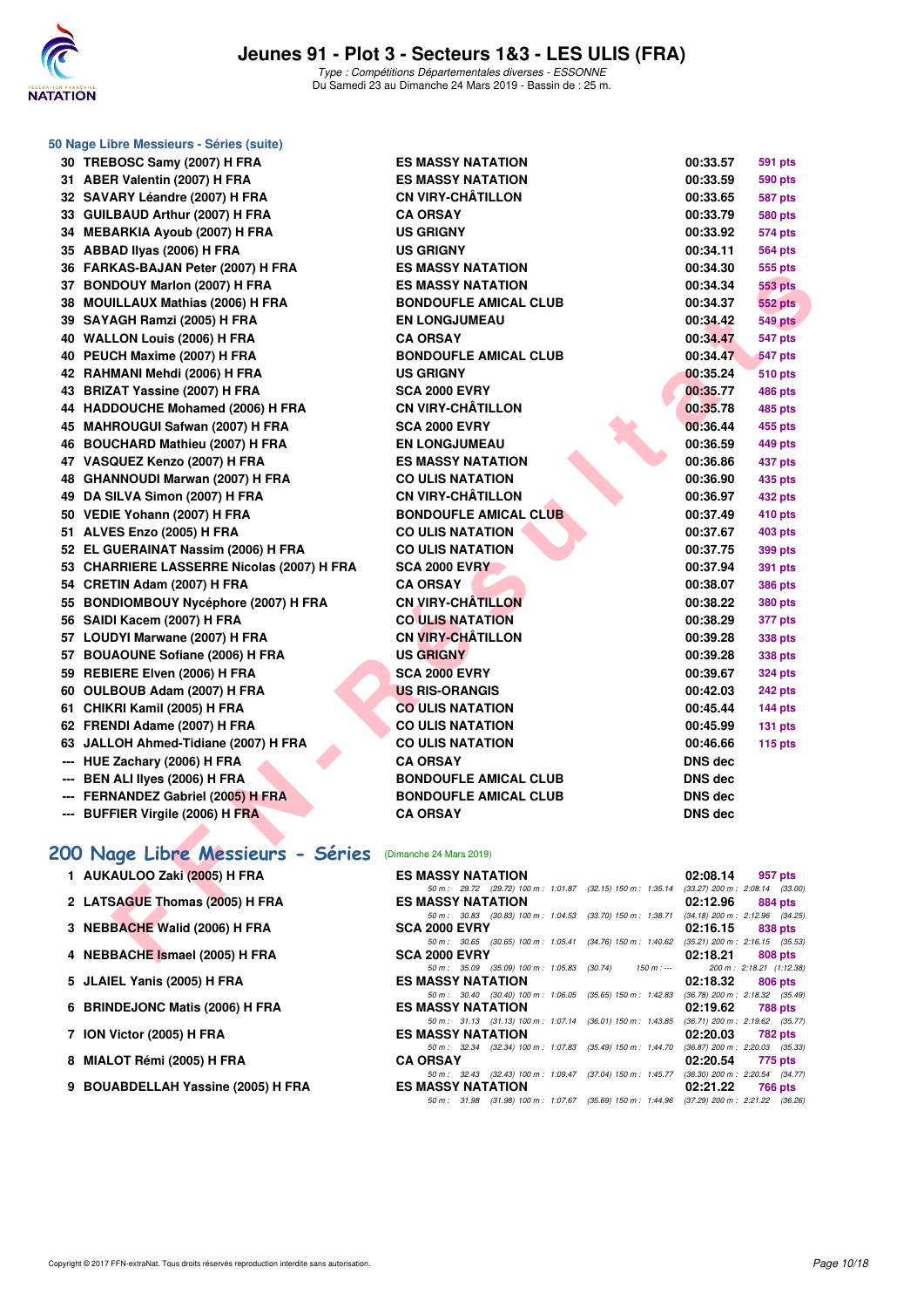# Jeunes 91 - Plot 3 - Secteurs 1&3 - LES ULIS (FRA)

*Type : Compétitions Départementales diverses - ESSONNE*
Du Samedi 23 au Dimanche 24 Mars 2019 - Bassin de : 25 m.

### 50 Nage Libre Messieurs - Séries (suite)

| Rang | Nom | Club | Temps | Points |
|---|---|---|---|---|
| 30 | TREBOSC Samy (2007) H FRA | ES MASSY NATATION | 00:33.57 | 591 pts |
| 31 | ABER Valentin (2007) H FRA | ES MASSY NATATION | 00:33.59 | 590 pts |
| 32 | SAVARY Léandre (2007) H FRA | CN VIRY-CHÂTILLON | 00:33.65 | 587 pts |
| 33 | GUILBAUD Arthur (2007) H FRA | CA ORSAY | 00:33.79 | 580 pts |
| 34 | MEBARKIA Ayoub (2007) H FRA | US GRIGNY | 00:33.92 | 574 pts |
| 35 | ABBAD Ilyas (2006) H FRA | US GRIGNY | 00:34.11 | 564 pts |
| 36 | FARKAS-BAJAN Peter (2007) H FRA | ES MASSY NATATION | 00:34.30 | 555 pts |
| 37 | BONDOUY Marlon (2007) H FRA | ES MASSY NATATION | 00:34.34 | 553 pts |
| 38 | MOUILLAUX Mathias (2006) H FRA | BONDOUFLE AMICAL CLUB | 00:34.37 | 552 pts |
| 39 | SAYAGH Ramzi (2005) H FRA | EN LONGJUMEAU | 00:34.42 | 549 pts |
| 40 | WALLON Louis (2006) H FRA | CA ORSAY | 00:34.47 | 547 pts |
| 40 | PEUCH Maxime (2007) H FRA | BONDOUFLE AMICAL CLUB | 00:34.47 | 547 pts |
| 42 | RAHMANI Mehdi (2006) H FRA | US GRIGNY | 00:35.24 | 510 pts |
| 43 | BRIZAT Yassine (2007) H FRA | SCA 2000 EVRY | 00:35.77 | 486 pts |
| 44 | HADDOUCHE Mohamed (2006) H FRA | CN VIRY-CHÂTILLON | 00:35.78 | 485 pts |
| 45 | MAHROUGUI Safwan (2007) H FRA | SCA 2000 EVRY | 00:36.44 | 455 pts |
| 46 | BOUCHARD Mathieu (2007) H FRA | EN LONGJUMEAU | 00:36.59 | 449 pts |
| 47 | VASQUEZ Kenzo (2007) H FRA | ES MASSY NATATION | 00:36.86 | 437 pts |
| 48 | GHANNOUDI Marwan (2007) H FRA | CO ULIS NATATION | 00:36.90 | 435 pts |
| 49 | DA SILVA Simon (2007) H FRA | CN VIRY-CHÂTILLON | 00:36.97 | 432 pts |
| 50 | VEDIE Yohann (2007) H FRA | BONDOUFLE AMICAL CLUB | 00:37.49 | 410 pts |
| 51 | ALVES Enzo (2005) H FRA | CO ULIS NATATION | 00:37.67 | 403 pts |
| 52 | EL GUERAINAT Nassim (2006) H FRA | CO ULIS NATATION | 00:37.75 | 399 pts |
| 53 | CHARRIERE LASSERRE Nicolas (2007) H FRA | SCA 2000 EVRY | 00:37.94 | 391 pts |
| 54 | CRETIN Adam (2007) H FRA | CA ORSAY | 00:38.07 | 386 pts |
| 55 | BONDIOMBOUY Nycéphore (2007) H FRA | CN VIRY-CHÂTILLON | 00:38.22 | 380 pts |
| 56 | SAIDI Kacem (2007) H FRA | CO ULIS NATATION | 00:38.29 | 377 pts |
| 57 | LOUDYI Marwane (2007) H FRA | CN VIRY-CHÂTILLON | 00:39.28 | 338 pts |
| 57 | BOUAOUNE Sofiane (2006) H FRA | US GRIGNY | 00:39.28 | 338 pts |
| 59 | REBIERE Elven (2006) H FRA | SCA 2000 EVRY | 00:39.67 | 324 pts |
| 60 | OULBOUB Adam (2007) H FRA | US RIS-ORANGIS | 00:42.03 | 242 pts |
| 61 | CHIKRI Kamil (2005) H FRA | CO ULIS NATATION | 00:45.44 | 144 pts |
| 62 | FRENDI Adame (2007) H FRA | CO ULIS NATATION | 00:45.99 | 131 pts |
| 63 | JALLOH Ahmed-Tidiane (2007) H FRA | CO ULIS NATATION | 00:46.66 | 115 pts |
| --- | HUE Zachary (2006) H FRA | CA ORSAY | DNS dec | |
| --- | BEN ALI Ilyes (2006) H FRA | BONDOUFLE AMICAL CLUB | DNS dec | |
| --- | FERNANDEZ Gabriel (2005) H FRA | BONDOUFLE AMICAL CLUB | DNS dec | |
| --- | BUFFIER Virgile (2006) H FRA | CA ORSAY | DNS dec | |

## 200 Nage Libre Messieurs - Séries (Dimanche 24 Mars 2019)

| Rang | Nom | Club | Temps | Points |
|---|---|---|---|---|
| 1 | AUKAULOO Zaki (2005) H FRA | ES MASSY NATATION | 02:08.14 | 957 pts |
| | | 50 m : 29.72 (29.72) 100 m : 1:01.87 (32.15) 150 m : 1:35.14 (33.27) 200 m : 2:08.14 (33.00) | | |
| 2 | LATSAGUE Thomas (2005) H FRA | ES MASSY NATATION | 02:12.96 | 884 pts |
| | | 50 m : 30.83 (30.83) 100 m : 1:04.53 (33.70) 150 m : 1:38.71 (34.18) 200 m : 2:12.96 (34.25) | | |
| 3 | NEBBACHE Walid (2006) H FRA | SCA 2000 EVRY | 02:16.15 | 838 pts |
| | | 50 m : 30.65 (30.65) 100 m : 1:05.41 (34.76) 150 m : 1:40.62 (35.21) 200 m : 2:16.15 (35.53) | | |
| 4 | NEBBACHE Ismael (2005) H FRA | SCA 2000 EVRY | 02:18.21 | 808 pts |
| | | 50 m : 35.09 (35.09) 100 m : 1:05.83 (30.74) 150 m : --- 200 m : 2:18.21 (1:12.38) | | |
| 5 | JLAIEL Yanis (2005) H FRA | ES MASSY NATATION | 02:18.32 | 806 pts |
| | | 50 m : 30.40 (30.40) 100 m : 1:06.05 (35.65) 150 m : 1:42.83 (36.78) 200 m : 2:18.32 (35.49) | | |
| 6 | BRINDEJONC Matis (2006) H FRA | ES MASSY NATATION | 02:19.62 | 788 pts |
| | | 50 m : 31.13 (31.13) 100 m : 1:07.14 (36.01) 150 m : 1:43.85 (36.71) 200 m : 2:19.62 (35.77) | | |
| 7 | ION Victor (2005) H FRA | ES MASSY NATATION | 02:20.03 | 782 pts |
| | | 50 m : 32.34 (32.34) 100 m : 1:07.83 (35.49) 150 m : 1:44.70 (36.87) 200 m : 2:20.03 (35.33) | | |
| 8 | MIALOT Rémi (2005) H FRA | CA ORSAY | 02:20.54 | 775 pts |
| | | 50 m : 32.43 (32.43) 100 m : 1:09.47 (37.04) 150 m : 1:45.77 (36.30) 200 m : 2:20.54 (34.77) | | |
| 9 | BOUABDELLAH Yassine (2005) H FRA | ES MASSY NATATION | 02:21.22 | 766 pts |
| | | 50 m : 31.98 (31.98) 100 m : 1:07.67 (35.69) 150 m : 1:44.96 (37.29) 200 m : 2:21.22 (36.26) | | |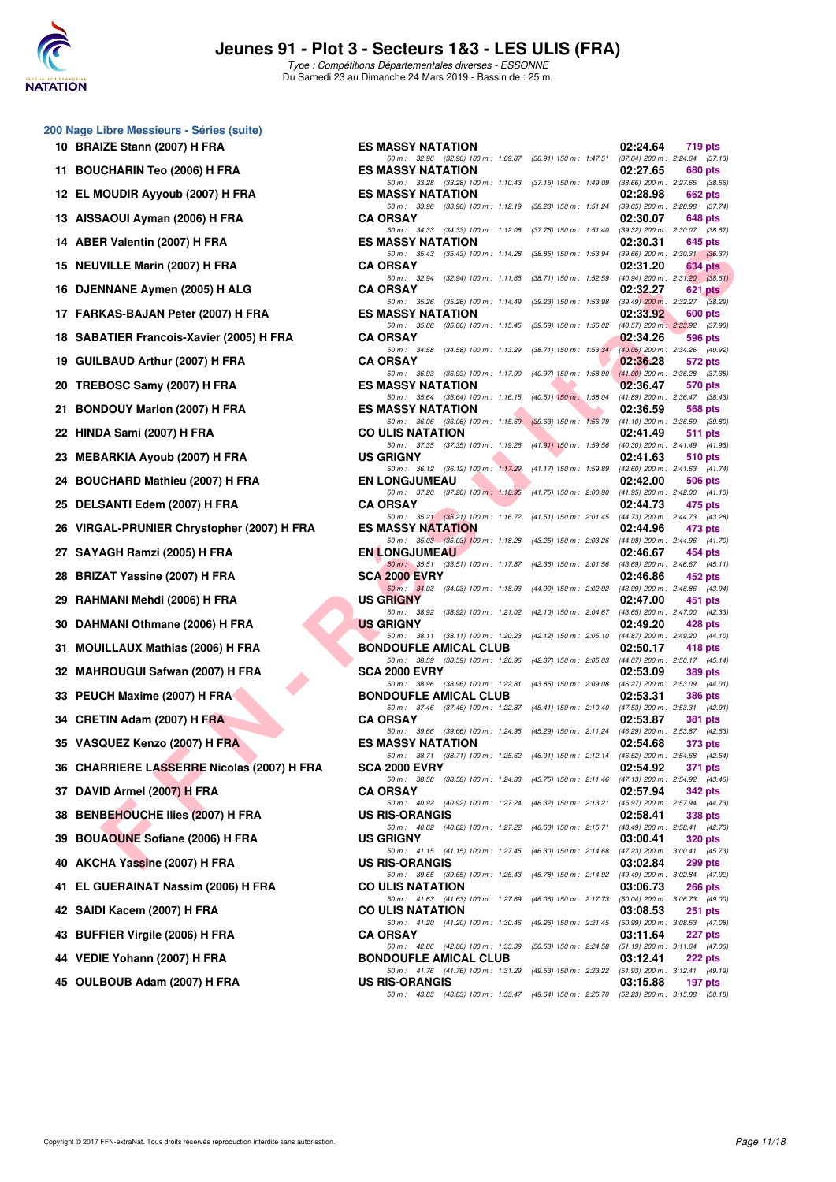# Jeunes 91 - Plot 3 - Secteurs 1&3 - LES ULIS (FRA)

*Type : Compétitions Départementales diverses - ESSONNE*
Du Samedi 23 au Dimanche 24 Mars 2019 - Bassin de : 25 m.

## 200 Nage Libre Messieurs - Séries (suite)

| Pl. | Nom | Club | Temps | Points | 50 m | 100 m | 150 m | 200 m |
|---|---|---|---|---|---|---|---|---|
| 10 | BRAIZE Stann (2007) H FRA | ES MASSY NATATION | 02:24.64 | 719 pts | 32.96 (32.96) | 1:09.87 (36.91) | 1:47.51 (37.64) | 2:24.64 (37.13) |
| 11 | BOUCHARIN Teo (2006) H FRA | ES MASSY NATATION | 02:27.65 | 680 pts | 33.28 (33.28) | 1:10.43 (37.15) | 1:49.09 (38.66) | 2:27.65 (38.56) |
| 12 | EL MOUDIR Ayyoub (2007) H FRA | ES MASSY NATATION | 02:28.98 | 662 pts | 33.96 (33.96) | 1:12.19 (38.23) | 1:51.24 (39.05) | 2:28.98 (37.74) |
| 13 | AISSAOUI Ayman (2006) H FRA | CA ORSAY | 02:30.07 | 648 pts | 34.33 (34.33) | 1:12.08 (37.75) | 1:51.40 (39.32) | 2:30.07 (38.67) |
| 14 | ABER Valentin (2007) H FRA | ES MASSY NATATION | 02:30.31 | 645 pts | 35.43 (35.43) | 1:14.28 (38.85) | 1:53.94 (39.66) | 2:30.31 (36.37) |
| 15 | NEUVILLE Marin (2007) H FRA | CA ORSAY | 02:31.20 | 634 pts | 32.94 (32.94) | 1:11.65 (38.71) | 1:52.59 (40.94) | 2:31.20 (38.61) |
| 16 | DJENNANE Aymen (2005) H ALG | CA ORSAY | 02:32.27 | 621 pts | 35.26 (35.26) | 1:14.49 (39.23) | 1:53.98 (39.49) | 2:32.27 (38.29) |
| 17 | FARKAS-BAJAN Peter (2007) H FRA | ES MASSY NATATION | 02:33.92 | 600 pts | 35.86 (35.86) | 1:15.45 (39.59) | 1:56.02 (40.57) | 2:33.92 (37.90) |
| 18 | SABATIER Francois-Xavier (2005) H FRA | CA ORSAY | 02:34.26 | 596 pts | 34.58 (34.58) | 1:13.29 (38.71) | 1:53.34 (40.05) | 2:34.26 (40.92) |
| 19 | GUILBAUD Arthur (2007) H FRA | CA ORSAY | 02:36.28 | 572 pts | 36.93 (36.93) | 1:17.90 (40.97) | 1:58.90 (41.00) | 2:36.28 (37.38) |
| 20 | TREBOSC Samy (2007) H FRA | ES MASSY NATATION | 02:36.47 | 570 pts | 35.64 (35.64) | 1:16.15 (40.51) | 1:58.04 (41.89) | 2:36.47 (38.43) |
| 21 | BONDOUY Marlon (2007) H FRA | ES MASSY NATATION | 02:36.59 | 568 pts | 36.06 (36.06) | 1:15.69 (39.63) | 1:56.79 (41.10) | 2:36.59 (39.80) |
| 22 | HINDA Sami (2007) H FRA | CO ULIS NATATION | 02:41.49 | 511 pts | 37.35 (37.35) | 1:19.26 (41.91) | 1:59.56 (40.30) | 2:41.49 (41.93) |
| 23 | MEBARKIA Ayoub (2007) H FRA | US GRIGNY | 02:41.63 | 510 pts | 36.12 (36.12) | 1:17.29 (41.17) | 1:59.89 (42.60) | 2:41.63 (41.74) |
| 24 | BOUCHARD Mathieu (2007) H FRA | EN LONGJUMEAU | 02:42.00 | 506 pts | 37.20 (37.20) | 1:18.95 (41.75) | 2:00.90 (41.95) | 2:42.00 (41.10) |
| 25 | DELSANTI Edem (2007) H FRA | CA ORSAY | 02:44.73 | 475 pts | 35.21 (35.21) | 1:16.72 (41.51) | 2:01.45 (44.73) | 2:44.73 (43.28) |
| 26 | VIRGAL-PRUNIER Chrystopher (2007) H FRA | ES MASSY NATATION | 02:44.96 | 473 pts | 35.03 (35.03) | 1:18.28 (43.25) | 2:03.26 (44.98) | 2:44.96 (41.70) |
| 27 | SAYAGH Ramzi (2005) H FRA | EN LONGJUMEAU | 02:46.67 | 454 pts | 35.51 (35.51) | 1:17.87 (42.36) | 2:01.56 (43.69) | 2:46.67 (45.11) |
| 28 | BRIZAT Yassine (2007) H FRA | SCA 2000 EVRY | 02:46.86 | 452 pts | 34.03 (34.03) | 1:18.93 (44.90) | 2:02.92 (43.99) | 2:46.86 (43.94) |
| 29 | RAHMANI Mehdi (2006) H FRA | US GRIGNY | 02:47.00 | 451 pts | 38.92 (38.92) | 1:21.02 (42.10) | 2:04.67 (43.65) | 2:47.00 (42.33) |
| 30 | DAHMANI Othmane (2006) H FRA | US GRIGNY | 02:49.20 | 428 pts | 38.11 (38.11) | 1:20.23 (42.12) | 2:05.10 (44.87) | 2:49.20 (44.10) |
| 31 | MOUILLAUX Mathias (2006) H FRA | BONDOUFLE AMICAL CLUB | 02:50.17 | 418 pts | 38.59 (38.59) | 1:20.96 (42.37) | 2:05.03 (44.07) | 2:50.17 (45.14) |
| 32 | MAHROUGUI Safwan (2007) H FRA | SCA 2000 EVRY | 02:53.09 | 389 pts | 38.96 (38.96) | 1:22.81 (43.85) | 2:09.08 (46.27) | 2:53.09 (44.01) |
| 33 | PEUCH Maxime (2007) H FRA | BONDOUFLE AMICAL CLUB | 02:53.31 | 386 pts | 37.46 (37.46) | 1:22.87 (45.41) | 2:10.40 (47.53) | 2:53.31 (42.91) |
| 34 | CRETIN Adam (2007) H FRA | CA ORSAY | 02:53.87 | 381 pts | 39.66 (39.66) | 1:24.95 (45.29) | 2:11.24 (46.29) | 2:53.87 (42.63) |
| 35 | VASQUEZ Kenzo (2007) H FRA | ES MASSY NATATION | 02:54.68 | 373 pts | 38.71 (38.71) | 1:25.62 (46.91) | 2:12.14 (46.52) | 2:54.68 (42.54) |
| 36 | CHARRIERE LASSERRE Nicolas (2007) H FRA | SCA 2000 EVRY | 02:54.92 | 371 pts | 38.58 (38.58) | 1:24.33 (45.75) | 2:11.46 (47.13) | 2:54.92 (43.46) |
| 37 | DAVID Armel (2007) H FRA | CA ORSAY | 02:57.94 | 342 pts | 40.92 (40.92) | 1:27.24 (46.32) | 2:13.21 (45.97) | 2:57.94 (44.73) |
| 38 | BENBEHOUCHE Ilies (2007) H FRA | US RIS-ORANGIS | 02:58.41 | 338 pts | 40.62 (40.62) | 1:27.22 (46.60) | 2:15.71 (48.49) | 2:58.41 (42.70) |
| 39 | BOUAOUNE Sofiane (2006) H FRA | US GRIGNY | 03:00.41 | 320 pts | 41.15 (41.15) | 1:27.45 (46.30) | 2:14.68 (47.23) | 3:00.41 (45.73) |
| 40 | AKCHA Yassine (2007) H FRA | US RIS-ORANGIS | 03:02.84 | 299 pts | 39.65 (39.65) | 1:25.43 (45.78) | 2:14.92 (49.49) | 3:02.84 (47.92) |
| 41 | EL GUERAINAT Nassim (2006) H FRA | CO ULIS NATATION | 03:06.73 | 266 pts | 41.63 (41.63) | 1:27.69 (46.06) | 2:17.73 (50.04) | 3:06.73 (49.00) |
| 42 | SAIDI Kacem (2007) H FRA | CO ULIS NATATION | 03:08.53 | 251 pts | 41.20 (41.20) | 1:30.46 (49.26) | 2:21.45 (50.99) | 3:08.53 (47.08) |
| 43 | BUFFIER Virgile (2006) H FRA | CA ORSAY | 03:11.64 | 227 pts | 42.86 (42.86) | 1:33.39 (50.53) | 2:24.58 (51.19) | 3:11.64 (47.06) |
| 44 | VEDIE Yohann (2007) H FRA | BONDOUFLE AMICAL CLUB | 03:12.41 | 222 pts | 41.76 (41.76) | 1:31.29 (49.53) | 2:23.22 (51.93) | 3:12.41 (49.19) |
| 45 | OULBOUB Adam (2007) H FRA | US RIS-ORANGIS | 03:15.88 | 197 pts | 43.83 (43.83) | 1:33.47 (49.64) | 2:25.70 (52.23) | 3:15.88 (50.18) |

Copyright © 2017 FFN-extraNat. Tous droits réservés reproduction interdite sans autorisation.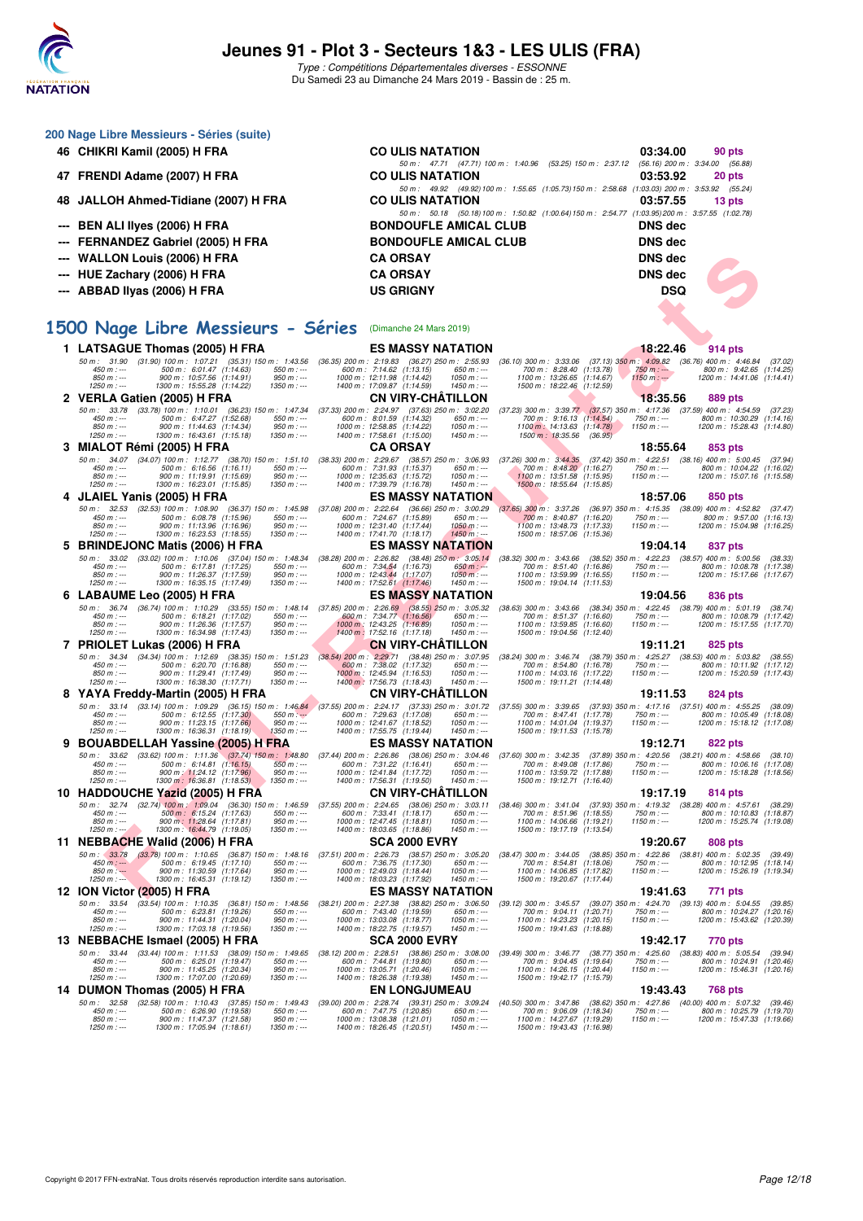# Jeunes 91 - Plot 3 - Secteurs 1&3 - LES ULIS (FRA)

*Type : Compétitions Départementales diverses - ESSONNE*

Du Samedi 23 au Dimanche 24 Mars 2019 - Bassin de : 25 m.

## 200 Nage Libre Messieurs - Séries (suite)

| | Nom | Club | Temps | Points |
|---|---|---|---|---|
| 46 | CHIKRI Kamil (2005) H FRA | CO ULIS NATATION | 03:34.00 | 90 pts |
| | 50 m : 47.71 (47.71) 100 m : 1:40.96 (53.25) 150 m : 2:37.12 (56.16) 200 m : 3:34.00 (56.88) | | | |
| 47 | FRENDI Adame (2007) H FRA | CO ULIS NATATION | 03:53.92 | 20 pts |
| | 50 m : 49.92 (49.92) 100 m : 1:55.65 (1:05.73) 150 m : 2:58.68 (1:03.03) 200 m : 3:53.92 (55.24) | | | |
| 48 | JALLOH Ahmed-Tidiane (2007) H FRA | CO ULIS NATATION | 03:57.55 | 13 pts |
| | 50 m : 50.18 (50.18) 100 m : 1:50.82 (1:00.64) 150 m : 2:54.77 (1:03.95) 200 m : 3:57.55 (1:02.78) | | | |
| --- | BEN ALI Ilyes (2006) H FRA | BONDOUFLE AMICAL CLUB | DNS dec | |
| --- | FERNANDEZ Gabriel (2005) H FRA | BONDOUFLE AMICAL CLUB | DNS dec | |
| --- | WALLON Louis (2006) H FRA | CA ORSAY | DNS dec | |
| --- | HUE Zachary (2006) H FRA | CA ORSAY | DNS dec | |
| --- | ABBAD Ilyas (2006) H FRA | US GRIGNY | DSQ | |

## 1500 Nage Libre Messieurs - Séries (Dimanche 24 Mars 2019)

| | Nom | Club | Temps | Points |
|---|---|---|---|---|
| 1 | LATSAGUE Thomas (2005) H FRA | ES MASSY NATATION | 18:22.46 | 914 pts |
| | 50 m : 31.90 (31.90) 100 m : 1:07.21 (35.31) 150 m : 1:43.56 (36.35) 200 m : 2:19.83 (36.27) 250 m : 2:55.93 (36.10) 300 m : 3:33.06 (37.13) 350 m : 4:09.82 (36.76) 400 m : 4:46.84 (37.02) 450 m : --- 500 m : 6:01.47 (1:14.63) 550 m : --- 600 m : 7:14.62 (1:13.15) 650 m : --- 700 m : 8:28.40 (1:13.78) 750 m : --- 800 m : 9:42.65 (1:14.25) 850 m : --- 900 m : 10:57.56 (1:14.91) 950 m : --- 1000 m : 12:11.98 (1:14.42) 1050 m : --- 1100 m : 13:26.65 (1:14.67) 1150 m : --- 1200 m : 14:41.06 (1:14.41) 1250 m : --- 1300 m : 15:55.28 (1:14.22) 1350 m : --- 1400 m : 17:09.87 (1:14.59) 1450 m : --- 1500 m : 18:22.46 (1:12.59) | | | |
| 2 | VERLA Gatien (2005) H FRA | CN VIRY-CHÂTILLON | 18:35.56 | 889 pts |
| | 50 m : 33.78 (33.78) 100 m : 1:10.01 (36.23) 150 m : 1:47.34 (37.33) 200 m : 2:24.97 (37.63) 250 m : 3:02.20 (37.23) 300 m : 3:39.77 (37.57) 350 m : 4:17.36 (37.59) 400 m : 4:54.59 (37.23) 450 m : --- 500 m : 6:47.27 (1:52.68) 550 m : --- 600 m : 8:01.59 (1:14.32) 650 m : --- 700 m : 9:16.13 (1:14.54) 750 m : --- 800 m : 10:30.29 (1:14.16) 850 m : --- 900 m : 11:44.63 (1:14.34) 950 m : --- 1000 m : 12:58.85 (1:14.22) 1050 m : --- 1100 m : 14:13.63 (1:14.78) 1150 m : --- 1200 m : 15:28.43 (1:14.80) 1250 m : --- 1300 m : 16:43.61 (1:15.18) 1350 m : --- 1400 m : 17:58.61 (1:15.00) 1450 m : --- 1500 m : 18:35.56 (36.95) | | | |
| 3 | MIALOT Rémi (2005) H FRA | CA ORSAY | 18:55.64 | 853 pts |
| | 50 m : 34.07 (34.07) 100 m : 1:12.77 (38.70) 150 m : 1:51.10 (38.33) 200 m : 2:29.67 (38.57) 250 m : 3:06.93 (37.26) 300 m : 3:44.35 (37.42) 350 m : 4:22.51 (38.16) 400 m : 5:00.45 (37.94) 450 m : --- 500 m : 6:16.56 (1:16.11) 550 m : --- 600 m : 7:31.93 (1:15.37) 650 m : --- 700 m : 8:48.20 (1:16.27) 750 m : --- 800 m : 10:04.22 (1:16.02) 850 m : --- 900 m : 11:19.91 (1:15.69) 950 m : --- 1000 m : 12:35.63 (1:15.72) 1050 m : --- 1100 m : 13:51.58 (1:15.95) 1150 m : --- 1200 m : 15:07.16 (1:15.58) 1250 m : --- 1300 m : 16:23.01 (1:15.85) 1350 m : --- 1400 m : 17:39.79 (1:16.78) 1450 m : --- 1500 m : 18:55.64 (1:15.85) | | | |
| 4 | JLAIEL Yanis (2005) H FRA | ES MASSY NATATION | 18:57.06 | 850 pts |
| | 50 m : 32.53 (32.53) 100 m : 1:08.90 (36.37) 150 m : 1:45.98 (37.08) 200 m : 2:22.64 (36.66) 250 m : 3:00.29 (37.65) 300 m : 3:37.26 (36.97) 350 m : 4:15.35 (38.09) 400 m : 4:52.82 (37.47) 450 m : --- 500 m : 6:08.78 (1:15.96) 550 m : --- 600 m : 7:24.67 (1:15.89) 650 m : --- 700 m : 8:40.87 (1:16.20) 750 m : --- 800 m : 9:57.00 (1:16.13) 850 m : --- 900 m : 11:13.96 (1:16.96) 950 m : --- 1000 m : 12:31.40 (1:17.44) 1050 m : --- 1100 m : 13:48.73 (1:17.33) 1150 m : --- 1200 m : 15:04.98 (1:16.25) 1250 m : --- 1300 m : 16:23.53 (1:18.55) 1350 m : --- 1400 m : 17:41.70 (1:18.17) 1450 m : --- 1500 m : 18:57.06 (1:15.36) | | | |
| 5 | BRINDEJONC Matis (2006) H FRA | ES MASSY NATATION | 19:04.14 | 837 pts |
| | 50 m : 33.02 (33.02) 100 m : 1:10.06 (37.04) 150 m : 1:48.34 (38.28) 200 m : 2:26.82 (38.48) 250 m : 3:05.14 (38.32) 300 m : 3:43.66 (38.52) 350 m : 4:22.23 (38.57) 400 m : 5:00.56 (38.33) 450 m : --- 500 m : 6:17.81 (1:17.25) 550 m : --- 600 m : 7:34.54 (1:16.73) 650 m : --- 700 m : 8:51.40 (1:16.86) 750 m : --- 800 m : 10:08.78 (1:17.38) 850 m : --- 900 m : 11:26.37 (1:17.59) 950 m : --- 1000 m : 12:43.44 (1:17.07) 1050 m : --- 1100 m : 13:59.99 (1:16.55) 1150 m : --- 1200 m : 15:17.66 (1:17.67) 1250 m : --- 1300 m : 16:35.15 (1:17.49) 1350 m : --- 1400 m : 17:52.61 (1:17.46) 1450 m : --- 1500 m : 19:04.14 (1:11.53) | | | |
| 6 | LABAUME Leo (2005) H FRA | ES MASSY NATATION | 19:04.56 | 836 pts |
| | 50 m : 36.74 (36.74) 100 m : 1:10.29 (33.55) 150 m : 1:48.14 (37.85) 200 m : 2:26.69 (38.55) 250 m : 3:05.32 (38.63) 300 m : 3:43.66 (38.34) 350 m : 4:22.45 (38.79) 400 m : 5:01.19 (38.74) 450 m : --- 500 m : 6:18.21 (1:17.02) 550 m : --- 600 m : 7:34.77 (1:16.56) 650 m : --- 700 m : 8:51.37 (1:16.60) 750 m : --- 800 m : 10:08.79 (1:17.42) 850 m : --- 900 m : 11:26.36 (1:17.57) 950 m : --- 1000 m : 12:43.25 (1:16.89) 1050 m : --- 1100 m : 13:59.85 (1:16.60) 1150 m : --- 1200 m : 15:17.55 (1:17.70) 1250 m : --- 1300 m : 16:34.98 (1:17.43) 1350 m : --- 1400 m : 17:52.16 (1:17.18) 1450 m : --- 1500 m : 19:04.56 (1:12.40) | | | |
| 7 | PRIOLET Lukas (2006) H FRA | CN VIRY-CHÂTILLON | 19:11.21 | 825 pts |
| | 50 m : 34.34 (34.34) 100 m : 1:12.69 (38.35) 150 m : 1:51.23 (38.54) 200 m : 2:29.71 (38.48) 250 m : 3:07.95 (38.24) 300 m : 3:46.74 (38.79) 350 m : 4:25.27 (38.53) 400 m : 5:03.82 (38.55) 450 m : --- 500 m : 6:20.70 (1:16.88) 550 m : --- 600 m : 7:38.02 (1:17.32) 650 m : --- 700 m : 8:54.80 (1:16.78) 750 m : --- 800 m : 10:11.92 (1:17.12) 850 m : --- 900 m : 11:29.41 (1:17.49) 950 m : --- 1000 m : 12:45.94 (1:16.53) 1050 m : --- 1100 m : 14:03.16 (1:17.22) 1150 m : --- 1200 m : 15:20.59 (1:17.43) 1250 m : --- 1300 m : 16:38.30 (1:17.71) 1350 m : --- 1400 m : 17:56.73 (1:18.43) 1450 m : --- 1500 m : 19:11.21 (1:14.48) | | | |
| 8 | YAYA Freddy-Martin (2005) H FRA | CN VIRY-CHÂTILLON | 19:11.53 | 824 pts |
| | 50 m : 33.14 (33.14) 100 m : 1:09.29 (36.15) 150 m : 1:46.84 (37.55) 200 m : 2:24.17 (37.33) 250 m : 3:01.72 (37.55) 300 m : 3:39.65 (37.93) 350 m : 4:17.16 (37.51) 400 m : 4:55.25 (38.09) 450 m : --- 500 m : 6:12.55 (1:17.30) 550 m : --- 600 m : 7:29.63 (1:17.08) 650 m : --- 700 m : 8:47.41 (1:17.78) 750 m : --- 800 m : 10:05.49 (1:18.08) 850 m : --- 900 m : 11:23.15 (1:17.66) 950 m : --- 1000 m : 12:41.67 (1:18.52) 1050 m : --- 1100 m : 14:01.04 (1:19.37) 1150 m : --- 1200 m : 15:18.12 (1:17.08) 1250 m : --- 1300 m : 16:36.31 (1:18.19) 1350 m : --- 1400 m : 17:55.75 (1:19.44) 1450 m : --- 1500 m : 19:11.53 (1:15.78) | | | |
| 9 | BOUABDELLAH Yassine (2005) H FRA | ES MASSY NATATION | 19:12.71 | 822 pts |
| | 50 m : 33.62 (33.62) 100 m : 1:11.36 (37.74) 150 m : 1:48.80 (37.44) 200 m : 2:26.86 (38.06) 250 m : 3:04.46 (37.60) 300 m : 3:42.35 (37.89) 350 m : 4:20.56 (38.21) 400 m : 4:58.66 (38.10) 450 m : --- 500 m : 6:14.81 (1:16.15) 550 m : --- 600 m : 7:31.22 (1:16.41) 650 m : --- 700 m : 8:49.08 (1:17.86) 750 m : --- 800 m : 10:06.16 (1:17.08) 850 m : --- 900 m : 11:24.12 (1:17.96) 950 m : --- 1000 m : 12:41.84 (1:17.72) 1050 m : --- 1100 m : 13:59.72 (1:17.88) 1150 m : --- 1200 m : 15:18.28 (1:18.56) 1250 m : --- 1300 m : 16:36.81 (1:18.53) 1350 m : --- 1400 m : 17:56.31 (1:19.50) 1450 m : --- 1500 m : 19:12.71 (1:16.40) | | | |
| 10 | HADDOUCHE Yazid (2005) H FRA | CN VIRY-CHÂTILLON | 19:17.19 | 814 pts |
| | 50 m : 32.74 (32.74) 100 m : 1:09.04 (36.30) 150 m : 1:46.59 (37.55) 200 m : 2:24.65 (38.06) 250 m : 3:03.11 (38.46) 300 m : 3:41.04 (37.93) 350 m : 4:19.32 (38.28) 400 m : 4:57.61 (38.29) 450 m : --- 500 m : 6:15.24 (1:17.63) 550 m : --- 600 m : 7:33.41 (1:18.17) 650 m : --- 700 m : 8:51.96 (1:18.55) 750 m : --- 800 m : 10:10.83 (1:18.87) 850 m : --- 900 m : 11:28.64 (1:17.81) 950 m : --- 1000 m : 12:47.45 (1:18.81) 1050 m : --- 1100 m : 14:06.66 (1:19.21) 1150 m : --- 1200 m : 15:25.74 (1:19.08) 1250 m : --- 1300 m : 16:44.79 (1:19.05) 1350 m : --- 1400 m : 18:03.65 (1:18.86) 1450 m : --- 1500 m : 19:17.19 (1:13.54) | | | |
| 11 | NEBBACHE Walid (2006) H FRA | SCA 2000 EVRY | 19:20.67 | 808 pts |
| | 50 m : 33.78 (33.78) 100 m : 1:10.65 (36.87) 150 m : 1:48.16 (37.51) 200 m : 2:26.73 (38.57) 250 m : 3:05.20 (38.47) 300 m : 3:44.05 (38.85) 350 m : 4:22.86 (38.81) 400 m : 5:02.35 (39.49) 450 m : --- 500 m : 6:19.45 (1:17.10) 550 m : --- 600 m : 7:36.75 (1:17.30) 650 m : --- 700 m : 8:54.81 (1:18.06) 750 m : --- 800 m : 10:12.95 (1:18.14) 850 m : --- 900 m : 11:30.59 (1:17.64) 950 m : --- 1000 m : 12:49.03 (1:18.44) 1050 m : --- 1100 m : 14:06.85 (1:17.82) 1150 m : --- 1200 m : 15:26.19 (1:19.34) 1250 m : --- 1300 m : 16:45.31 (1:19.12) 1350 m : --- 1400 m : 18:03.23 (1:17.92) 1450 m : --- 1500 m : 19:20.67 (1:17.44) | | | |
| 12 | ION Victor (2005) H FRA | ES MASSY NATATION | 19:41.63 | 771 pts |
| | 50 m : 33.54 (33.54) 100 m : 1:10.35 (36.81) 150 m : 1:48.56 (38.21) 200 m : 2:27.38 (38.82) 250 m : 3:06.50 (39.12) 300 m : 3:45.57 (39.07) 350 m : 4:24.70 (39.13) 400 m : 5:04.55 (39.85) 450 m : --- 500 m : 6:23.81 (1:19.26) 550 m : --- 600 m : 7:43.40 (1:19.59) 650 m : --- 700 m : 9:04.11 (1:20.71) 750 m : --- 800 m : 10:24.27 (1:20.16) 850 m : --- 900 m : 11:44.31 (1:20.04) 950 m : --- 1000 m : 13:03.08 (1:18.77) 1050 m : --- 1100 m : 14:23.23 (1:20.15) 1150 m : --- 1200 m : 15:43.62 (1:20.39) 1250 m : --- 1300 m : 17:03.18 (1:19.56) 1350 m : --- 1400 m : 18:22.75 (1:19.57) 1450 m : --- 1500 m : 19:41.63 (1:18.88) | | | |
| 13 | NEBBACHE Ismael (2005) H FRA | SCA 2000 EVRY | 19:42.17 | 770 pts |
| | 50 m : 33.44 (33.44) 100 m : 1:11.53 (38.09) 150 m : 1:49.65 (38.12) 200 m : 2:28.51 (38.86) 250 m : 3:08.00 (39.49) 300 m : 3:46.77 (38.77) 350 m : 4:25.60 (38.83) 400 m : 5:05.54 (39.94) 450 m : --- 500 m : 6:25.01 (1:19.47) 550 m : --- 600 m : 7:44.81 (1:19.80) 650 m : --- 700 m : 9:04.45 (1:19.64) 750 m : --- 800 m : 10:24.91 (1:20.46) 850 m : --- 900 m : 11:45.25 (1:20.34) 950 m : --- 1000 m : 13:05.71 (1:20.46) 1050 m : --- 1100 m : 14:26.15 (1:20.44) 1150 m : --- 1200 m : 15:46.31 (1:20.16) 1250 m : --- 1300 m : 17:07.00 (1:20.69) 1350 m : --- 1400 m : 18:26.38 (1:19.38) 1450 m : --- 1500 m : 19:42.17 (1:15.79) | | | |
| 14 | DUMON Thomas (2005) H FRA | EN LONGJUMEAU | 19:43.43 | 768 pts |
| | 50 m : 32.58 (32.58) 100 m : 1:10.43 (37.85) 150 m : 1:49.43 (39.00) 200 m : 2:28.74 (39.31) 250 m : 3:09.24 (40.50) 300 m : 3:47.86 (38.62) 350 m : 4:27.86 (40.00) 400 m : 5:07.32 (39.46) 450 m : --- 500 m : 6:26.90 (1:19.58) 550 m : --- 600 m : 7:47.75 (1:20.85) 650 m : --- 700 m : 9:06.09 (1:18.34) 750 m : --- 800 m : 10:25.79 (1:19.70) 850 m : --- 900 m : 11:47.37 (1:21.58) 950 m : --- 1000 m : 13:08.38 (1:21.01) 1050 m : --- 1100 m : 14:27.67 (1:19.29) 1150 m : --- 1200 m : 15:47.33 (1:19.66) 1250 m : --- 1300 m : 17:05.94 (1:18.61) 1350 m : --- 1400 m : 18:26.45 (1:20.51) 1450 m : --- 1500 m : 19:43.43 (1:16.98) | | | |

Copyright © 2017 FFN-extraNat. Tous droits réservés reproduction interdite sans autorisation.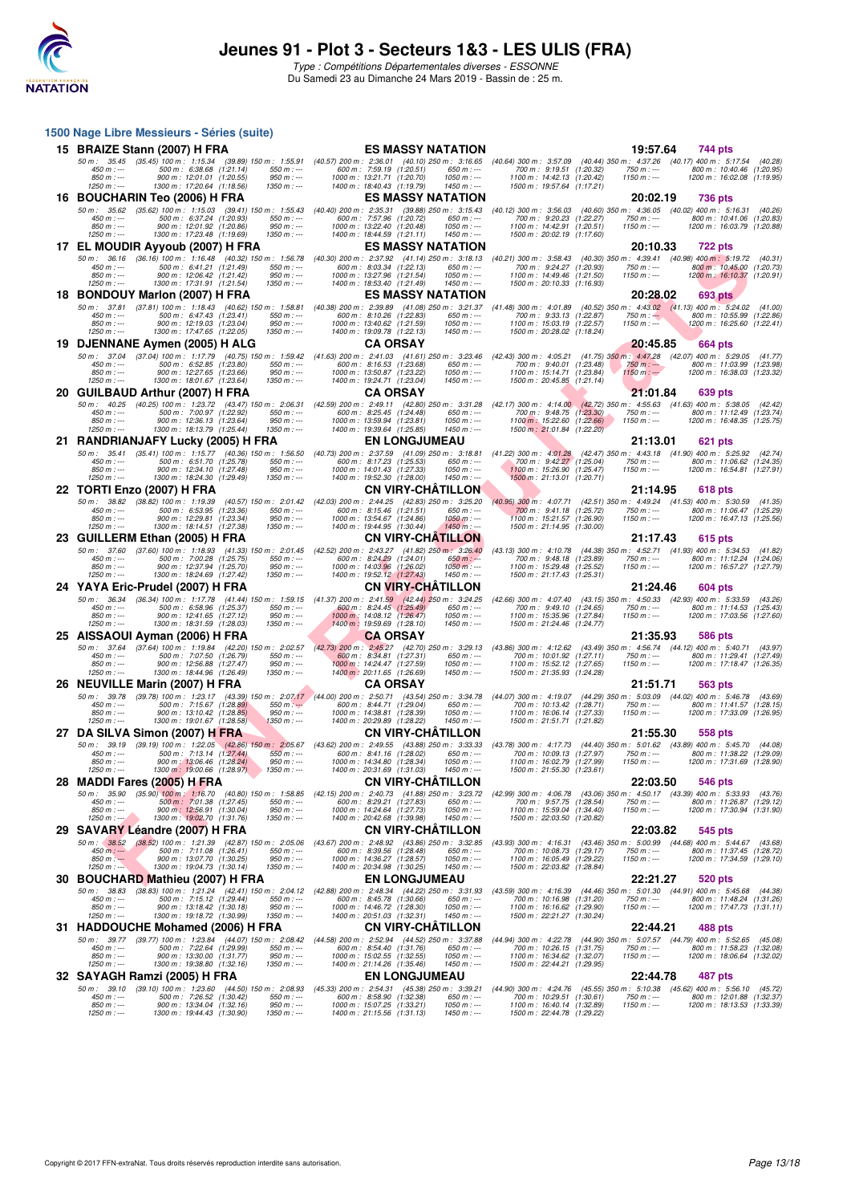# Jeunes 91 - Plot 3 - Secteurs 1&3 - LES ULIS (FRA)

*Type : Compétitions Départementales diverses - ESSONNE*

Du Samedi 23 au Dimanche 24 Mars 2019 - Bassin de : 25 m.

## 1500 Nage Libre Messieurs - Séries (suite)

**15 BRAIZE Stann (2007) H FRA** — ES MASSY NATATION — 19:57.64 — 744 pts

50 m : 35.45 (35.45) 100 m : 1:15.34 (39.89) 150 m : 1:55.91 (40.57) 200 m : 2:36.01 (40.10) 250 m : 3:16.65 (40.64) 300 m : 3:57.09 (40.44) 350 m : 4:37.26 (40.17) 400 m : 5:17.54 (40.28)
450 m : --- 500 m : 6:38.68 (1:21.14) 550 m : --- 600 m : 7:59.19 (1:20.51) 650 m : --- 700 m : 9:19.51 (1:20.32) 750 m : --- 800 m : 10:40.46 (1:20.95)
850 m : --- 900 m : 12:01.01 (1:20.55) 950 m : --- 1000 m : 13:21.71 (1:20.70) 1050 m : --- 1100 m : 14:42.13 (1:20.42) 1150 m : --- 1200 m : 16:02.08 (1:19.95)
1250 m : --- 1300 m : 17:20.64 (1:18.56) 1350 m : --- 1400 m : 18:40.43 (1:19.79) 1450 m : --- 1500 m : 19:57.64 (1:17.21)

**16 BOUCHARIN Teo (2006) H FRA** — ES MASSY NATATION — 20:02.19 — 736 pts

50 m : 35.62 (35.62) 100 m : 1:15.03 (39.41) 150 m : 1:55.43 (40.40) 200 m : 2:35.31 (39.88) 250 m : 3:15.43 (40.12) 300 m : 3:56.03 (40.60) 350 m : 4:36.05 (40.02) 400 m : 5:16.31 (40.26)
450 m : --- 500 m : 6:37.24 (1:20.93) 550 m : --- 600 m : 7:57.96 (1:20.72) 650 m : --- 700 m : 9:20.23 (1:22.27) 750 m : --- 800 m : 10:41.06 (1:20.83)
850 m : --- 900 m : 12:01.92 (1:20.86) 950 m : --- 1000 m : 13:22.40 (1:20.48) 1050 m : --- 1100 m : 14:42.91 (1:20.51) 1150 m : --- 1200 m : 16:03.79 (1:20.88)
1250 m : --- 1300 m : 17:23.48 (1:19.69) 1350 m : --- 1400 m : 18:44.59 (1:21.11) 1450 m : --- 1500 m : 20:02.19 (1:17.60)

**17 EL MOUDIR Ayyoub (2007) H FRA** — ES MASSY NATATION — 20:10.33 — 722 pts

50 m : 36.16 (36.16) 100 m : 1:16.48 (40.32) 150 m : 1:56.78 (40.30) 200 m : 2:37.92 (41.14) 250 m : 3:18.13 (40.21) 300 m : 3:58.43 (40.30) 350 m : 4:39.41 (40.98) 400 m : 5:19.72 (40.31)
450 m : --- 500 m : 6:41.21 (1:21.49) 550 m : --- 600 m : 8:03.34 (1:22.13) 650 m : --- 700 m : 9:24.27 (1:20.93) 750 m : --- 800 m : 10:45.00 (1:20.73)
850 m : --- 900 m : 12:06.42 (1:21.42) 950 m : --- 1000 m : 13:27.96 (1:21.54) 1050 m : --- 1100 m : 14:49.46 (1:21.50) 1150 m : --- 1200 m : 16:10.37 (1:20.91)
1250 m : --- 1300 m : 17:31.91 (1:21.54) 1350 m : --- 1400 m : 18:53.40 (1:21.49) 1450 m : --- 1500 m : 20:10.33 (1:16.93)

**18 BONDOUY Marlon (2007) H FRA** — ES MASSY NATATION — 20:28.02 — 693 pts

50 m : 37.81 (37.81) 100 m : 1:18.43 (40.62) 150 m : 1:58.81 (40.38) 200 m : 2:39.89 (41.08) 250 m : 3:21.37 (41.48) 300 m : 4:01.89 (40.52) 350 m : 4:43.02 (41.13) 400 m : 5:24.02 (41.00)
450 m : --- 500 m : 6:47.43 (1:23.41) 550 m : --- 600 m : 8:10.26 (1:22.83) 650 m : --- 700 m : 9:33.13 (1:22.87) 750 m : --- 800 m : 10:55.99 (1:22.86)
850 m : --- 900 m : 12:19.03 (1:23.04) 950 m : --- 1000 m : 13:40.62 (1:21.59) 1050 m : --- 1100 m : 15:03.19 (1:22.57) 1150 m : --- 1200 m : 16:25.60 (1:22.41)
1250 m : --- 1300 m : 17:47.65 (1:22.05) 1350 m : --- 1400 m : 19:09.78 (1:22.13) 1450 m : --- 1500 m : 20:28.02 (1:18.24)

**19 DJENNANE Aymen (2005) H ALG** — CA ORSAY — 20:45.85 — 664 pts

50 m : 37.04 (37.04) 100 m : 1:17.79 (40.75) 150 m : 1:59.42 (41.63) 200 m : 2:41.03 (41.61) 250 m : 3:23.46 (42.43) 300 m : 4:05.21 (41.75) 350 m : 4:47.28 (42.07) 400 m : 5:29.05 (41.77)
450 m : --- 500 m : 6:52.85 (1:23.80) 550 m : --- 600 m : 8:16.53 (1:23.68) 650 m : --- 700 m : 9:40.01 (1:23.48) 750 m : --- 800 m : 11:03.99 (1:23.98)
850 m : --- 900 m : 12:27.65 (1:23.66) 950 m : --- 1000 m : 13:50.87 (1:23.22) 1050 m : --- 1100 m : 15:14.71 (1:23.84) 1150 m : --- 1200 m : 16:38.03 (1:23.32)
1250 m : --- 1300 m : 18:01.67 (1:23.64) 1350 m : --- 1400 m : 19:24.71 (1:23.04) 1450 m : --- 1500 m : 20:45.85 (1:21.14)

**20 GUILBAUD Arthur (2007) H FRA** — CA ORSAY — 21:01.84 — 639 pts

50 m : 40.25 (40.25) 100 m : 1:23.72 (43.47) 150 m : 2:06.31 (42.59) 200 m : 2:49.11 (42.80) 250 m : 3:31.28 (42.17) 300 m : 4:14.00 (42.72) 350 m : 4:55.63 (41.63) 400 m : 5:38.05 (42.42)
450 m : --- 500 m : 7:00.97 (1:22.92) 550 m : --- 600 m : 8:25.45 (1:24.48) 650 m : --- 700 m : 9:48.75 (1:23.30) 750 m : --- 800 m : 11:12.49 (1:23.74)
850 m : --- 900 m : 12:36.13 (1:23.64) 950 m : --- 1000 m : 13:59.94 (1:23.81) 1050 m : --- 1100 m : 15:22.60 (1:22.66) 1150 m : --- 1200 m : 16:48.35 (1:25.75)
1250 m : --- 1300 m : 18:13.79 (1:25.44) 1350 m : --- 1400 m : 19:39.64 (1:25.85) 1450 m : --- 1500 m : 21:01.84 (1:22.20)

**21 RANDRIANJAFY Lucky (2005) H FRA** — EN LONGJUMEAU — 21:13.01 — 621 pts

50 m : 35.41 (35.41) 100 m : 1:15.77 (40.36) 150 m : 1:56.50 (40.73) 200 m : 2:37.59 (41.09) 250 m : 3:18.81 (41.22) 300 m : 4:01.28 (42.47) 350 m : 4:43.18 (41.90) 400 m : 5:25.92 (42.74)
450 m : --- 500 m : 6:51.70 (1:25.78) 550 m : --- 600 m : 8:17.23 (1:25.53) 650 m : --- 700 m : 9:42.27 (1:25.04) 750 m : --- 800 m : 11:06.62 (1:24.35)
850 m : --- 900 m : 12:34.10 (1:27.48) 950 m : --- 1000 m : 14:01.43 (1:27.33) 1050 m : --- 1100 m : 15:26.90 (1:25.47) 1150 m : --- 1200 m : 16:54.81 (1:27.91)
1250 m : --- 1300 m : 18:24.30 (1:29.49) 1350 m : --- 1400 m : 19:52.30 (1:28.00) 1450 m : --- 1500 m : 21:13.01 (1:20.71)

**22 TORTI Enzo (2007) H FRA** — CN VIRY-CHÂTILLON — 21:14.95 — 618 pts

50 m : 38.82 (38.82) 100 m : 1:19.39 (40.57) 150 m : 2:01.42 (42.03) 200 m : 2:44.25 (42.83) 250 m : 3:25.20 (40.95) 300 m : 4:07.71 (42.51) 350 m : 4:49.24 (41.53) 400 m : 5:30.59 (41.35)
450 m : --- 500 m : 6:53.95 (1:23.36) 550 m : --- 600 m : 8:15.46 (1:21.51) 650 m : --- 700 m : 9:41.18 (1:25.72) 750 m : --- 800 m : 11:06.47 (1:25.29)
850 m : --- 900 m : 12:29.81 (1:23.34) 950 m : --- 1000 m : 13:54.67 (1:24.86) 1050 m : --- 1100 m : 15:21.57 (1:26.90) 1150 m : --- 1200 m : 16:47.13 (1:25.56)
1250 m : --- 1300 m : 18:14.51 (1:27.38) 1350 m : --- 1400 m : 19:44.95 (1:30.44) 1450 m : --- 1500 m : 21:14.95 (1:30.00)

**23 GUILLERM Ethan (2005) H FRA** — CN VIRY-CHÂTILLON — 21:17.43 — 615 pts

50 m : 37.60 (37.60) 100 m : 1:18.93 (41.33) 150 m : 2:01.45 (42.52) 200 m : 2:43.27 (41.82) 250 m : 3:26.40 (43.13) 300 m : 4:10.78 (44.38) 350 m : 4:52.71 (41.93) 400 m : 5:34.53 (41.82)
450 m : --- 500 m : 7:00.28 (1:25.75) 550 m : --- 600 m : 8:24.29 (1:24.01) 650 m : --- 700 m : 9:48.18 (1:23.89) 750 m : --- 800 m : 11:12.24 (1:24.06)
850 m : --- 900 m : 12:37.94 (1:25.70) 950 m : --- 1000 m : 14:03.96 (1:26.02) 1050 m : --- 1100 m : 15:29.48 (1:25.52) 1150 m : --- 1200 m : 16:57.27 (1:27.79)
1250 m : --- 1300 m : 18:24.69 (1:27.42) 1350 m : --- 1400 m : 19:52.12 (1:27.43) 1450 m : --- 1500 m : 21:17.43 (1:25.31)

**24 YAYA Eric-Prudel (2007) H FRA** — CN VIRY-CHÂTILLON — 21:24.46 — 604 pts

50 m : 36.34 (36.34) 100 m : 1:17.78 (41.44) 150 m : 1:59.15 (41.37) 200 m : 2:41.59 (42.44) 250 m : 3:24.25 (42.66) 300 m : 4:07.40 (43.15) 350 m : 4:50.33 (42.93) 400 m : 5:33.59 (43.26)
450 m : --- 500 m : 6:58.96 (1:25.37) 550 m : --- 600 m : 8:24.45 (1:25.49) 650 m : --- 700 m : 9:49.10 (1:24.65) 750 m : --- 800 m : 11:14.53 (1:25.43)
850 m : --- 900 m : 12:41.65 (1:27.12) 950 m : --- 1000 m : 14:08.12 (1:26.47) 1050 m : --- 1100 m : 15:35.96 (1:27.84) 1150 m : --- 1200 m : 17:03.56 (1:27.60)
1250 m : --- 1300 m : 18:31.59 (1:28.03) 1350 m : --- 1400 m : 19:59.69 (1:28.10) 1450 m : --- 1500 m : 21:24.46 (1:24.77)

**25 AISSAOUI Ayman (2006) H FRA** — CA ORSAY — 21:35.93 — 586 pts

50 m : 37.64 (37.64) 100 m : 1:19.84 (42.20) 150 m : 2:02.57 (42.73) 200 m : 2:45.27 (42.70) 250 m : 3:29.13 (43.86) 300 m : 4:12.62 (43.49) 350 m : 4:56.74 (44.12) 400 m : 5:40.71 (43.97)
450 m : --- 500 m : 7:07.50 (1:26.79) 550 m : --- 600 m : 8:34.81 (1:27.31) 650 m : --- 700 m : 10:01.92 (1:27.11) 750 m : --- 800 m : 11:29.41 (1:27.49)
850 m : --- 900 m : 12:56.88 (1:27.47) 950 m : --- 1000 m : 14:24.47 (1:27.59) 1050 m : --- 1100 m : 15:52.12 (1:27.65) 1150 m : --- 1200 m : 17:18.47 (1:26.35)
1250 m : --- 1300 m : 18:44.96 (1:26.49) 1350 m : --- 1400 m : 20:11.65 (1:26.69) 1450 m : --- 1500 m : 21:35.93 (1:24.28)

**26 NEUVILLE Marin (2007) H FRA** — CA ORSAY — 21:51.71 — 563 pts

50 m : 39.78 (39.78) 100 m : 1:23.17 (43.39) 150 m : 2:07.17 (44.00) 200 m : 2:50.71 (43.54) 250 m : 3:34.78 (44.07) 300 m : 4:19.07 (44.29) 350 m : 5:03.09 (44.02) 400 m : 5:46.78 (43.69)
450 m : --- 500 m : 7:15.67 (1:28.89) 550 m : --- 600 m : 8:44.71 (1:29.04) 650 m : --- 700 m : 10:13.42 (1:28.71) 750 m : --- 800 m : 11:41.57 (1:28.15)
850 m : --- 900 m : 13:10.42 (1:28.85) 950 m : --- 1000 m : 14:38.81 (1:28.39) 1050 m : --- 1100 m : 16:06.14 (1:27.33) 1150 m : --- 1200 m : 17:33.09 (1:26.95)
1250 m : --- 1300 m : 19:01.67 (1:28.58) 1350 m : --- 1400 m : 20:29.89 (1:28.22) 1450 m : --- 1500 m : 21:51.71 (1:21.82)

**27 DA SILVA Simon (2007) H FRA** — CN VIRY-CHÂTILLON — 21:55.30 — 558 pts

50 m : 39.19 (39.19) 100 m : 1:22.05 (42.86) 150 m : 2:05.67 (43.62) 200 m : 2:49.55 (43.88) 250 m : 3:33.33 (43.78) 300 m : 4:17.73 (44.40) 350 m : 5:01.62 (43.89) 400 m : 5:45.70 (44.08)
450 m : --- 500 m : 7:13.14 (1:27.44) 550 m : --- 600 m : 8:41.16 (1:28.02) 650 m : --- 700 m : 10:09.13 (1:27.97) 750 m : --- 800 m : 11:38.22 (1:29.09)
850 m : --- 900 m : 13:06.46 (1:28.24) 950 m : --- 1000 m : 14:34.80 (1:28.34) 1050 m : --- 1100 m : 16:02.79 (1:27.99) 1150 m : --- 1200 m : 17:31.69 (1:28.90)
1250 m : --- 1300 m : 19:00.66 (1:28.97) 1350 m : --- 1400 m : 20:31.69 (1:31.03) 1450 m : --- 1500 m : 21:55.30 (1:23.61)

**28 MADDI Fares (2005) H FRA** — CN VIRY-CHÂTILLON — 22:03.50 — 546 pts

50 m : 35.90 (35.90) 100 m : 1:16.70 (40.80) 150 m : 1:58.85 (42.15) 200 m : 2:40.73 (41.88) 250 m : 3:23.72 (42.99) 300 m : 4:06.78 (43.06) 350 m : 4:50.17 (43.39) 400 m : 5:33.93 (43.76)
450 m : --- 500 m : 7:01.38 (1:27.45) 550 m : --- 600 m : 8:29.21 (1:27.83) 650 m : --- 700 m : 9:57.75 (1:28.54) 750 m : --- 800 m : 11:26.87 (1:29.12)
850 m : --- 900 m : 12:56.91 (1:30.04) 950 m : --- 1000 m : 14:24.64 (1:27.73) 1050 m : --- 1100 m : 15:59.04 (1:34.40) 1150 m : --- 1200 m : 17:30.94 (1:31.90)
1250 m : --- 1300 m : 19:02.70 (1:31.76) 1350 m : --- 1400 m : 20:42.68 (1:39.98) 1450 m : --- 1500 m : 22:03.50 (1:20.82)

**29 SAVARY Léandre (2007) H FRA** — CN VIRY-CHÂTILLON — 22:03.82 — 545 pts

50 m : 38.52 (38.52) 100 m : 1:21.39 (42.87) 150 m : 2:05.06 (43.67) 200 m : 2:48.92 (43.86) 250 m : 3:32.85 (43.93) 300 m : 4:16.31 (43.46) 350 m : 5:00.99 (44.68) 400 m : 5:44.67 (43.68)
450 m : --- 500 m : 7:11.08 (1:26.41) 550 m : --- 600 m : 8:39.56 (1:28.48) 650 m : --- 700 m : 10:08.73 (1:29.17) 750 m : --- 800 m : 11:37.45 (1:28.72)
850 m : --- 900 m : 13:07.70 (1:30.25) 950 m : --- 1000 m : 14:36.27 (1:28.57) 1050 m : --- 1100 m : 16:05.49 (1:29.22) 1150 m : --- 1200 m : 17:34.59 (1:29.10)
1250 m : --- 1300 m : 19:04.73 (1:30.14) 1350 m : --- 1400 m : 20:34.98 (1:30.25) 1450 m : --- 1500 m : 22:03.82 (1:28.84)

**30 BOUCHARD Mathieu (2007) H FRA** — EN LONGJUMEAU — 22:21.27 — 520 pts

50 m : 38.83 (38.83) 100 m : 1:21.24 (42.41) 150 m : 2:04.12 (42.88) 200 m : 2:48.34 (44.22) 250 m : 3:31.93 (43.59) 300 m : 4:16.39 (44.46) 350 m : 5:01.30 (44.91) 400 m : 5:45.68 (44.38)
450 m : --- 500 m : 7:15.12 (1:29.44) 550 m : --- 600 m : 8:45.78 (1:30.66) 650 m : --- 700 m : 10:16.98 (1:31.20) 750 m : --- 800 m : 11:48.24 (1:31.26)
850 m : --- 900 m : 13:18.42 (1:30.18) 950 m : --- 1000 m : 14:46.72 (1:28.30) 1050 m : --- 1100 m : 16:16.62 (1:29.90) 1150 m : --- 1200 m : 17:47.73 (1:31.11)
1250 m : --- 1300 m : 19:18.72 (1:30.99) 1350 m : --- 1400 m : 20:51.03 (1:32.31) 1450 m : --- 1500 m : 22:21.27 (1:30.24)

**31 HADDOUCHE Mohamed (2006) H FRA** — CN VIRY-CHÂTILLON — 22:44.21 — 488 pts

50 m : 39.77 (39.77) 100 m : 1:23.84 (44.07) 150 m : 2:08.42 (44.58) 200 m : 2:52.94 (44.52) 250 m : 3:37.88 (44.94) 300 m : 4:22.78 (44.90) 350 m : 5:07.57 (44.79) 400 m : 5:52.65 (45.08)
450 m : --- 500 m : 7:22.64 (1:29.99) 550 m : --- 600 m : 8:54.40 (1:31.76) 650 m : --- 700 m : 10:26.15 (1:31.75) 750 m : --- 800 m : 11:58.23 (1:32.08)
850 m : --- 900 m : 13:30.00 (1:31.77) 950 m : --- 1000 m : 15:02.55 (1:32.55) 1050 m : --- 1100 m : 16:34.62 (1:32.07) 1150 m : --- 1200 m : 18:06.64 (1:32.02)
1250 m : --- 1300 m : 19:38.80 (1:32.16) 1350 m : --- 1400 m : 21:14.26 (1:35.46) 1450 m : --- 1500 m : 22:44.21 (1:29.95)

**32 SAYAGH Ramzi (2005) H FRA** — EN LONGJUMEAU — 22:44.78 — 487 pts

50 m : 39.10 (39.10) 100 m : 1:23.60 (44.50) 150 m : 2:08.93 (45.33) 200 m : 2:54.31 (45.38) 250 m : 3:39.21 (44.90) 300 m : 4:24.76 (45.55) 350 m : 5:10.38 (45.62) 400 m : 5:56.10 (45.72)
450 m : --- 500 m : 7:26.52 (1:30.42) 550 m : --- 600 m : 8:58.90 (1:32.38) 650 m : --- 700 m : 10:29.51 (1:30.61) 750 m : --- 800 m : 12:01.88 (1:32.37)
850 m : --- 900 m : 13:34.04 (1:32.16) 950 m : --- 1000 m : 15:07.25 (1:33.21) 1050 m : --- 1100 m : 16:40.14 (1:32.89) 1150 m : --- 1200 m : 18:13.53 (1:33.39)
1250 m : --- 1300 m : 19:44.43 (1:30.90) 1350 m : --- 1400 m : 21:15.56 (1:31.13) 1450 m : --- 1500 m : 22:44.78 (1:29.22)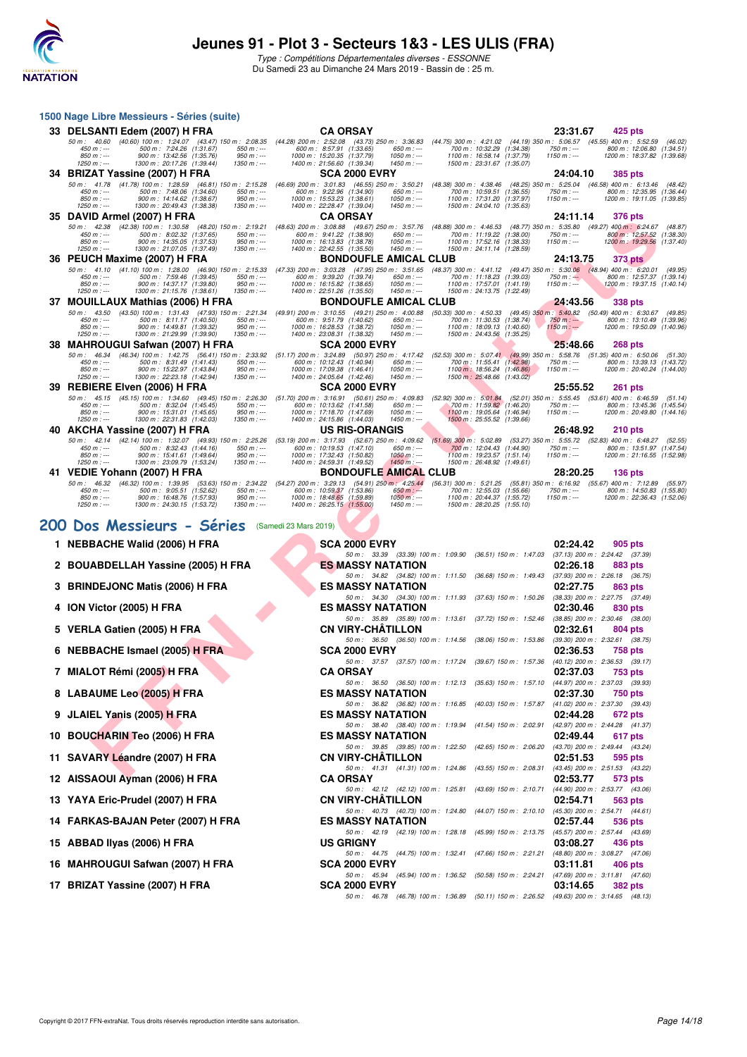# Jeunes 91 - Plot 3 - Secteurs 1&3 - LES ULIS (FRA)

*Type : Compétitions Départementales diverses - ESSONNE*

Du Samedi 23 au Dimanche 24 Mars 2019 - Bassin de : 25 m.

## 1500 Nage Libre Messieurs - Séries (suite)

**33 DELSANTI Edem (2007) H FRA** — CA ORSAY — 23:31.67 — 425 pts

50 m : 40.60 (40.60) 100 m : 1:24.07 (43.47) 150 m : 2:08.35 (44.28) 200 m : 2:52.08 (43.73) 250 m : 3:36.83 (44.75) 300 m : 4:21.02 (44.19) 350 m : 5:06.57 (45.55) 400 m : 5:52.59 (46.02)
450 m : --- 500 m : 7:24.26 (1:31.67) 550 m : --- 600 m : 8:57.91 (1:33.65) 650 m : --- 700 m : 10:32.29 (1:34.38) 750 m : --- 800 m : 12:06.80 (1:34.51)
850 m : --- 900 m : 13:42.56 (1:35.76) 950 m : --- 1000 m : 15:20.35 (1:37.79) 1050 m : --- 1100 m : 16:58.14 (1:37.79) 1150 m : --- 1200 m : 18:37.82 (1:39.68)
1250 m : --- 1300 m : 20:17.26 (1:39.44) 1350 m : --- 1400 m : 21:56.60 (1:39.34) 1450 m : --- 1500 m : 23:31.67 (1:35.07)

**34 BRIZAT Yassine (2007) H FRA** — SCA 2000 EVRY — 24:04.10 — 385 pts

50 m : 41.78 (41.78) 100 m : 1:28.59 (46.81) 150 m : 2:15.28 (46.69) 200 m : 3:01.83 (46.55) 250 m : 3:50.21 (48.38) 300 m : 4:38.46 (48.25) 350 m : 5:25.04 (46.58) 400 m : 6:13.46 (48.42)
450 m : --- 500 m : 7:48.06 (1:34.60) 550 m : --- 600 m : 9:22.96 (1:34.90) 650 m : --- 700 m : 10:59.51 (1:36.55) 750 m : --- 800 m : 12:35.95 (1:36.44)
850 m : --- 900 m : 14:14.62 (1:38.67) 950 m : --- 1000 m : 15:53.23 (1:38.61) 1050 m : --- 1100 m : 17:31.20 (1:37.97) 1150 m : --- 1200 m : 19:11.05 (1:39.85)
1250 m : --- 1300 m : 20:49.43 (1:38.38) 1350 m : --- 1400 m : 22:28.47 (1:39.04) 1450 m : --- 1500 m : 24:04.10 (1:35.63)

**35 DAVID Armel (2007) H FRA** — CA ORSAY — 24:11.14 — 376 pts

50 m : 42.38 (42.38) 100 m : 1:30.58 (48.20) 150 m : 2:19.21 (48.63) 200 m : 3:08.88 (49.67) 250 m : 3:57.76 (48.88) 300 m : 4:46.53 (48.77) 350 m : 5:35.80 (49.27) 400 m : 6:24.67 (48.87)
450 m : --- 500 m : 8:02.32 (1:37.65) 550 m : --- 600 m : 9:41.22 (1:38.90) 650 m : --- 700 m : 11:19.22 (1:38.00) 750 m : --- 800 m : 12:57.52 (1:38.30)
850 m : --- 900 m : 14:35.05 (1:37.53) 950 m : --- 1000 m : 16:13.83 (1:38.78) 1050 m : --- 1100 m : 17:52.16 (1:38.33) 1150 m : --- 1200 m : 19:29.56 (1:37.40)
1250 m : --- 1300 m : 21:07.05 (1:37.49) 1350 m : --- 1400 m : 22:42.55 (1:35.50) 1450 m : --- 1500 m : 24:11.14 (1:28.59)

**36 PEUCH Maxime (2007) H FRA** — BONDOUFLE AMICAL CLUB — 24:13.75 — 373 pts

50 m : 41.10 (41.10) 100 m : 1:28.00 (46.90) 150 m : 2:15.33 (47.33) 200 m : 3:03.28 (47.95) 250 m : 3:51.65 (48.37) 300 m : 4:41.12 (49.47) 350 m : 5:30.06 (48.94) 400 m : 6:20.01 (49.95)
450 m : --- 500 m : 7:59.46 (1:39.45) 550 m : --- 600 m : 9:39.20 (1:39.74) 650 m : --- 700 m : 11:18.23 (1:39.03) 750 m : --- 800 m : 12:57.37 (1:39.14)
850 m : --- 900 m : 14:37.17 (1:39.80) 950 m : --- 1000 m : 16:15.82 (1:38.65) 1050 m : --- 1100 m : 17:57.01 (1:41.19) 1150 m : --- 1200 m : 19:37.15 (1:40.14)
1250 m : --- 1300 m : 21:15.76 (1:38.61) 1350 m : --- 1400 m : 22:51.26 (1:35.50) 1450 m : --- 1500 m : 24:13.75 (1:22.49)

**37 MOUILLAUX Mathias (2006) H FRA** — BONDOUFLE AMICAL CLUB — 24:43.56 — 338 pts

50 m : 43.50 (43.50) 100 m : 1:31.43 (47.93) 150 m : 2:21.34 (49.91) 200 m : 3:10.55 (49.21) 250 m : 4:00.88 (50.33) 300 m : 4:50.33 (49.45) 350 m : 5:40.82 (50.49) 400 m : 6:30.67 (49.85)
450 m : --- 500 m : 8:11.17 (1:40.50) 550 m : --- 600 m : 9:51.79 (1:40.62) 650 m : --- 700 m : 11:30.53 (1:38.74) 750 m : --- 800 m : 13:10.49 (1:39.96)
850 m : --- 900 m : 14:49.81 (1:39.32) 950 m : --- 1000 m : 16:28.53 (1:38.72) 1050 m : --- 1100 m : 18:09.13 (1:40.60) 1150 m : --- 1200 m : 19:50.09 (1:40.96)
1250 m : --- 1300 m : 21:29.99 (1:39.90) 1350 m : --- 1400 m : 23:08.31 (1:38.32) 1450 m : --- 1500 m : 24:43.56 (1:35.25)

**38 MAHROUGUI Safwan (2007) H FRA** — SCA 2000 EVRY — 25:48.66 — 268 pts

50 m : 46.34 (46.34) 100 m : 1:42.75 (56.41) 150 m : 2:33.92 (51.17) 200 m : 3:24.89 (50.97) 250 m : 4:17.42 (52.53) 300 m : 5:07.41 (49.99) 350 m : 5:58.76 (51.35) 400 m : 6:50.06 (51.30)
450 m : --- 500 m : 8:31.49 (1:41.43) 550 m : --- 600 m : 10:12.43 (1:40.94) 650 m : --- 700 m : 11:55.41 (1:42.98) 750 m : --- 800 m : 13:39.13 (1:43.72)
850 m : --- 900 m : 15:22.97 (1:43.84) 950 m : --- 1000 m : 17:09.38 (1:46.41) 1050 m : --- 1100 m : 18:56.24 (1:46.86) 1150 m : --- 1200 m : 20:40.24 (1:44.00)
1250 m : --- 1300 m : 22:23.18 (1:42.94) 1350 m : --- 1400 m : 24:05.64 (1:42.46) 1450 m : --- 1500 m : 25:48.66 (1:43.02)

**39 REBIERE Elven (2006) H FRA** — SCA 2000 EVRY — 25:55.52 — 261 pts

50 m : 45.15 (45.15) 100 m : 1:34.60 (49.45) 150 m : 2:26.30 (51.70) 200 m : 3:16.91 (50.61) 250 m : 4:09.83 (52.92) 300 m : 5:01.84 (52.01) 350 m : 5:55.45 (53.61) 400 m : 6:46.59 (51.14)
450 m : --- 500 m : 8:32.04 (1:45.45) 550 m : --- 600 m : 10:13.62 (1:41.58) 650 m : --- 700 m : 11:59.82 (1:46.20) 750 m : --- 800 m : 13:45.36 (1:45.54)
850 m : --- 900 m : 15:31.01 (1:45.65) 950 m : --- 1000 m : 17:18.70 (1:47.69) 1050 m : --- 1100 m : 19:05.64 (1:46.94) 1150 m : --- 1200 m : 20:49.80 (1:44.16)
1250 m : --- 1300 m : 22:31.83 (1:42.03) 1350 m : --- 1400 m : 24:15.86 (1:44.03) 1450 m : --- 1500 m : 25:55.52 (1:39.66)

**40 AKCHA Yassine (2007) H FRA** — US RIS-ORANGIS — 26:48.92 — 210 pts

50 m : 42.14 (42.14) 100 m : 1:32.07 (49.93) 150 m : 2:25.26 (53.19) 200 m : 3:17.93 (52.67) 250 m : 4:09.62 (51.69) 300 m : 5:02.89 (53.27) 350 m : 5:55.72 (52.83) 400 m : 6:48.27 (52.55)
450 m : --- 500 m : 8:32.43 (1:44.16) 550 m : --- 600 m : 10:19.53 (1:47.10) 650 m : --- 700 m : 12:04.43 (1:44.90) 750 m : --- 800 m : 13:51.97 (1:47.54)
850 m : --- 900 m : 15:41.61 (1:49.64) 950 m : --- 1000 m : 17:32.43 (1:50.82) 1050 m : --- 1100 m : 19:23.57 (1:51.14) 1150 m : --- 1200 m : 21:16.55 (1:52.98)
1250 m : --- 1300 m : 23:09.79 (1:53.24) 1350 m : --- 1400 m : 24:59.31 (1:49.52) 1450 m : --- 1500 m : 26:48.92 (1:49.61)

**41 VEDIE Yohann (2007) H FRA** — BONDOUFLE AMICAL CLUB — 28:20.25 — 136 pts

50 m : 46.32 (46.32) 100 m : 1:39.95 (53.63) 150 m : 2:34.22 (54.27) 200 m : 3:29.13 (54.91) 250 m : 4:25.44 (56.31) 300 m : 5:21.25 (55.81) 350 m : 6:16.92 (55.67) 400 m : 7:12.89 (55.97)
450 m : --- 500 m : 9:05.51 (1:52.62) 550 m : --- 600 m : 10:59.37 (1:53.86) 650 m : --- 700 m : 12:55.03 (1:55.66) 750 m : --- 800 m : 14:50.83 (1:55.80)
850 m : --- 900 m : 16:48.76 (1:57.93) 950 m : --- 1000 m : 18:48.65 (1:59.89) 1050 m : --- 1100 m : 20:44.37 (1:55.72) 1150 m : --- 1200 m : 22:36.43 (1:52.06)
1250 m : --- 1300 m : 24:30.15 (1:53.72) 1350 m : --- 1400 m : 26:25.15 (1:55.00) 1450 m : --- 1500 m : 28:20.25 (1:55.10)

## 200 Dos Messieurs - Séries (Samedi 23 Mars 2019)

| Rang | Nageur | Club | Temps | Points | 50 m | 100 m | 150 m | 200 m |
|---|---|---|---|---|---|---|---|---|
| 1 | NEBBACHE Walid (2006) H FRA | SCA 2000 EVRY | 02:24.42 | 905 pts | 33.39 (33.39) | 1:09.90 (36.51) | 1:47.03 (37.13) | 2:24.42 (37.39) |
| 2 | BOUABDELLAH Yassine (2005) H FRA | ES MASSY NATATION | 02:26.18 | 883 pts | 34.82 (34.82) | 1:11.50 (36.68) | 1:49.43 (37.93) | 2:26.18 (36.75) |
| 3 | BRINDEJONC Matis (2006) H FRA | ES MASSY NATATION | 02:27.75 | 863 pts | 34.30 (34.30) | 1:11.93 (37.63) | 1:50.26 (38.33) | 2:27.75 (37.49) |
| 4 | ION Victor (2005) H FRA | ES MASSY NATATION | 02:30.46 | 830 pts | 35.89 (35.89) | 1:13.61 (37.72) | 1:52.46 (38.85) | 2:30.46 (38.00) |
| 5 | VERLA Gatien (2005) H FRA | CN VIRY-CHÂTILLON | 02:32.61 | 804 pts | 36.50 (36.50) | 1:14.56 (38.06) | 1:53.86 (39.30) | 2:32.61 (38.75) |
| 6 | NEBBACHE Ismael (2005) H FRA | SCA 2000 EVRY | 02:36.53 | 758 pts | 37.57 (37.57) | 1:17.24 (39.67) | 1:57.36 (40.12) | 2:36.53 (39.17) |
| 7 | MIALOT Rémi (2005) H FRA | CA ORSAY | 02:37.03 | 753 pts | 36.50 (36.50) | 1:12.13 (35.63) | 1:57.10 (44.97) | 2:37.03 (39.93) |
| 8 | LABAUME Leo (2005) H FRA | ES MASSY NATATION | 02:37.30 | 750 pts | 36.82 (36.82) | 1:16.85 (40.03) | 1:57.87 (41.02) | 2:37.30 (39.43) |
| 9 | JLAIEL Yanis (2005) H FRA | ES MASSY NATATION | 02:44.28 | 672 pts | 38.40 (38.40) | 1:19.94 (41.54) | 2:02.91 (42.97) | 2:44.28 (41.37) |
| 10 | BOUCHARIN Teo (2006) H FRA | ES MASSY NATATION | 02:49.44 | 617 pts | 39.85 (39.85) | 1:22.50 (42.65) | 2:06.20 (43.70) | 2:49.44 (43.24) |
| 11 | SAVARY Léandre (2007) H FRA | CN VIRY-CHÂTILLON | 02:51.53 | 595 pts | 41.31 (41.31) | 1:24.86 (43.55) | 2:08.31 (43.45) | 2:51.53 (43.22) |
| 12 | AISSAOUI Ayman (2006) H FRA | CA ORSAY | 02:53.77 | 573 pts | 42.12 (42.12) | 1:25.81 (43.69) | 2:10.71 (44.90) | 2:53.77 (43.06) |
| 13 | YAYA Eric-Prudel (2007) H FRA | CN VIRY-CHÂTILLON | 02:54.71 | 563 pts | 40.73 (40.73) | 1:24.80 (44.07) | 2:10.10 (45.30) | 2:54.71 (44.61) |
| 14 | FARKAS-BAJAN Peter (2007) H FRA | ES MASSY NATATION | 02:57.44 | 536 pts | 42.19 (42.19) | 1:28.18 (45.99) | 2:13.75 (45.57) | 2:57.44 (43.69) |
| 15 | ABBAD Ilyas (2006) H FRA | US GRIGNY | 03:08.27 | 436 pts | 44.75 (44.75) | 1:32.41 (47.66) | 2:21.21 (48.80) | 3:08.27 (47.06) |
| 16 | MAHROUGUI Safwan (2007) H FRA | SCA 2000 EVRY | 03:11.81 | 406 pts | 45.94 (45.94) | 1:36.52 (50.58) | 2:24.21 (47.69) | 3:11.81 (47.60) |
| 17 | BRIZAT Yassine (2007) H FRA | SCA 2000 EVRY | 03:14.65 | 382 pts | 46.78 (46.78) | 1:36.89 (50.11) | 2:26.52 (49.63) | 3:14.65 (48.13) |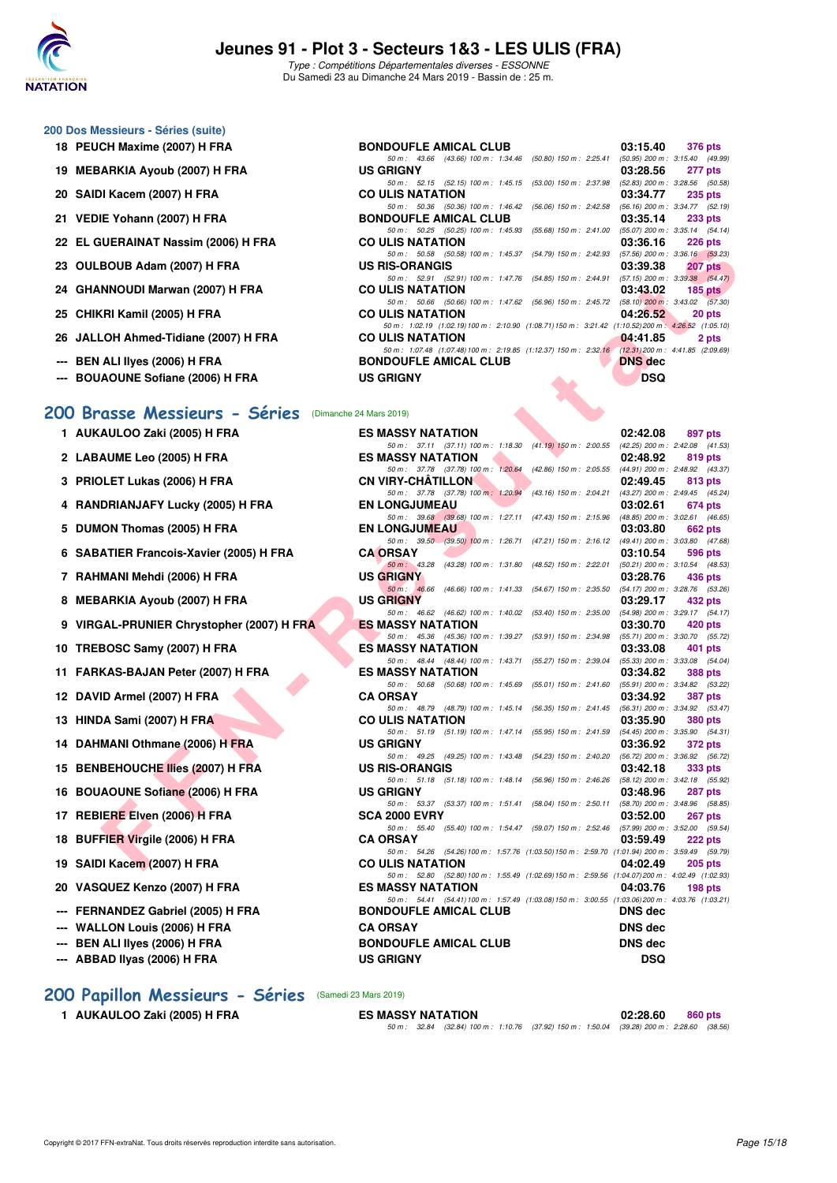# Jeunes 91 - Plot 3 - Secteurs 1&3 - LES ULIS (FRA)

*Type : Compétitions Départementales diverses - ESSONNE*
Du Samedi 23 au Dimanche 24 Mars 2019 - Bassin de : 25 m.

### 200 Dos Messieurs - Séries (suite)

| Rang | Nom | Club | Temps | Points |
|---|---|---|---|---|
| 18 | PEUCH Maxime (2007) H FRA | BONDOUFLE AMICAL CLUB | 03:15.40 | 376 pts |
| | 50 m : 43.66 (43.66) 100 m : 1:34.46 (50.80) 150 m : 2:25.41 (50.95) 200 m : 3:15.40 (49.99) | | | |
| 19 | MEBARKIA Ayoub (2007) H FRA | US GRIGNY | 03:28.56 | 277 pts |
| | 50 m : 52.15 (52.15) 100 m : 1:45.15 (53.00) 150 m : 2:37.98 (52.83) 200 m : 3:28.56 (50.58) | | | |
| 20 | SAIDI Kacem (2007) H FRA | CO ULIS NATATION | 03:34.77 | 235 pts |
| | 50 m : 50.36 (50.36) 100 m : 1:46.42 (56.06) 150 m : 2:42.58 (56.16) 200 m : 3:34.77 (52.19) | | | |
| 21 | VEDIE Yohann (2007) H FRA | BONDOUFLE AMICAL CLUB | 03:35.14 | 233 pts |
| | 50 m : 50.25 (50.25) 100 m : 1:45.93 (55.68) 150 m : 2:41.00 (55.07) 200 m : 3:35.14 (54.14) | | | |
| 22 | EL GUERAINAT Nassim (2006) H FRA | CO ULIS NATATION | 03:36.16 | 226 pts |
| | 50 m : 50.58 (50.58) 100 m : 1:45.37 (54.79) 150 m : 2:42.93 (57.56) 200 m : 3:36.16 (53.23) | | | |
| 23 | OULBOUB Adam (2007) H FRA | US RIS-ORANGIS | 03:39.38 | 207 pts |
| | 50 m : 52.91 (52.91) 100 m : 1:47.76 (54.85) 150 m : 2:44.91 (57.15) 200 m : 3:39.38 (54.47) | | | |
| 24 | GHANNOUDI Marwan (2007) H FRA | CO ULIS NATATION | 03:43.02 | 185 pts |
| | 50 m : 50.66 (50.66) 100 m : 1:47.62 (56.96) 150 m : 2:45.72 (58.10) 200 m : 3:43.02 (57.30) | | | |
| 25 | CHIKRI Kamil (2005) H FRA | CO ULIS NATATION | 04:26.52 | 20 pts |
| | 50 m : 1:02.19 (1:02.19) 100 m : 2:10.90 (1:08.71) 150 m : 3:21.42 (1:10.52) 200 m : 4:26.52 (1:05.10) | | | |
| 26 | JALLOH Ahmed-Tidiane (2007) H FRA | CO ULIS NATATION | 04:41.85 | 2 pts |
| | 50 m : 1:07.48 (1:07.48) 100 m : 2:19.85 (1:12.37) 150 m : 2:32.16 (12.31) 200 m : 4:41.85 (2:09.69) | | | |
| --- | BEN ALI Ilyes (2006) H FRA | BONDOUFLE AMICAL CLUB | DNS dec | |
| --- | BOUAOUNE Sofiane (2006) H FRA | US GRIGNY | DSQ | |

## 200 Brasse Messieurs - Séries (Dimanche 24 Mars 2019)

| Rang | Nom | Club | Temps | Points |
|---|---|---|---|---|
| 1 | AUKAULOO Zaki (2005) H FRA | ES MASSY NATATION | 02:42.08 | 897 pts |
| | 50 m : 37.11 (37.11) 100 m : 1:18.30 (41.19) 150 m : 2:00.55 (42.25) 200 m : 2:42.08 (41.53) | | | |
| 2 | LABAUME Leo (2005) H FRA | ES MASSY NATATION | 02:48.92 | 819 pts |
| | 50 m : 37.78 (37.78) 100 m : 1:20.64 (42.86) 150 m : 2:05.55 (44.91) 200 m : 2:48.92 (43.37) | | | |
| 3 | PRIOLET Lukas (2006) H FRA | CN VIRY-CHÂTILLON | 02:49.45 | 813 pts |
| | 50 m : 37.78 (37.78) 100 m : 1:20.94 (43.16) 150 m : 2:04.21 (43.27) 200 m : 2:49.45 (45.24) | | | |
| 4 | RANDRIANJAFY Lucky (2005) H FRA | EN LONGJUMEAU | 03:02.61 | 674 pts |
| | 50 m : 39.68 (39.68) 100 m : 1:27.11 (47.43) 150 m : 2:15.96 (48.85) 200 m : 3:02.61 (46.65) | | | |
| 5 | DUMON Thomas (2005) H FRA | EN LONGJUMEAU | 03:03.80 | 662 pts |
| | 50 m : 39.50 (39.50) 100 m : 1:26.71 (47.21) 150 m : 2:16.12 (49.41) 200 m : 3:03.80 (47.68) | | | |
| 6 | SABATIER Francois-Xavier (2005) H FRA | CA ORSAY | 03:10.54 | 596 pts |
| | 50 m : 43.28 (43.28) 100 m : 1:31.80 (48.52) 150 m : 2:22.01 (50.21) 200 m : 3:10.54 (48.53) | | | |
| 7 | RAHMANI Mehdi (2006) H FRA | US GRIGNY | 03:28.76 | 436 pts |
| | 50 m : 46.66 (46.66) 100 m : 1:41.33 (54.67) 150 m : 2:35.50 (54.17) 200 m : 3:28.76 (53.26) | | | |
| 8 | MEBARKIA Ayoub (2007) H FRA | US GRIGNY | 03:29.17 | 432 pts |
| | 50 m : 46.62 (46.62) 100 m : 1:40.02 (53.40) 150 m : 2:35.00 (54.98) 200 m : 3:29.17 (54.17) | | | |
| 9 | VIRGAL-PRUNIER Chrystopher (2007) H FRA | ES MASSY NATATION | 03:30.70 | 420 pts |
| | 50 m : 45.36 (45.36) 100 m : 1:39.27 (53.91) 150 m : 2:34.98 (55.71) 200 m : 3:30.70 (55.72) | | | |
| 10 | TREBOSC Samy (2007) H FRA | ES MASSY NATATION | 03:33.08 | 401 pts |
| | 50 m : 48.44 (48.44) 100 m : 1:43.71 (55.27) 150 m : 2:39.04 (55.33) 200 m : 3:33.08 (54.04) | | | |
| 11 | FARKAS-BAJAN Peter (2007) H FRA | ES MASSY NATATION | 03:34.82 | 388 pts |
| | 50 m : 50.68 (50.68) 100 m : 1:45.69 (55.01) 150 m : 2:41.60 (55.91) 200 m : 3:34.82 (53.22) | | | |
| 12 | DAVID Armel (2007) H FRA | CA ORSAY | 03:34.92 | 387 pts |
| | 50 m : 48.79 (48.79) 100 m : 1:45.14 (56.35) 150 m : 2:41.45 (56.31) 200 m : 3:34.92 (53.47) | | | |
| 13 | HINDA Sami (2007) H FRA | CO ULIS NATATION | 03:35.90 | 380 pts |
| | 50 m : 51.19 (51.19) 100 m : 1:47.14 (55.95) 150 m : 2:41.59 (54.45) 200 m : 3:35.90 (54.31) | | | |
| 14 | DAHMANI Othmane (2006) H FRA | US GRIGNY | 03:36.92 | 372 pts |
| | 50 m : 49.25 (49.25) 100 m : 1:43.48 (54.23) 150 m : 2:40.20 (56.72) 200 m : 3:36.92 (56.72) | | | |
| 15 | BENBEHOUCHE Ilies (2007) H FRA | US RIS-ORANGIS | 03:42.18 | 333 pts |
| | 50 m : 51.18 (51.18) 100 m : 1:48.14 (56.96) 150 m : 2:46.26 (58.12) 200 m : 3:42.18 (55.92) | | | |
| 16 | BOUAOUNE Sofiane (2006) H FRA | US GRIGNY | 03:48.96 | 287 pts |
| | 50 m : 53.37 (53.37) 100 m : 1:51.41 (58.04) 150 m : 2:50.11 (58.70) 200 m : 3:48.96 (58.85) | | | |
| 17 | REBIERE Elven (2006) H FRA | SCA 2000 EVRY | 03:52.00 | 267 pts |
| | 50 m : 55.40 (55.40) 100 m : 1:54.47 (59.07) 150 m : 2:52.46 (57.99) 200 m : 3:52.00 (59.54) | | | |
| 18 | BUFFIER Virgile (2006) H FRA | CA ORSAY | 03:59.49 | 222 pts |
| | 50 m : 54.26 (54.26) 100 m : 1:57.76 (1:03.50) 150 m : 2:59.70 (1:01.94) 200 m : 3:59.49 (59.79) | | | |
| 19 | SAIDI Kacem (2007) H FRA | CO ULIS NATATION | 04:02.49 | 205 pts |
| | 50 m : 52.80 (52.80) 100 m : 1:55.49 (1:02.69) 150 m : 2:59.56 (1:04.07) 200 m : 4:02.49 (1:02.93) | | | |
| 20 | VASQUEZ Kenzo (2007) H FRA | ES MASSY NATATION | 04:03.76 | 198 pts |
| | 50 m : 54.41 (54.41) 100 m : 1:57.49 (1:03.08) 150 m : 3:00.55 (1:03.06) 200 m : 4:03.76 (1:03.21) | | | |
| --- | FERNANDEZ Gabriel (2005) H FRA | BONDOUFLE AMICAL CLUB | DNS dec | |
| --- | WALLON Louis (2006) H FRA | CA ORSAY | DNS dec | |
| --- | BEN ALI Ilyes (2006) H FRA | BONDOUFLE AMICAL CLUB | DNS dec | |
| --- | ABBAD Ilyas (2006) H FRA | US GRIGNY | DSQ | |

## 200 Papillon Messieurs - Séries (Samedi 23 Mars 2019)

| Rang | Nom | Club | Temps | Points |
|---|---|---|---|---|
| 1 | AUKAULOO Zaki (2005) H FRA | ES MASSY NATATION | 02:28.60 | 860 pts |
| | 50 m : 32.84 (32.84) 100 m : 1:10.76 (37.92) 150 m : 1:50.04 (39.28) 200 m : 2:28.60 (38.56) | | | |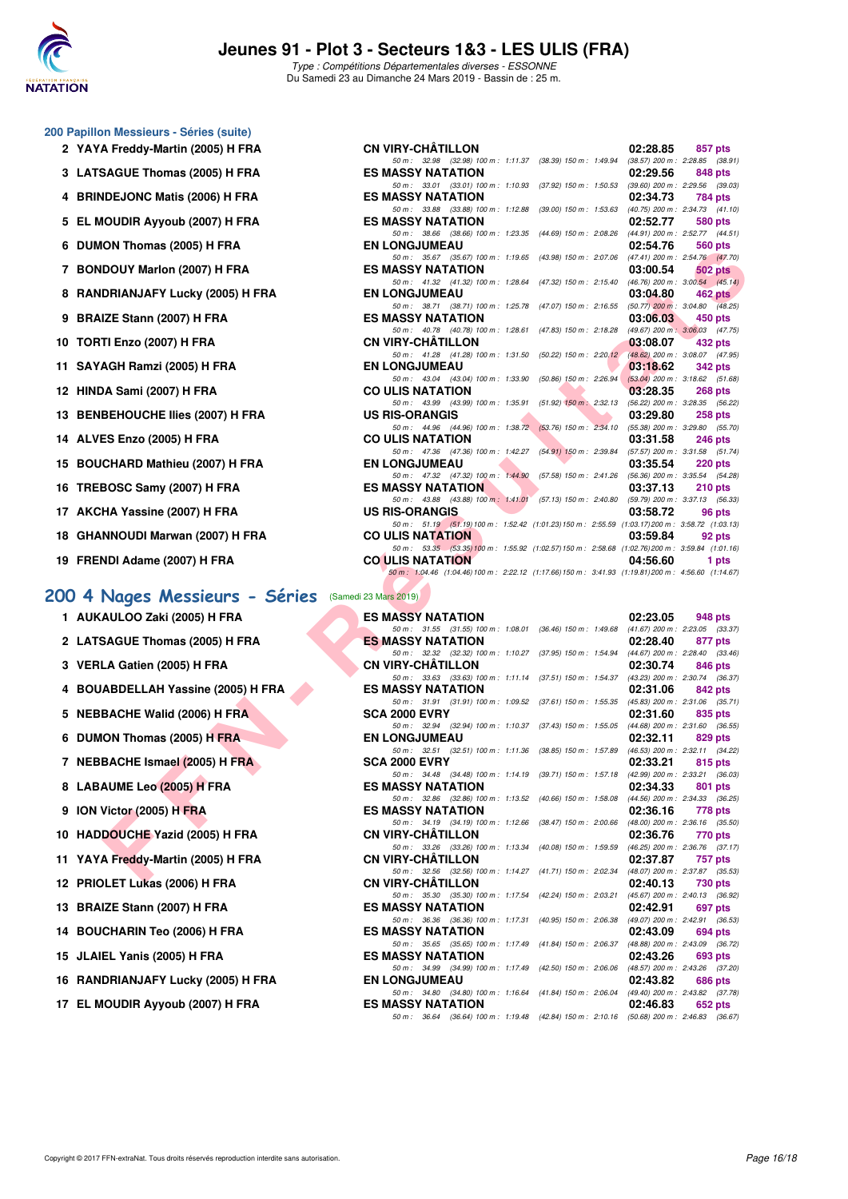# Jeunes 91 - Plot 3 - Secteurs 1&3 - LES ULIS (FRA)

*Type : Compétitions Départementales diverses - ESSONNE*
Du Samedi 23 au Dimanche 24 Mars 2019 - Bassin de : 25 m.

### 200 Papillon Messieurs - Séries (suite)

| Rg | Nom | Club | Temps | Points |
|---|---|---|---|---|
| 2 | YAYA Freddy-Martin (2005) H FRA | CN VIRY-CHÂTILLON | 02:28.85 | 857 pts |
| | | 50 m : 32.98 (32.98) 100 m : 1:11.37 (38.39) 150 m : 1:49.94 (38.57) 200 m : 2:28.85 (38.91) | | |
| 3 | LATSAGUE Thomas (2005) H FRA | ES MASSY NATATION | 02:29.56 | 848 pts |
| | | 50 m : 33.01 (33.01) 100 m : 1:10.93 (37.92) 150 m : 1:50.53 (39.60) 200 m : 2:29.56 (39.03) | | |
| 4 | BRINDEJONC Matis (2006) H FRA | ES MASSY NATATION | 02:34.73 | 784 pts |
| | | 50 m : 33.88 (33.88) 100 m : 1:12.88 (39.00) 150 m : 1:53.63 (40.75) 200 m : 2:34.73 (41.10) | | |
| 5 | EL MOUDIR Ayyoub (2007) H FRA | ES MASSY NATATION | 02:52.77 | 580 pts |
| | | 50 m : 38.66 (38.66) 100 m : 1:23.35 (44.69) 150 m : 2:08.26 (44.91) 200 m : 2:52.77 (44.51) | | |
| 6 | DUMON Thomas (2005) H FRA | EN LONGJUMEAU | 02:54.76 | 560 pts |
| | | 50 m : 35.67 (35.67) 100 m : 1:19.65 (43.98) 150 m : 2:07.06 (47.41) 200 m : 2:54.76 (47.70) | | |
| 7 | BONDOUY Marlon (2007) H FRA | ES MASSY NATATION | 03:00.54 | 502 pts |
| | | 50 m : 41.32 (41.32) 100 m : 1:28.64 (47.32) 150 m : 2:15.40 (46.76) 200 m : 3:00.54 (45.14) | | |
| 8 | RANDRIANJAFY Lucky (2005) H FRA | EN LONGJUMEAU | 03:04.80 | 462 pts |
| | | 50 m : 38.71 (38.71) 100 m : 1:25.78 (47.07) 150 m : 2:16.55 (50.77) 200 m : 3:04.80 (48.25) | | |
| 9 | BRAIZE Stann (2007) H FRA | ES MASSY NATATION | 03:06.03 | 450 pts |
| | | 50 m : 40.78 (40.78) 100 m : 1:28.61 (47.83) 150 m : 2:18.28 (49.67) 200 m : 3:06.03 (47.75) | | |
| 10 | TORTI Enzo (2007) H FRA | CN VIRY-CHÂTILLON | 03:08.07 | 432 pts |
| | | 50 m : 41.28 (41.28) 100 m : 1:31.50 (50.22) 150 m : 2:20.12 (48.62) 200 m : 3:08.07 (47.95) | | |
| 11 | SAYAGH Ramzi (2005) H FRA | EN LONGJUMEAU | 03:18.62 | 342 pts |
| | | 50 m : 43.04 (43.04) 100 m : 1:33.90 (50.86) 150 m : 2:26.94 (53.04) 200 m : 3:18.62 (51.68) | | |
| 12 | HINDA Sami (2007) H FRA | CO ULIS NATATION | 03:28.35 | 268 pts |
| | | 50 m : 43.99 (43.99) 100 m : 1:35.91 (51.92) 150 m : 2:32.13 (56.22) 200 m : 3:28.35 (56.22) | | |
| 13 | BENBEHOUCHE Ilies (2007) H FRA | US RIS-ORANGIS | 03:29.80 | 258 pts |
| | | 50 m : 44.96 (44.96) 100 m : 1:38.72 (53.76) 150 m : 2:34.10 (55.38) 200 m : 3:29.80 (55.70) | | |
| 14 | ALVES Enzo (2005) H FRA | CO ULIS NATATION | 03:31.58 | 246 pts |
| | | 50 m : 47.36 (47.36) 100 m : 1:42.27 (54.91) 150 m : 2:39.84 (57.57) 200 m : 3:31.58 (51.74) | | |
| 15 | BOUCHARD Mathieu (2007) H FRA | EN LONGJUMEAU | 03:35.54 | 220 pts |
| | | 50 m : 47.32 (47.32) 100 m : 1:44.90 (57.58) 150 m : 2:41.26 (56.36) 200 m : 3:35.54 (54.28) | | |
| 16 | TREBOSC Samy (2007) H FRA | ES MASSY NATATION | 03:37.13 | 210 pts |
| | | 50 m : 43.88 (43.88) 100 m : 1:41.01 (57.13) 150 m : 2:40.80 (59.79) 200 m : 3:37.13 (56.33) | | |
| 17 | AKCHA Yassine (2007) H FRA | US RIS-ORANGIS | 03:58.72 | 96 pts |
| | | 50 m : 51.19 (51.19) 100 m : 1:52.42 (1:01.23) 150 m : 2:55.59 (1:03.17) 200 m : 3:58.72 (1:03.13) | | |
| 18 | GHANNOUDI Marwan (2007) H FRA | CO ULIS NATATION | 03:59.84 | 92 pts |
| | | 50 m : 53.35 (53.35) 100 m : 1:55.92 (1:02.57) 150 m : 2:58.68 (1:02.76) 200 m : 3:59.84 (1:01.16) | | |
| 19 | FRENDI Adame (2007) H FRA | CO ULIS NATATION | 04:56.60 | 1 pts |
| | | 50 m : 1:04.46 (1:04.46) 100 m : 2:22.12 (1:17.66) 150 m : 3:41.93 (1:19.81) 200 m : 4:56.60 (1:14.67) | | |

## 200 4 Nages Messieurs - Séries (Samedi 23 Mars 2019)

| Rg | Nom | Club | Temps | Points |
|---|---|---|---|---|
| 1 | AUKAULOO Zaki (2005) H FRA | ES MASSY NATATION | 02:23.05 | 948 pts |
| | | 50 m : 31.55 (31.55) 100 m : 1:08.01 (36.46) 150 m : 1:49.68 (41.67) 200 m : 2:23.05 (33.37) | | |
| 2 | LATSAGUE Thomas (2005) H FRA | ES MASSY NATATION | 02:28.40 | 877 pts |
| | | 50 m : 32.32 (32.32) 100 m : 1:10.27 (37.95) 150 m : 1:54.94 (44.67) 200 m : 2:28.40 (33.46) | | |
| 3 | VERLA Gatien (2005) H FRA | CN VIRY-CHÂTILLON | 02:30.74 | 846 pts |
| | | 50 m : 33.63 (33.63) 100 m : 1:11.14 (37.51) 150 m : 1:54.37 (43.23) 200 m : 2:30.74 (36.37) | | |
| 4 | BOUABDELLAH Yassine (2005) H FRA | ES MASSY NATATION | 02:31.06 | 842 pts |
| | | 50 m : 31.91 (31.91) 100 m : 1:09.52 (37.61) 150 m : 1:55.35 (45.83) 200 m : 2:31.06 (35.71) | | |
| 5 | NEBBACHE Walid (2006) H FRA | SCA 2000 EVRY | 02:31.60 | 835 pts |
| | | 50 m : 32.94 (32.94) 100 m : 1:10.37 (37.43) 150 m : 1:55.05 (44.68) 200 m : 2:31.60 (36.55) | | |
| 6 | DUMON Thomas (2005) H FRA | EN LONGJUMEAU | 02:32.11 | 829 pts |
| | | 50 m : 32.51 (32.51) 100 m : 1:11.36 (38.85) 150 m : 1:57.89 (46.53) 200 m : 2:32.11 (34.22) | | |
| 7 | NEBBACHE Ismael (2005) H FRA | SCA 2000 EVRY | 02:33.21 | 815 pts |
| | | 50 m : 34.48 (34.48) 100 m : 1:14.19 (39.71) 150 m : 1:57.18 (42.99) 200 m : 2:33.21 (36.03) | | |
| 8 | LABAUME Leo (2005) H FRA | ES MASSY NATATION | 02:34.33 | 801 pts |
| | | 50 m : 32.86 (32.86) 100 m : 1:13.52 (40.66) 150 m : 1:58.08 (44.56) 200 m : 2:34.33 (36.25) | | |
| 9 | ION Victor (2005) H FRA | ES MASSY NATATION | 02:36.16 | 778 pts |
| | | 50 m : 34.19 (34.19) 100 m : 1:12.66 (38.47) 150 m : 2:00.66 (48.00) 200 m : 2:36.16 (35.50) | | |
| 10 | HADDOUCHE Yazid (2005) H FRA | CN VIRY-CHÂTILLON | 02:36.76 | 770 pts |
| | | 50 m : 33.26 (33.26) 100 m : 1:13.34 (40.08) 150 m : 1:59.59 (46.25) 200 m : 2:36.76 (37.17) | | |
| 11 | YAYA Freddy-Martin (2005) H FRA | CN VIRY-CHÂTILLON | 02:37.87 | 757 pts |
| | | 50 m : 32.56 (32.56) 100 m : 1:14.27 (41.71) 150 m : 2:02.34 (48.07) 200 m : 2:37.87 (35.53) | | |
| 12 | PRIOLET Lukas (2006) H FRA | CN VIRY-CHÂTILLON | 02:40.13 | 730 pts |
| | | 50 m : 35.30 (35.30) 100 m : 1:17.54 (42.24) 150 m : 2:03.21 (45.67) 200 m : 2:40.13 (36.92) | | |
| 13 | BRAIZE Stann (2007) H FRA | ES MASSY NATATION | 02:42.91 | 697 pts |
| | | 50 m : 36.36 (36.36) 100 m : 1:17.31 (40.95) 150 m : 2:06.38 (49.07) 200 m : 2:42.91 (36.53) | | |
| 14 | BOUCHARIN Teo (2006) H FRA | ES MASSY NATATION | 02:43.09 | 694 pts |
| | | 50 m : 35.65 (35.65) 100 m : 1:17.49 (41.84) 150 m : 2:06.37 (48.88) 200 m : 2:43.09 (36.72) | | |
| 15 | JLAIEL Yanis (2005) H FRA | ES MASSY NATATION | 02:43.26 | 693 pts |
| | | 50 m : 34.99 (34.99) 100 m : 1:17.49 (42.50) 150 m : 2:06.06 (48.57) 200 m : 2:43.26 (37.20) | | |
| 16 | RANDRIANJAFY Lucky (2005) H FRA | EN LONGJUMEAU | 02:43.82 | 686 pts |
| | | 50 m : 34.80 (34.80) 100 m : 1:16.64 (41.84) 150 m : 2:06.04 (49.40) 200 m : 2:43.82 (37.78) | | |
| 17 | EL MOUDIR Ayyoub (2007) H FRA | ES MASSY NATATION | 02:46.83 | 652 pts |
| | | 50 m : 36.64 (36.64) 100 m : 1:19.48 (42.84) 150 m : 2:10.16 (50.68) 200 m : 2:46.83 (36.67) | | |

Copyright © 2017 FFN-extraNat. Tous droits réservés reproduction interdite sans autorisation.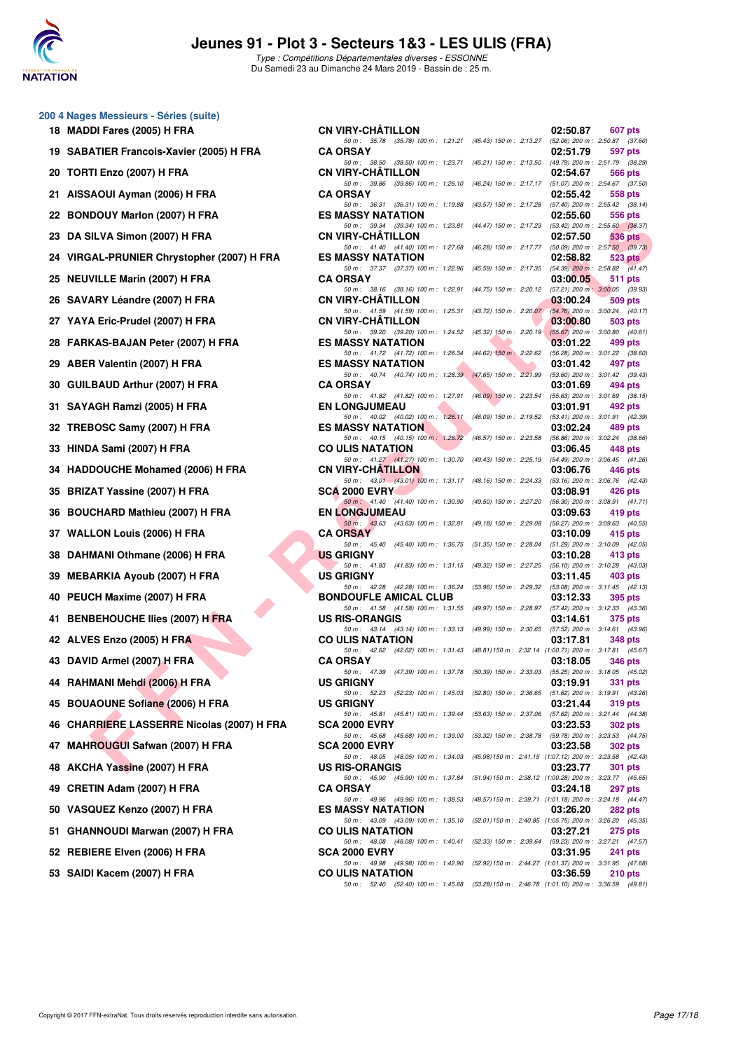# Jeunes 91 - Plot 3 - Secteurs 1&3 - LES ULIS (FRA)

*Type : Compétitions Départementales diverses - ESSONNE*

Du Samedi 23 au Dimanche 24 Mars 2019 - Bassin de : 25 m.

## 200 4 Nages Messieurs - Séries (suite)

| Rang | Nom | Club | Temps | Points |
|---|---|---|---|---|
| 18 | MADDI Fares (2005) H FRA | CN VIRY-CHÂTILLON | 02:50.87 | 607 pts |
| | 50 m : 35.78 (35.78) 100 m : 1:21.21 (45.43) 150 m : 2:13.27 (52.06) 200 m : 2:50.87 (37.60) | | | |
| 19 | SABATIER Francois-Xavier (2005) H FRA | CA ORSAY | 02:51.79 | 597 pts |
| | 50 m : 38.50 (38.50) 100 m : 1:23.71 (45.21) 150 m : 2:13.50 (49.79) 200 m : 2:51.79 (38.29) | | | |
| 20 | TORTI Enzo (2007) H FRA | CN VIRY-CHÂTILLON | 02:54.67 | 566 pts |
| | 50 m : 39.86 (39.86) 100 m : 1:26.10 (46.24) 150 m : 2:17.17 (51.07) 200 m : 2:54.67 (37.50) | | | |
| 21 | AISSAOUI Ayman (2006) H FRA | CA ORSAY | 02:55.42 | 558 pts |
| | 50 m : 36.31 (36.31) 100 m : 1:19.88 (43.57) 150 m : 2:17.28 (57.40) 200 m : 2:55.42 (38.14) | | | |
| 22 | BONDOUY Marlon (2007) H FRA | ES MASSY NATATION | 02:55.60 | 556 pts |
| | 50 m : 39.34 (39.34) 100 m : 1:23.81 (44.47) 150 m : 2:17.23 (53.42) 200 m : 2:55.60 (38.37) | | | |
| 23 | DA SILVA Simon (2007) H FRA | CN VIRY-CHÂTILLON | 02:57.50 | 536 pts |
| | 50 m : 41.40 (41.40) 100 m : 1:27.68 (46.28) 150 m : 2:17.77 (50.09) 200 m : 2:57.50 (39.73) | | | |
| 24 | VIRGAL-PRUNIER Chrystopher (2007) H FRA | ES MASSY NATATION | 02:58.82 | 523 pts |
| | 50 m : 37.37 (37.37) 100 m : 1:22.96 (45.59) 150 m : 2:17.35 (54.39) 200 m : 2:58.82 (41.47) | | | |
| 25 | NEUVILLE Marin (2007) H FRA | CA ORSAY | 03:00.05 | 511 pts |
| | 50 m : 38.16 (38.16) 100 m : 1:22.91 (44.75) 150 m : 2:20.12 (57.21) 200 m : 3:00.05 (39.93) | | | |
| 26 | SAVARY Léandre (2007) H FRA | CN VIRY-CHÂTILLON | 03:00.24 | 509 pts |
| | 50 m : 41.59 (41.59) 100 m : 1:25.31 (43.72) 150 m : 2:20.07 (54.76) 200 m : 3:00.24 (40.17) | | | |
| 27 | YAYA Eric-Prudel (2007) H FRA | CN VIRY-CHÂTILLON | 03:00.80 | 503 pts |
| | 50 m : 39.20 (39.20) 100 m : 1:24.52 (45.32) 150 m : 2:20.19 (55.67) 200 m : 3:00.80 (40.61) | | | |
| 28 | FARKAS-BAJAN Peter (2007) H FRA | ES MASSY NATATION | 03:01.22 | 499 pts |
| | 50 m : 41.72 (41.72) 100 m : 1:26.34 (44.62) 150 m : 2:22.62 (56.28) 200 m : 3:01.22 (38.60) | | | |
| 29 | ABER Valentin (2007) H FRA | ES MASSY NATATION | 03:01.42 | 497 pts |
| | 50 m : 40.74 (40.74) 100 m : 1:28.39 (47.65) 150 m : 2:21.99 (53.60) 200 m : 3:01.42 (39.43) | | | |
| 30 | GUILBAUD Arthur (2007) H FRA | CA ORSAY | 03:01.69 | 494 pts |
| | 50 m : 41.82 (41.82) 100 m : 1:27.91 (46.09) 150 m : 2:23.54 (55.63) 200 m : 3:01.69 (38.15) | | | |
| 31 | SAYAGH Ramzi (2005) H FRA | EN LONGJUMEAU | 03:01.91 | 492 pts |
| | 50 m : 40.02 (40.02) 100 m : 1:26.11 (46.09) 150 m : 2:19.52 (53.41) 200 m : 3:01.91 (42.39) | | | |
| 32 | TREBOSC Samy (2007) H FRA | ES MASSY NATATION | 03:02.24 | 489 pts |
| | 50 m : 40.15 (40.15) 100 m : 1:26.72 (46.57) 150 m : 2:23.58 (56.86) 200 m : 3:02.24 (38.66) | | | |
| 33 | HINDA Sami (2007) H FRA | CO ULIS NATATION | 03:06.45 | 448 pts |
| | 50 m : 41.27 (41.27) 100 m : 1:30.70 (49.43) 150 m : 2:25.19 (54.49) 200 m : 3:06.45 (41.26) | | | |
| 34 | HADDOUCHE Mohamed (2006) H FRA | CN VIRY-CHÂTILLON | 03:06.76 | 446 pts |
| | 50 m : 43.01 (43.01) 100 m : 1:31.17 (48.16) 150 m : 2:24.33 (53.16) 200 m : 3:06.76 (42.43) | | | |
| 35 | BRIZAT Yassine (2007) H FRA | SCA 2000 EVRY | 03:08.91 | 426 pts |
| | 50 m : 41.40 (41.40) 100 m : 1:30.90 (49.50) 150 m : 2:27.20 (56.30) 200 m : 3:08.91 (41.71) | | | |
| 36 | BOUCHARD Mathieu (2007) H FRA | EN LONGJUMEAU | 03:09.63 | 419 pts |
| | 50 m : 43.63 (43.63) 100 m : 1:32.81 (49.18) 150 m : 2:29.08 (56.27) 200 m : 3:09.63 (40.55) | | | |
| 37 | WALLON Louis (2006) H FRA | CA ORSAY | 03:10.09 | 415 pts |
| | 50 m : 45.40 (45.40) 100 m : 1:36.75 (51.35) 150 m : 2:28.04 (51.29) 200 m : 3:10.09 (42.05) | | | |
| 38 | DAHMANI Othmane (2006) H FRA | US GRIGNY | 03:10.28 | 413 pts |
| | 50 m : 41.83 (41.83) 100 m : 1:31.15 (49.32) 150 m : 2:27.25 (56.10) 200 m : 3:10.28 (43.03) | | | |
| 39 | MEBARKIA Ayoub (2007) H FRA | US GRIGNY | 03:11.45 | 403 pts |
| | 50 m : 42.28 (42.28) 100 m : 1:36.24 (53.96) 150 m : 2:29.32 (53.08) 200 m : 3:11.45 (42.13) | | | |
| 40 | PEUCH Maxime (2007) H FRA | BONDOUFLE AMICAL CLUB | 03:12.33 | 395 pts |
| | 50 m : 41.58 (41.58) 100 m : 1:31.55 (49.97) 150 m : 2:28.97 (57.42) 200 m : 3:12.33 (43.36) | | | |
| 41 | BENBEHOUCHE Ilies (2007) H FRA | US RIS-ORANGIS | 03:14.61 | 375 pts |
| | 50 m : 43.14 (43.14) 100 m : 1:33.13 (49.99) 150 m : 2:30.65 (57.52) 200 m : 3:14.61 (43.96) | | | |
| 42 | ALVES Enzo (2005) H FRA | CO ULIS NATATION | 03:17.81 | 348 pts |
| | 50 m : 42.62 (42.62) 100 m : 1:31.43 (48.81) 150 m : 2:32.14 (1:00.71) 200 m : 3:17.81 (45.67) | | | |
| 43 | DAVID Armel (2007) H FRA | CA ORSAY | 03:18.05 | 346 pts |
| | 50 m : 47.39 (47.39) 100 m : 1:37.78 (50.39) 150 m : 2:33.03 (55.25) 200 m : 3:18.05 (45.02) | | | |
| 44 | RAHMANI Mehdi (2006) H FRA | US GRIGNY | 03:19.91 | 331 pts |
| | 50 m : 52.23 (52.23) 100 m : 1:45.03 (52.80) 150 m : 2:36.65 (51.62) 200 m : 3:19.91 (43.26) | | | |
| 45 | BOUAOUNE Sofiane (2006) H FRA | US GRIGNY | 03:21.44 | 319 pts |
| | 50 m : 45.81 (45.81) 100 m : 1:39.44 (53.63) 150 m : 2:37.06 (57.62) 200 m : 3:21.44 (44.38) | | | |
| 46 | CHARRIERE LASSERRE Nicolas (2007) H FRA | SCA 2000 EVRY | 03:23.53 | 302 pts |
| | 50 m : 45.68 (45.68) 100 m : 1:39.00 (53.32) 150 m : 2:38.78 (59.78) 200 m : 3:23.53 (44.75) | | | |
| 47 | MAHROUGUI Safwan (2007) H FRA | SCA 2000 EVRY | 03:23.58 | 302 pts |
| | 50 m : 48.05 (48.05) 100 m : 1:34.03 (45.98) 150 m : 2:41.15 (1:07.12) 200 m : 3:23.58 (42.43) | | | |
| 48 | AKCHA Yassine (2007) H FRA | US RIS-ORANGIS | 03:23.77 | 301 pts |
| | 50 m : 45.90 (45.90) 100 m : 1:37.84 (51.94) 150 m : 2:38.12 (1:00.28) 200 m : 3:23.77 (45.65) | | | |
| 49 | CRETIN Adam (2007) H FRA | CA ORSAY | 03:24.18 | 297 pts |
| | 50 m : 49.96 (49.96) 100 m : 1:38.53 (48.57) 150 m : 2:39.71 (1:01.18) 200 m : 3:24.18 (44.47) | | | |
| 50 | VASQUEZ Kenzo (2007) H FRA | ES MASSY NATATION | 03:26.20 | 282 pts |
| | 50 m : 43.09 (43.09) 100 m : 1:35.10 (52.01) 150 m : 2:40.85 (1:05.75) 200 m : 3:26.20 (45.35) | | | |
| 51 | GHANNOUDI Marwan (2007) H FRA | CO ULIS NATATION | 03:27.21 | 275 pts |
| | 50 m : 48.08 (48.08) 100 m : 1:40.41 (52.33) 150 m : 2:39.64 (59.23) 200 m : 3:27.21 (47.57) | | | |
| 52 | REBIERE Elven (2006) H FRA | SCA 2000 EVRY | 03:31.95 | 241 pts |
| | 50 m : 49.98 (49.98) 100 m : 1:42.90 (52.92) 150 m : 2:44.27 (1:01.37) 200 m : 3:31.95 (47.68) | | | |
| 53 | SAIDI Kacem (2007) H FRA | CO ULIS NATATION | 03:36.59 | 210 pts |
| | 50 m : 52.40 (52.40) 100 m : 1:45.68 (53.28) 150 m : 2:46.78 (1:01.10) 200 m : 3:36.59 (49.81) | | | |

Copyright © 2017 FFN-extraNat. Tous droits réservés reproduction interdite sans autorisation.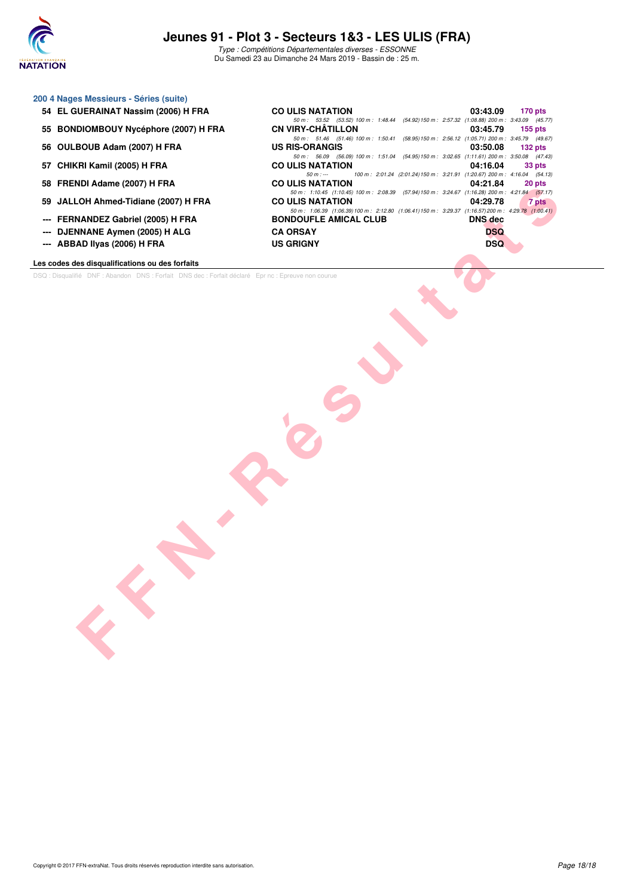# Jeunes 91 - Plot 3 - Secteurs 1&3 - LES ULIS (FRA)

*Type : Compétitions Départementales diverses - ESSONNE*

Du Samedi 23 au Dimanche 24 Mars 2019 - Bassin de : 25 m.

## 200 4 Nages Messieurs - Séries (suite)

| | | | | |
|---|---|---|---|---|
| 54 | EL GUERAINAT Nassim (2006) H FRA | CO ULIS NATATION | 03:43.09 | 170 pts |
| | | 50 m : 53.52 (53.52) 100 m : 1:48.44 (54.92) 150 m : 2:57.32 (1:08.88) 200 m : 3:43.09 (45.77) | | |
| 55 | BONDIOMBOUY Nycéphore (2007) H FRA | CN VIRY-CHÂTILLON | 03:45.79 | 155 pts |
| | | 50 m : 51.46 (51.46) 100 m : 1:50.41 (58.95) 150 m : 2:56.12 (1:05.71) 200 m : 3:45.79 (49.67) | | |
| 56 | OULBOUB Adam (2007) H FRA | US RIS-ORANGIS | 03:50.08 | 132 pts |
| | | 50 m : 56.09 (56.09) 100 m : 1:51.04 (54.95) 150 m : 3:02.65 (1:11.61) 200 m : 3:50.08 (47.43) | | |
| 57 | CHIKRI Kamil (2005) H FRA | CO ULIS NATATION | 04:16.04 | 33 pts |
| | | 50 m : --- 100 m : 2:01.24 (2:01.24) 150 m : 3:21.91 (1:20.67) 200 m : 4:16.04 (54.13) | | |
| 58 | FRENDI Adame (2007) H FRA | CO ULIS NATATION | 04:21.84 | 20 pts |
| | | 50 m : 1:10.45 (1:10.45) 100 m : 2:08.39 (57.94) 150 m : 3:24.67 (1:16.28) 200 m : 4:21.84 (57.17) | | |
| 59 | JALLOH Ahmed-Tidiane (2007) H FRA | CO ULIS NATATION | 04:29.78 | 7 pts |
| | | 50 m : 1:06.39 (1:06.39) 100 m : 2:12.80 (1:06.41) 150 m : 3:29.37 (1:16.57) 200 m : 4:29.78 (1:00.41) | | |
| --- | FERNANDEZ Gabriel (2005) H FRA | BONDOUFLE AMICAL CLUB | DNS dec | |
| --- | DJENNANE Aymen (2005) H ALG | CA ORSAY | DSQ | |
| --- | ABBAD Ilyas (2006) H FRA | US GRIGNY | DSQ | |

**Les codes des disqualifications ou des forfaits**

DSQ : Disqualifié DNF : Abandon DNS : Forfait DNS dec : Forfait déclaré Epr nc : Epreuve non courue